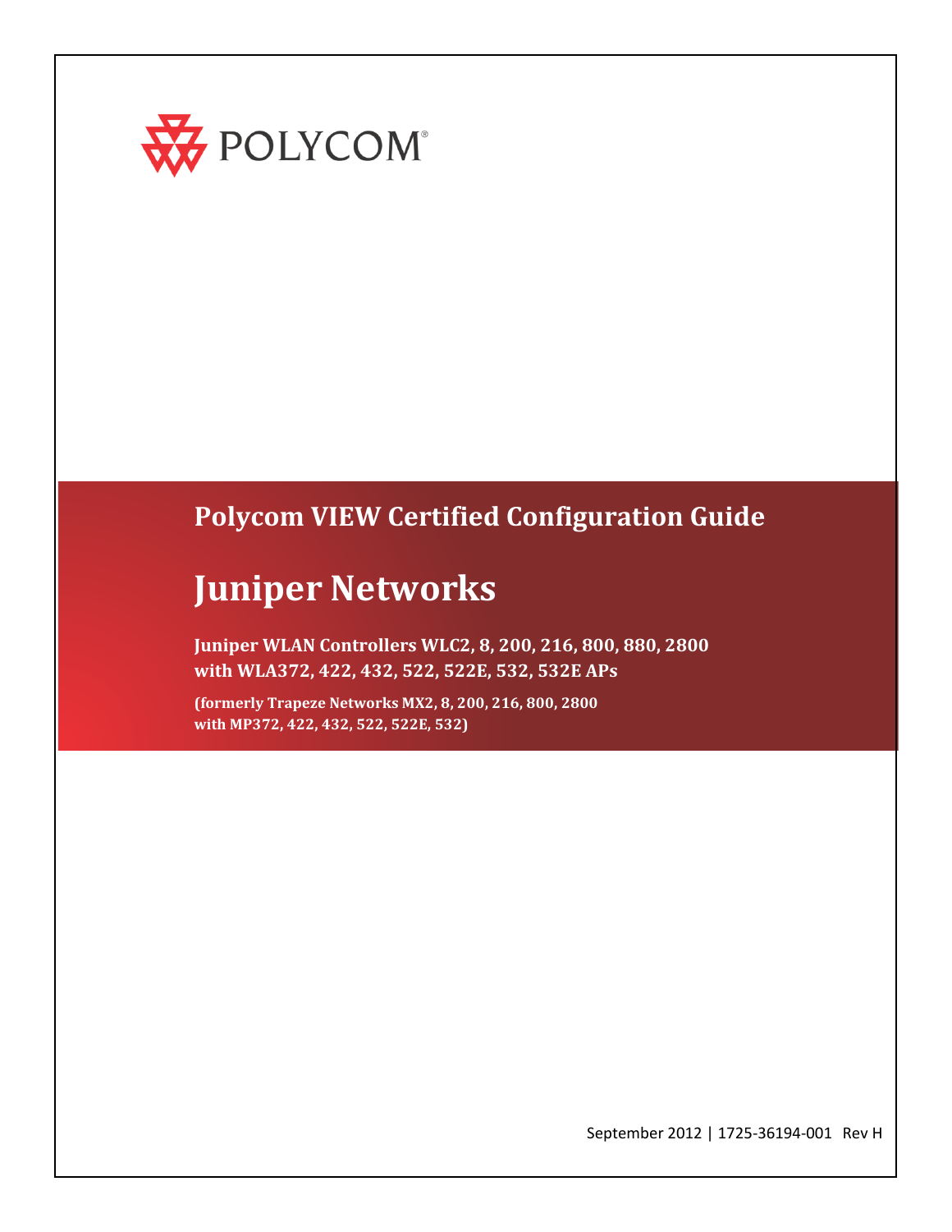POLYCOM®

# Polycom VIEW Certified Configuration Guide

# Juniper Networks

**Juniper WLAN Controllers WLC2, 8, 200, 216, 800, 880, 2800 with WLA372, 422, 432, 522, 522E, 532, 532E APs**

**(formerly Trapeze Networks MX2, 8, 200, 216, 800, 2800 with MP372, 422, 432, 522, 522E, 532)**

September 2012 | 1725-36194-001 Rev H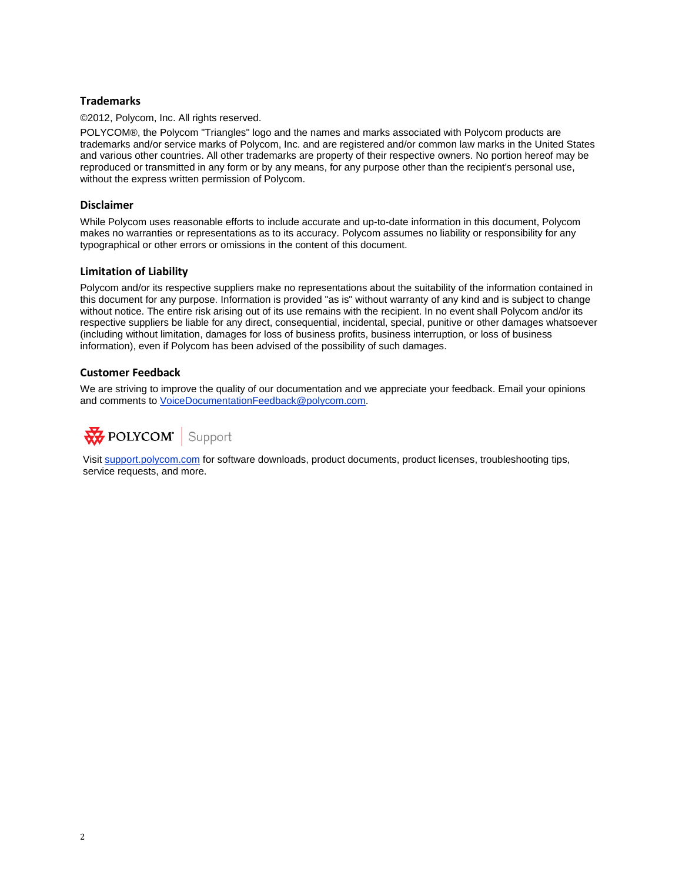## Trademarks

©2012, Polycom, Inc. All rights reserved.

POLYCOM®, the Polycom "Triangles" logo and the names and marks associated with Polycom products are trademarks and/or service marks of Polycom, Inc. and are registered and/or common law marks in the United States and various other countries. All other trademarks are property of their respective owners. No portion hereof may be reproduced or transmitted in any form or by any means, for any purpose other than the recipient's personal use, without the express written permission of Polycom.

## Disclaimer

While Polycom uses reasonable efforts to include accurate and up-to-date information in this document, Polycom makes no warranties or representations as to its accuracy. Polycom assumes no liability or responsibility for any typographical or other errors or omissions in the content of this document.

## Limitation of Liability

Polycom and/or its respective suppliers make no representations about the suitability of the information contained in this document for any purpose. Information is provided "as is" without warranty of any kind and is subject to change without notice. The entire risk arising out of its use remains with the recipient. In no event shall Polycom and/or its respective suppliers be liable for any direct, consequential, incidental, special, punitive or other damages whatsoever (including without limitation, damages for loss of business profits, business interruption, or loss of business information), even if Polycom has been advised of the possibility of such damages.

## Customer Feedback

We are striving to improve the quality of our documentation and we appreciate your feedback. Email your opinions and comments to VoiceDocumentationFeedback@polycom.com.

POLYCOM® | Support

Visit support.polycom.com for software downloads, product documents, product licenses, troubleshooting tips, service requests, and more.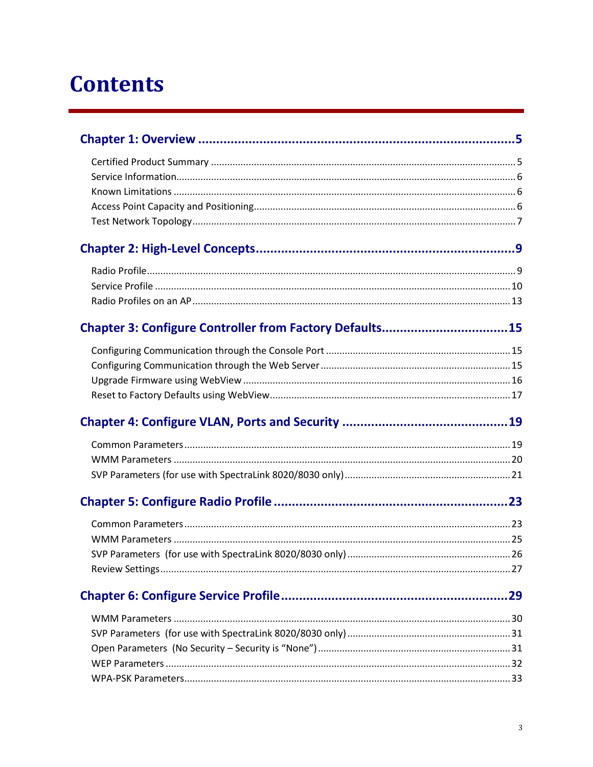# Contents

**Chapter 1: Overview ........................................................................................5**

Certified Product Summary ................................................................................................5
Service Information............................................................................................................6
Known Limitations .............................................................................................................6
Access Point Capacity and Positioning...............................................................................6
Test Network Topology......................................................................................................7

**Chapter 2: High-Level Concepts........................................................................9**

Radio Profile......................................................................................................................9
Service Profile ..................................................................................................................10
Radio Profiles on an AP ....................................................................................................13

**Chapter 3: Configure Controller from Factory Defaults..................................15**

Configuring Communication through the Console Port ...................................................15
Configuring Communication through the Web Server .....................................................15
Upgrade Firmware using WebView .................................................................................16
Reset to Factory Defaults using WebView........................................................................17

**Chapter 4: Configure VLAN, Ports and Security .............................................19**

Common Parameters.......................................................................................................19
WMM Parameters ...........................................................................................................20
SVP Parameters (for use with SpectraLink 8020/8030 only)............................................21

**Chapter 5: Configure Radio Profile .................................................................23**

Common Parameters.......................................................................................................23
WMM Parameters ...........................................................................................................25
SVP Parameters (for use with SpectraLink 8020/8030 only) ...........................................26
Review Settings................................................................................................................27

**Chapter 6: Configure Service Profile ..............................................................29**

WMM Parameters ...........................................................................................................30
SVP Parameters (for use with SpectraLink 8020/8030 only) ...........................................31
Open Parameters (No Security – Security is "None") ......................................................31
WEP Parameters ..............................................................................................................32
WPA-PSK Parameters.......................................................................................................33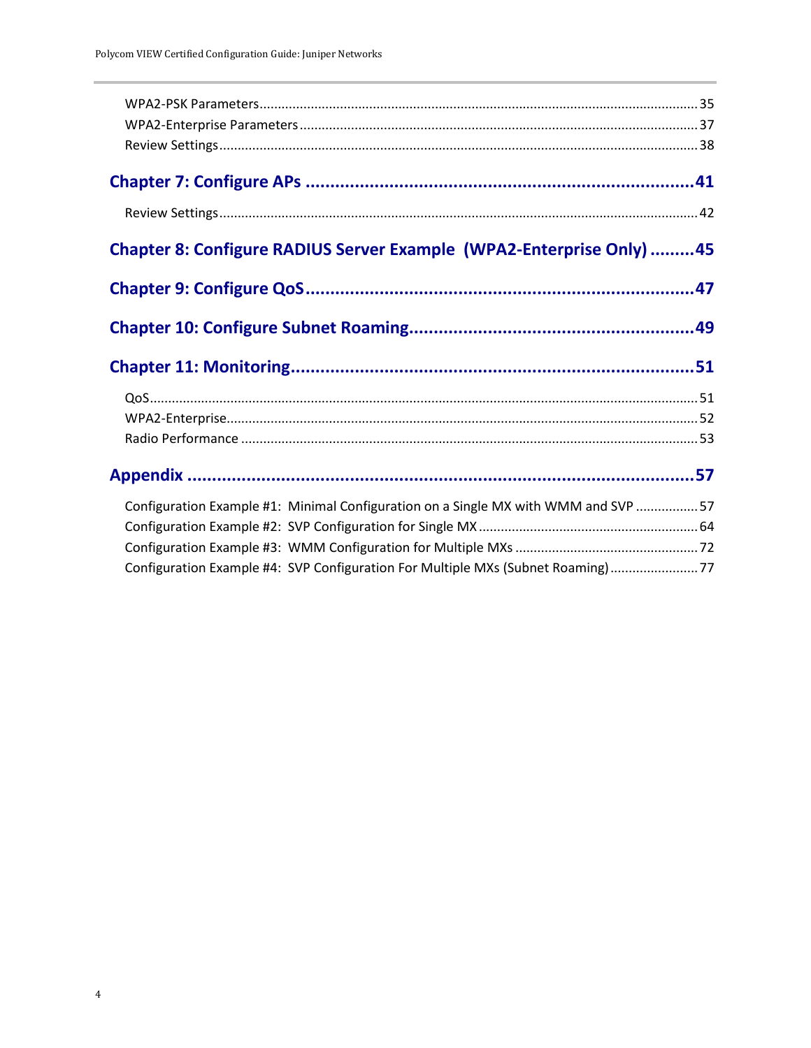WPA2-PSK Parameters ..... 35
WPA2-Enterprise Parameters ..... 37
Review Settings ..... 38

**Chapter 7: Configure APs ..... 41**

Review Settings ..... 42

**Chapter 8: Configure RADIUS Server Example (WPA2-Enterprise Only) ..... 45**

**Chapter 9: Configure QoS ..... 47**

**Chapter 10: Configure Subnet Roaming ..... 49**

**Chapter 11: Monitoring ..... 51**

QoS ..... 51
WPA2-Enterprise ..... 52
Radio Performance ..... 53

**Appendix ..... 57**

Configuration Example #1: Minimal Configuration on a Single MX with WMM and SVP ..... 57
Configuration Example #2: SVP Configuration for Single MX ..... 64
Configuration Example #3: WMM Configuration for Multiple MXs ..... 72
Configuration Example #4: SVP Configuration For Multiple MXs (Subnet Roaming) ..... 77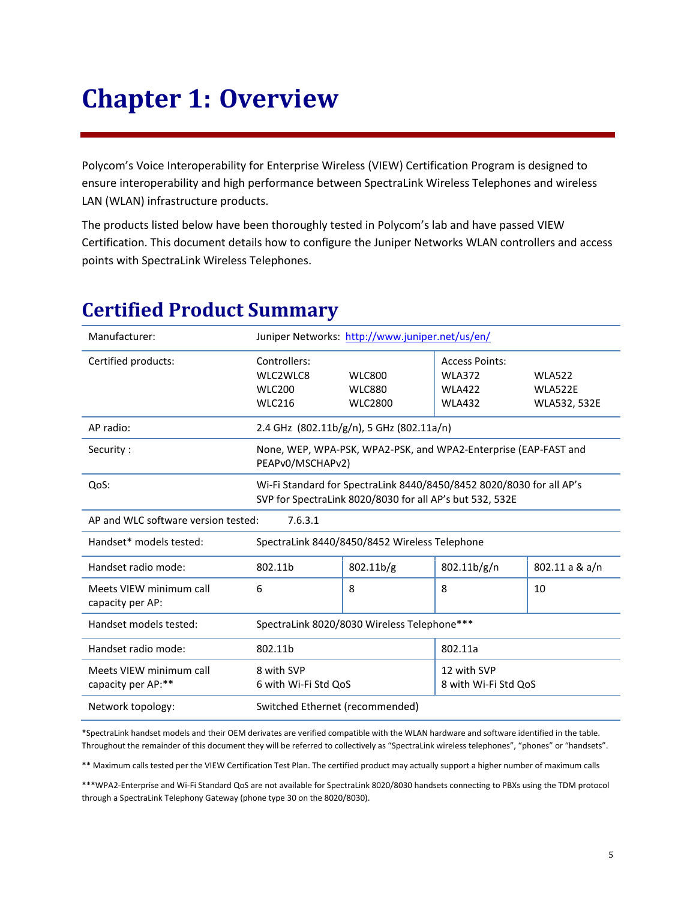# Chapter 1: Overview

Polycom's Voice Interoperability for Enterprise Wireless (VIEW) Certification Program is designed to ensure interoperability and high performance between SpectraLink Wireless Telephones and wireless LAN (WLAN) infrastructure products.

The products listed below have been thoroughly tested in Polycom's lab and have passed VIEW Certification. This document details how to configure the Juniper Networks WLAN controllers and access points with SpectraLink Wireless Telephones.

## Certified Product Summary

| | | | | |
|---|---|---|---|---|
| Manufacturer: | Juniper Networks: [http://www.juniper.net/us/en/](http://www.juniper.net/us/en/) | | | |
| Certified products: | Controllers:<br>WLC2WLC8<br>WLC200<br>WLC216 | <br>WLC800<br>WLC880<br>WLC2800 | Access Points:<br>WLA372<br>WLA422<br>WLA432 | <br>WLA522<br>WLA522E<br>WLA532, 532E |
| AP radio: | 2.4 GHz (802.11b/g/n), 5 GHz (802.11a/n) | | | |
| Security : | None, WEP, WPA-PSK, WPA2-PSK, and WPA2-Enterprise (EAP-FAST and PEAPv0/MSCHAPv2) | | | |
| QoS: | Wi-Fi Standard for SpectraLink 8440/8450/8452 8020/8030 for all AP's<br>SVP for SpectraLink 8020/8030 for all AP's but 532, 532E | | | |
| AP and WLC software version tested: | 7.6.3.1 | | | |
| Handset* models tested: | SpectraLink 8440/8450/8452 Wireless Telephone | | | |
| Handset radio mode: | 802.11b | 802.11b/g | 802.11b/g/n | 802.11 a & a/n |
| Meets VIEW minimum call capacity per AP: | 6 | 8 | 8 | 10 |
| Handset models tested: | SpectraLink 8020/8030 Wireless Telephone*** | | | |
| Handset radio mode: | 802.11b | | 802.11a | |
| Meets VIEW minimum call capacity per AP:** | 8 with SVP<br>6 with Wi-Fi Std QoS | | 12 with SVP<br>8 with Wi-Fi Std QoS | |
| Network topology: | Switched Ethernet (recommended) | | | |

*SpectraLink handset models and their OEM derivates are verified compatible with the WLAN hardware and software identified in the table. Throughout the remainder of this document they will be referred to collectively as "SpectraLink wireless telephones", "phones" or "handsets".

** Maximum calls tested per the VIEW Certification Test Plan. The certified product may actually support a higher number of maximum calls

***WPA2-Enterprise and Wi-Fi Standard QoS are not available for SpectraLink 8020/8030 handsets connecting to PBXs using the TDM protocol through a SpectraLink Telephony Gateway (phone type 30 on the 8020/8030).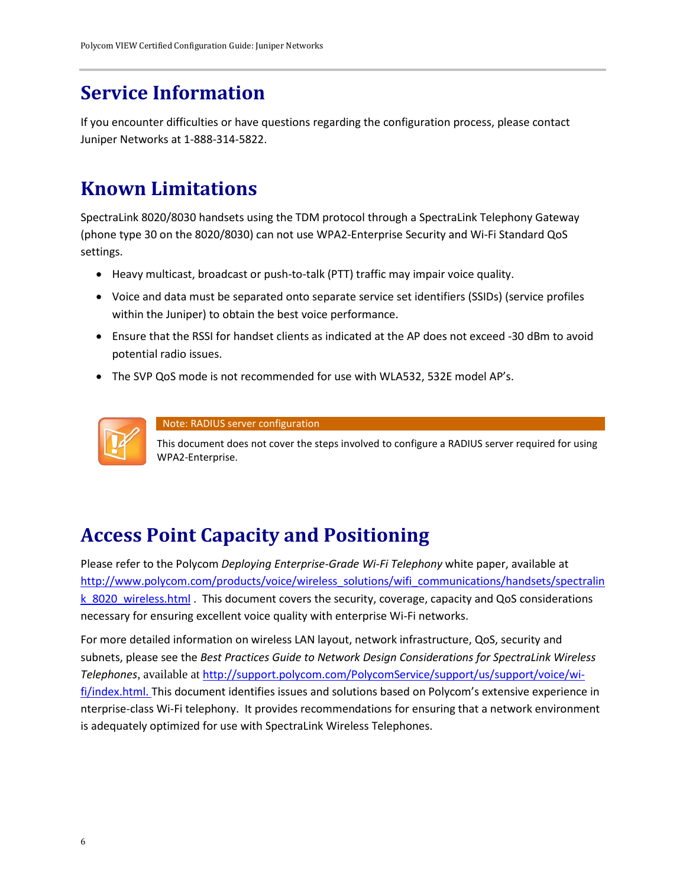# Service Information

If you encounter difficulties or have questions regarding the configuration process, please contact Juniper Networks at 1-888-314-5822.

# Known Limitations

SpectraLink 8020/8030 handsets using the TDM protocol through a SpectraLink Telephony Gateway (phone type 30 on the 8020/8030) can not use WPA2-Enterprise Security and Wi-Fi Standard QoS settings.

- Heavy multicast, broadcast or push-to-talk (PTT) traffic may impair voice quality.
- Voice and data must be separated onto separate service set identifiers (SSIDs) (service profiles within the Juniper) to obtain the best voice performance.
- Ensure that the RSSI for handset clients as indicated at the AP does not exceed -30 dBm to avoid potential radio issues.
- The SVP QoS mode is not recommended for use with WLA532, 532E model AP's.

**Note: RADIUS server configuration**

This document does not cover the steps involved to configure a RADIUS server required for using WPA2-Enterprise.

# Access Point Capacity and Positioning

Please refer to the Polycom *Deploying Enterprise-Grade Wi-Fi Telephony* white paper, available at http://www.polycom.com/products/voice/wireless_solutions/wifi_communications/handsets/spectralink_8020_wireless.html . This document covers the security, coverage, capacity and QoS considerations necessary for ensuring excellent voice quality with enterprise Wi-Fi networks.

For more detailed information on wireless LAN layout, network infrastructure, QoS, security and subnets, please see the *Best Practices Guide to Network Design Considerations for SpectraLink Wireless Telephones*, available at http://support.polycom.com/PolycomService/support/us/support/voice/wi-fi/index.html. This document identifies issues and solutions based on Polycom's extensive experience in nterprise-class Wi-Fi telephony. It provides recommendations for ensuring that a network environment is adequately optimized for use with SpectraLink Wireless Telephones.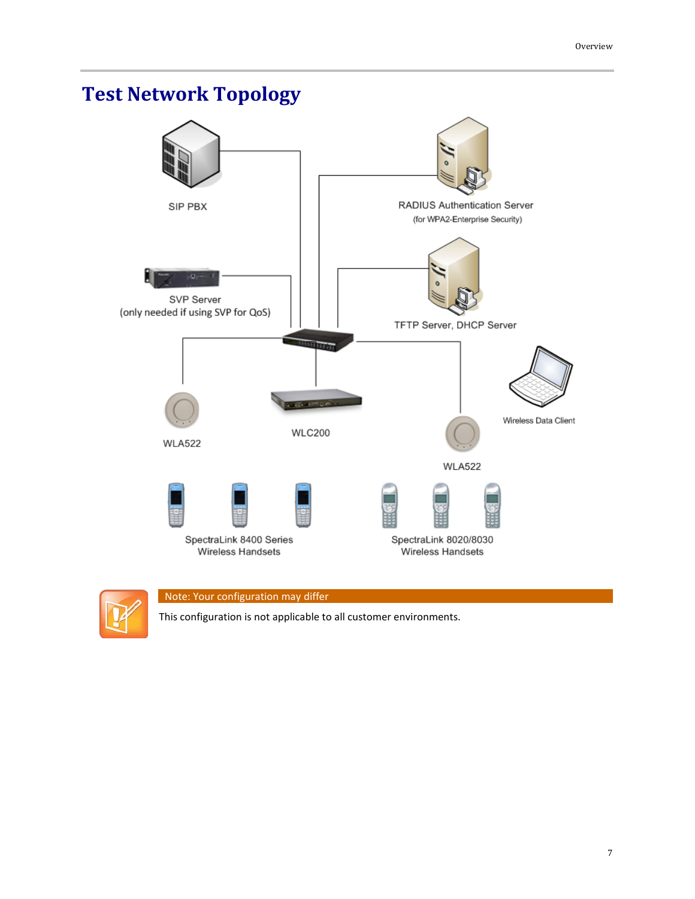# Test Network Topology

SIP PBX

RADIUS Authentication Server
(for WPA2-Enterprise Security)

SVP Server
(only needed if using SVP for QoS)

TFTP Server, DHCP Server

WLA522

WLC200

Wireless Data Client

WLA522

SpectraLink 8400 Series
Wireless Handsets

SpectraLink 8020/8030
Wireless Handsets

**Note: Your configuration may differ**

This configuration is not applicable to all customer environments.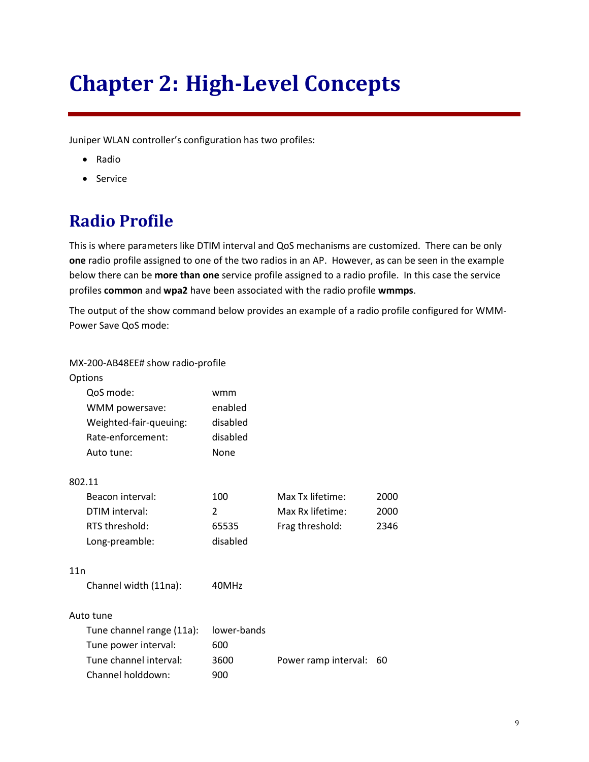# Chapter 2: High-Level Concepts

Juniper WLAN controller's configuration has two profiles:

- Radio
- Service

## Radio Profile

This is where parameters like DTIM interval and QoS mechanisms are customized. There can be only **one** radio profile assigned to one of the two radios in an AP. However, as can be seen in the example below there can be **more than one** service profile assigned to a radio profile. In this case the service profiles **common** and **wpa2** have been associated with the radio profile **wmmps**.

The output of the show command below provides an example of a radio profile configured for WMM-Power Save QoS mode:

```
MX-200-AB48EE# show radio-profile
Options
    QoS mode:                   wmm
    WMM powersave:              enabled
    Weighted-fair-queuing:      disabled
    Rate-enforcement:           disabled
    Auto tune:                  None

802.11
    Beacon interval:            100          Max Tx lifetime:       2000
    DTIM interval:              2            Max Rx lifetime:       2000
    RTS threshold:              65535        Frag threshold:        2346
    Long-preamble:              disabled

11n
    Channel width (11na):       40MHz

Auto tune
    Tune channel range (11a):   lower-bands
    Tune power interval:        600
    Tune channel interval:      3600         Power ramp interval:   60
    Channel holddown:           900
```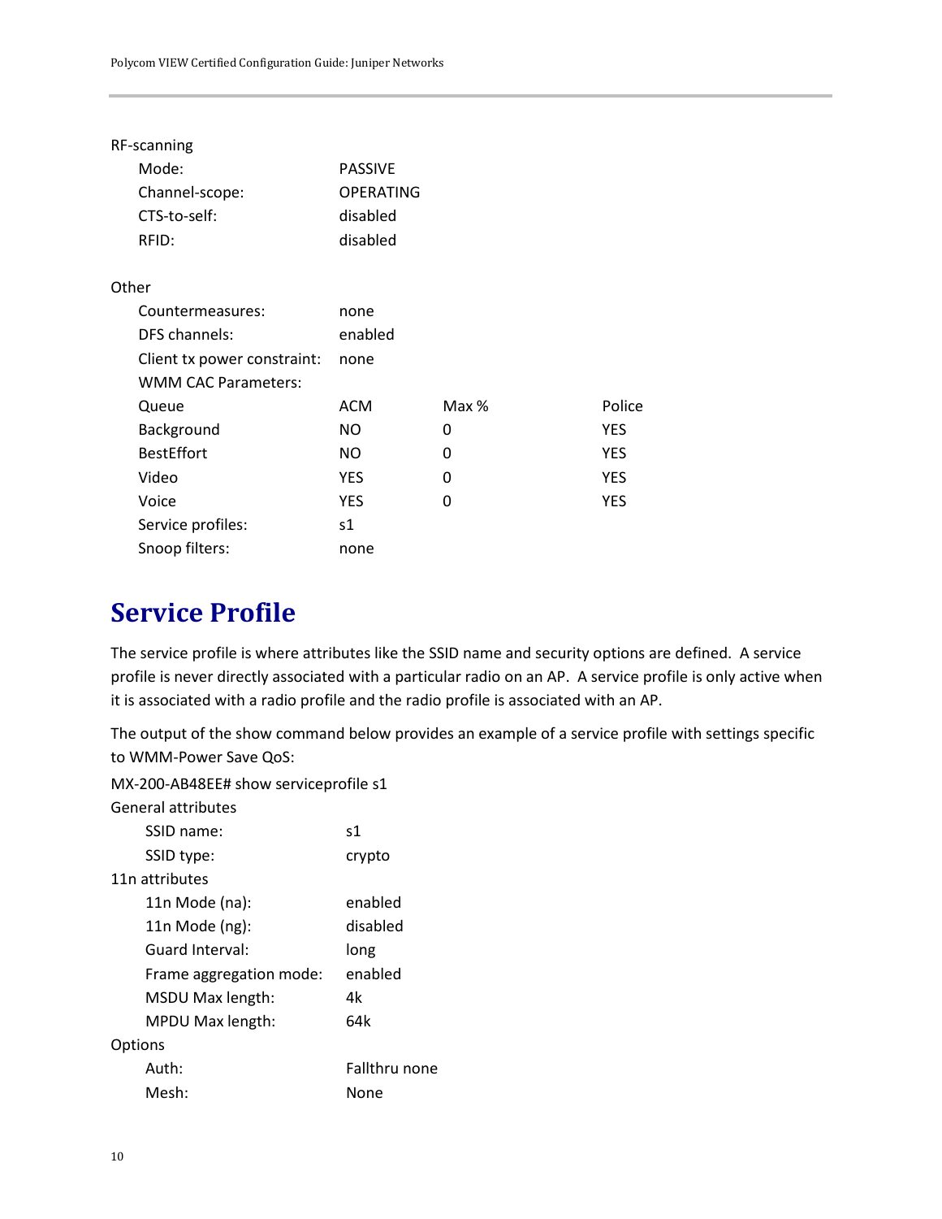RF-scanning

| | |
|---|---|
| Mode: | PASSIVE |
| Channel-scope: | OPERATING |
| CTS-to-self: | disabled |
| RFID: | disabled |

Other

| | | | |
|---|---|---|---|
| Countermeasures: | none | | |
| DFS channels: | enabled | | |
| Client tx power constraint: | none | | |
| WMM CAC Parameters: | | | |
| Queue | ACM | Max % | Police |
| Background | NO | 0 | YES |
| BestEffort | NO | 0 | YES |
| Video | YES | 0 | YES |
| Voice | YES | 0 | YES |
| Service profiles: | s1 | | |
| Snoop filters: | none | | |

# Service Profile

The service profile is where attributes like the SSID name and security options are defined. A service profile is never directly associated with a particular radio on an AP. A service profile is only active when it is associated with a radio profile and the radio profile is associated with an AP.

The output of the show command below provides an example of a service profile with settings specific to WMM-Power Save QoS:

MX-200-AB48EE# show serviceprofile s1

General attributes

| | |
|---|---|
| SSID name: | s1 |
| SSID type: | crypto |

11n attributes

| | |
|---|---|
| 11n Mode (na): | enabled |
| 11n Mode (ng): | disabled |
| Guard Interval: | long |
| Frame aggregation mode: | enabled |
| MSDU Max length: | 4k |
| MPDU Max length: | 64k |

Options

| | |
|---|---|
| Auth: | Fallthru none |
| Mesh: | None |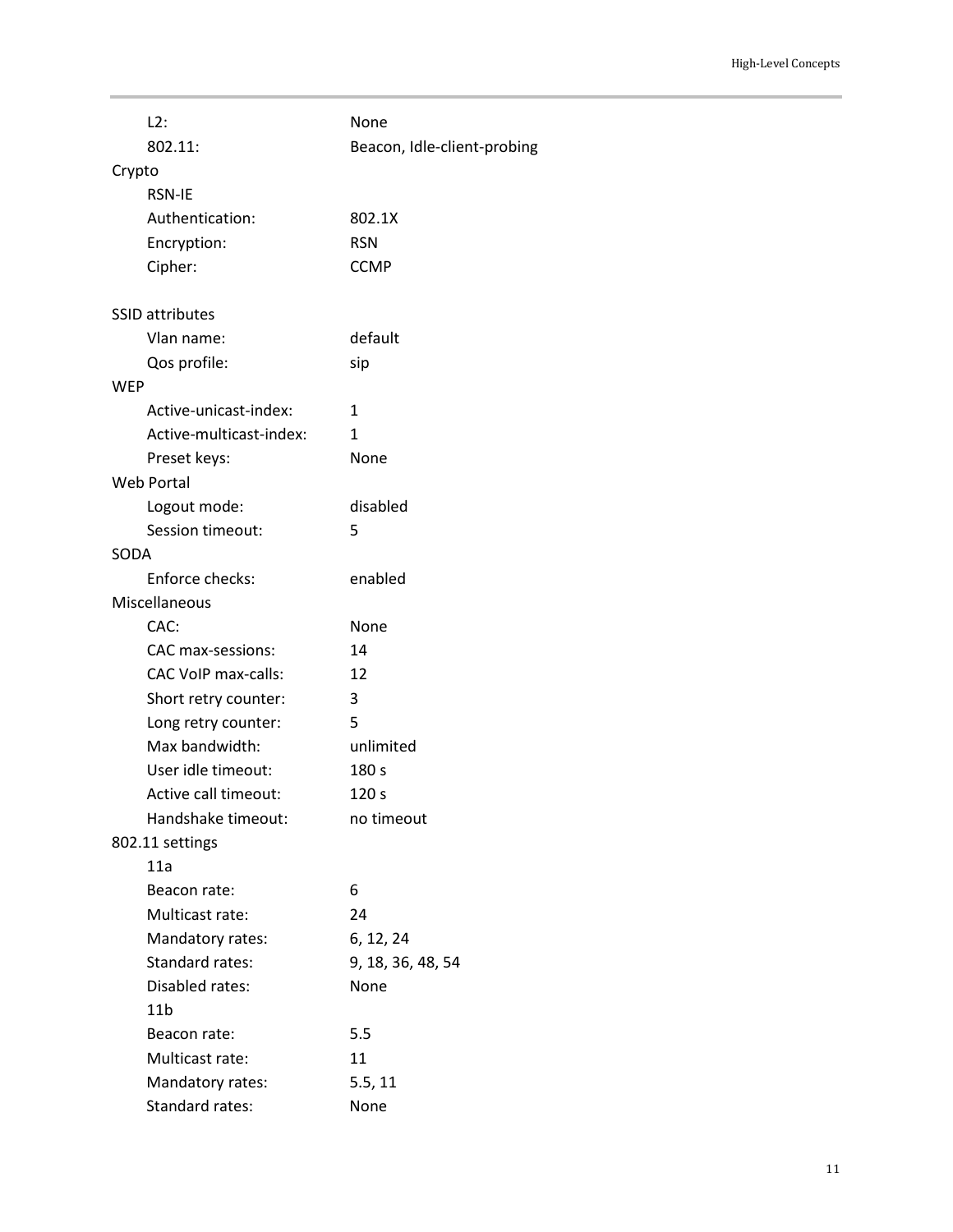| | |
|---|---|
| L2: | None |
| 802.11: | Beacon, Idle-client-probing |
| **Crypto** | |
| RSN-IE | |
| Authentication: | 802.1X |
| Encryption: | RSN |
| Cipher: | CCMP |
| | |
| **SSID attributes** | |
| Vlan name: | default |
| Qos profile: | sip |
| **WEP** | |
| Active-unicast-index: | 1 |
| Active-multicast-index: | 1 |
| Preset keys: | None |
| **Web Portal** | |
| Logout mode: | disabled |
| Session timeout: | 5 |
| **SODA** | |
| Enforce checks: | enabled |
| **Miscellaneous** | |
| CAC: | None |
| CAC max-sessions: | 14 |
| CAC VoIP max-calls: | 12 |
| Short retry counter: | 3 |
| Long retry counter: | 5 |
| Max bandwidth: | unlimited |
| User idle timeout: | 180 s |
| Active call timeout: | 120 s |
| Handshake timeout: | no timeout |
| **802.11 settings** | |
| 11a | |
| Beacon rate: | 6 |
| Multicast rate: | 24 |
| Mandatory rates: | 6, 12, 24 |
| Standard rates: | 9, 18, 36, 48, 54 |
| Disabled rates: | None |
| 11b | |
| Beacon rate: | 5.5 |
| Multicast rate: | 11 |
| Mandatory rates: | 5.5, 11 |
| Standard rates: | None |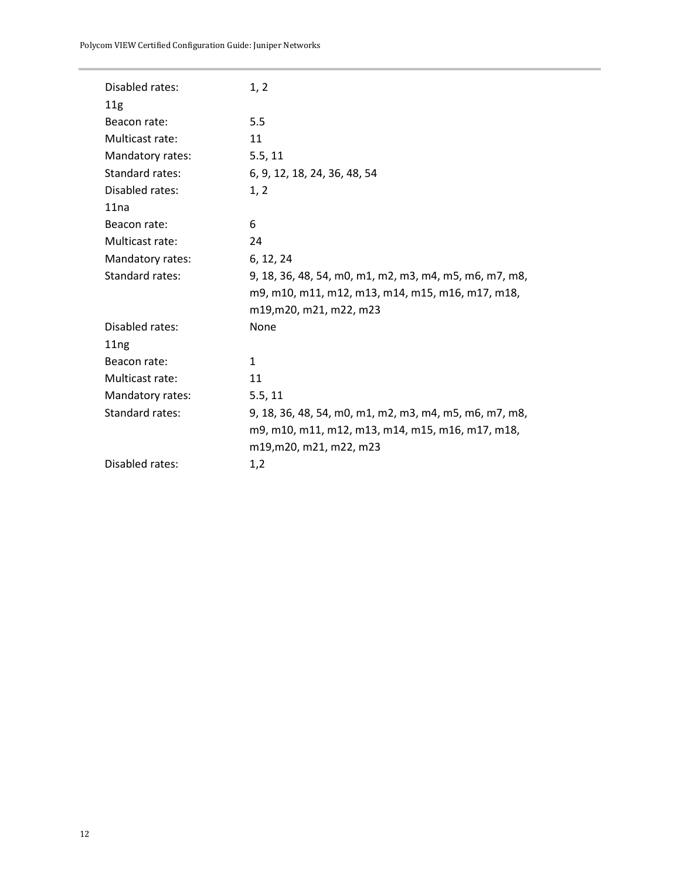Disabled rates: 1, 2

11g

Beacon rate: 5.5

Multicast rate: 11

Mandatory rates: 5.5, 11

Standard rates: 6, 9, 12, 18, 24, 36, 48, 54

Disabled rates: 1, 2

11na

Beacon rate: 6

Multicast rate: 24

Mandatory rates: 6, 12, 24

Standard rates: 9, 18, 36, 48, 54, m0, m1, m2, m3, m4, m5, m6, m7, m8, m9, m10, m11, m12, m13, m14, m15, m16, m17, m18, m19,m20, m21, m22, m23

Disabled rates: None

11ng

Beacon rate: 1

Multicast rate: 11

Mandatory rates: 5.5, 11

Standard rates: 9, 18, 36, 48, 54, m0, m1, m2, m3, m4, m5, m6, m7, m8, m9, m10, m11, m12, m13, m14, m15, m16, m17, m18, m19,m20, m21, m22, m23

Disabled rates: 1,2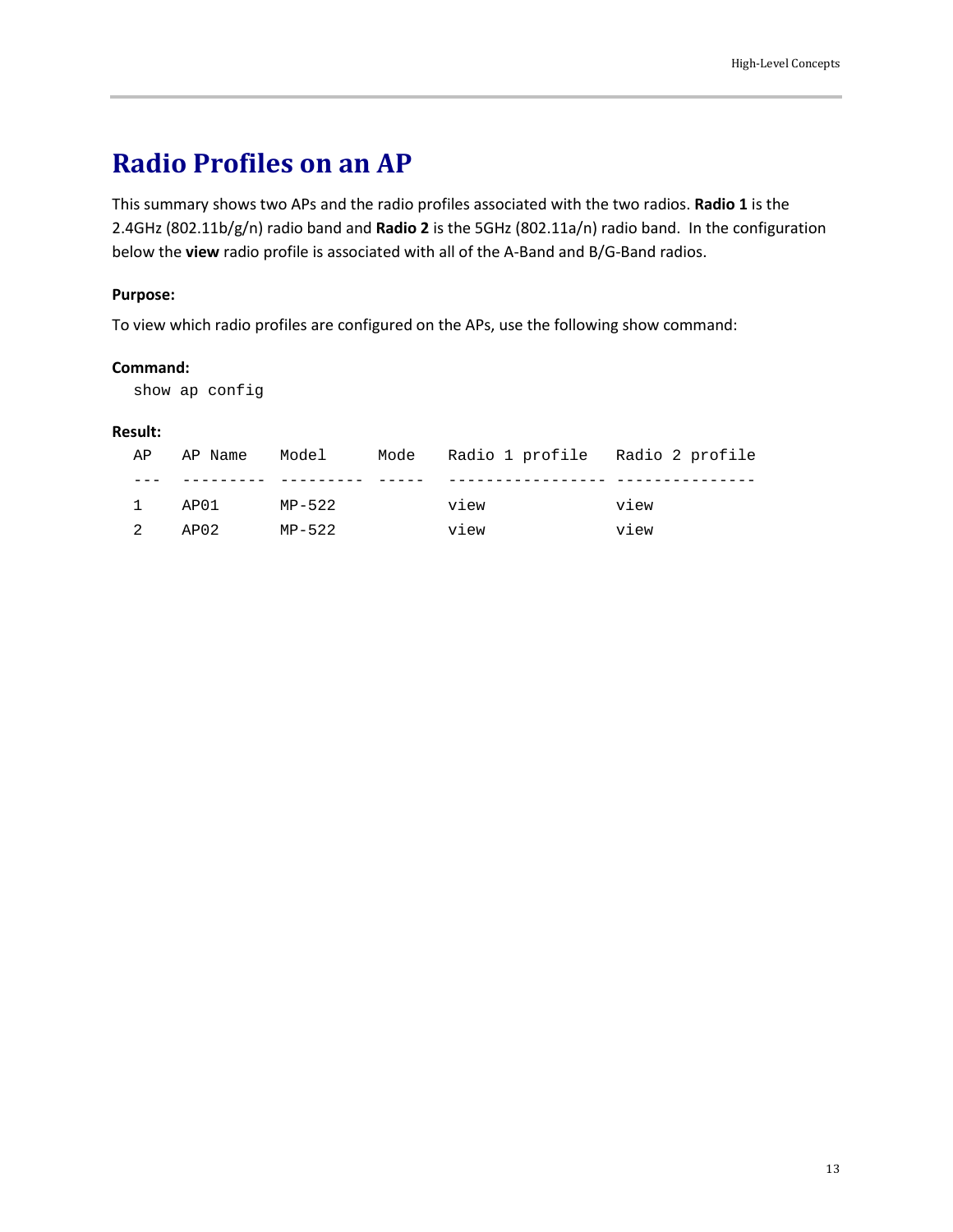# Radio Profiles on an AP

This summary shows two APs and the radio profiles associated with the two radios. **Radio 1** is the 2.4GHz (802.11b/g/n) radio band and **Radio 2** is the 5GHz (802.11a/n) radio band. In the configuration below the **view** radio profile is associated with all of the A-Band and B/G-Band radios.

**Purpose:**

To view which radio profiles are configured on the APs, use the following show command:

**Command:**

```
show ap config
```

**Result:**

```
AP   AP Name   Model     Mode   Radio 1 profile   Radio 2 profile
---  --------- --------- -----  ----------------- ---------------
1    AP01      MP-522           view              view
2    AP02      MP-522           view              view
```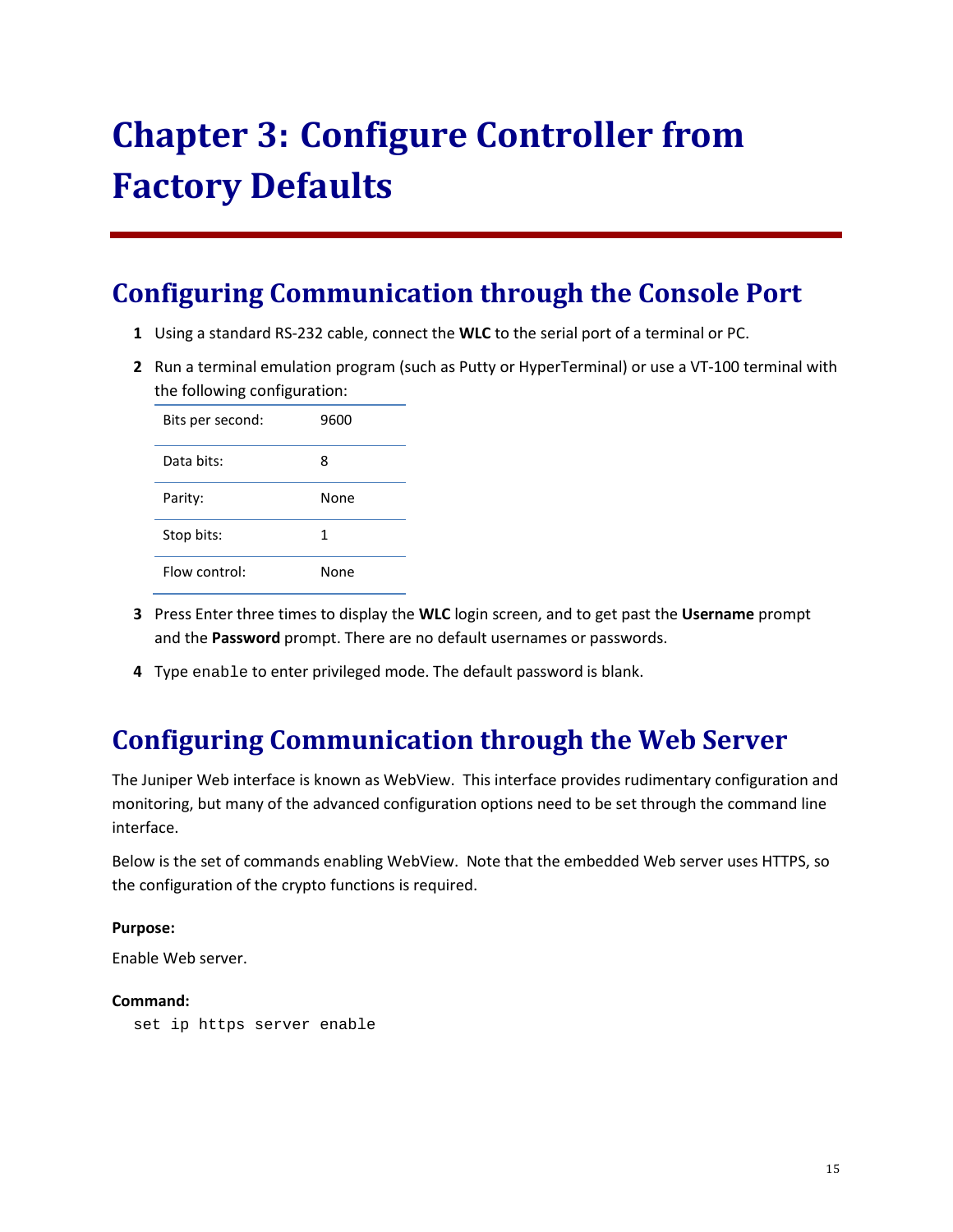# Chapter 3: Configure Controller from Factory Defaults

## Configuring Communication through the Console Port

1. Using a standard RS-232 cable, connect the **WLC** to the serial port of a terminal or PC.
2. Run a terminal emulation program (such as Putty or HyperTerminal) or use a VT-100 terminal with the following configuration:

| | |
|---|---|
| Bits per second: | 9600 |
| Data bits: | 8 |
| Parity: | None |
| Stop bits: | 1 |
| Flow control: | None |

3. Press Enter three times to display the **WLC** login screen, and to get past the **Username** prompt and the **Password** prompt. There are no default usernames or passwords.
4. Type `enable` to enter privileged mode. The default password is blank.

## Configuring Communication through the Web Server

The Juniper Web interface is known as WebView. This interface provides rudimentary configuration and monitoring, but many of the advanced configuration options need to be set through the command line interface.

Below is the set of commands enabling WebView. Note that the embedded Web server uses HTTPS, so the configuration of the crypto functions is required.

**Purpose:**

Enable Web server.

**Command:**

```
set ip https server enable
```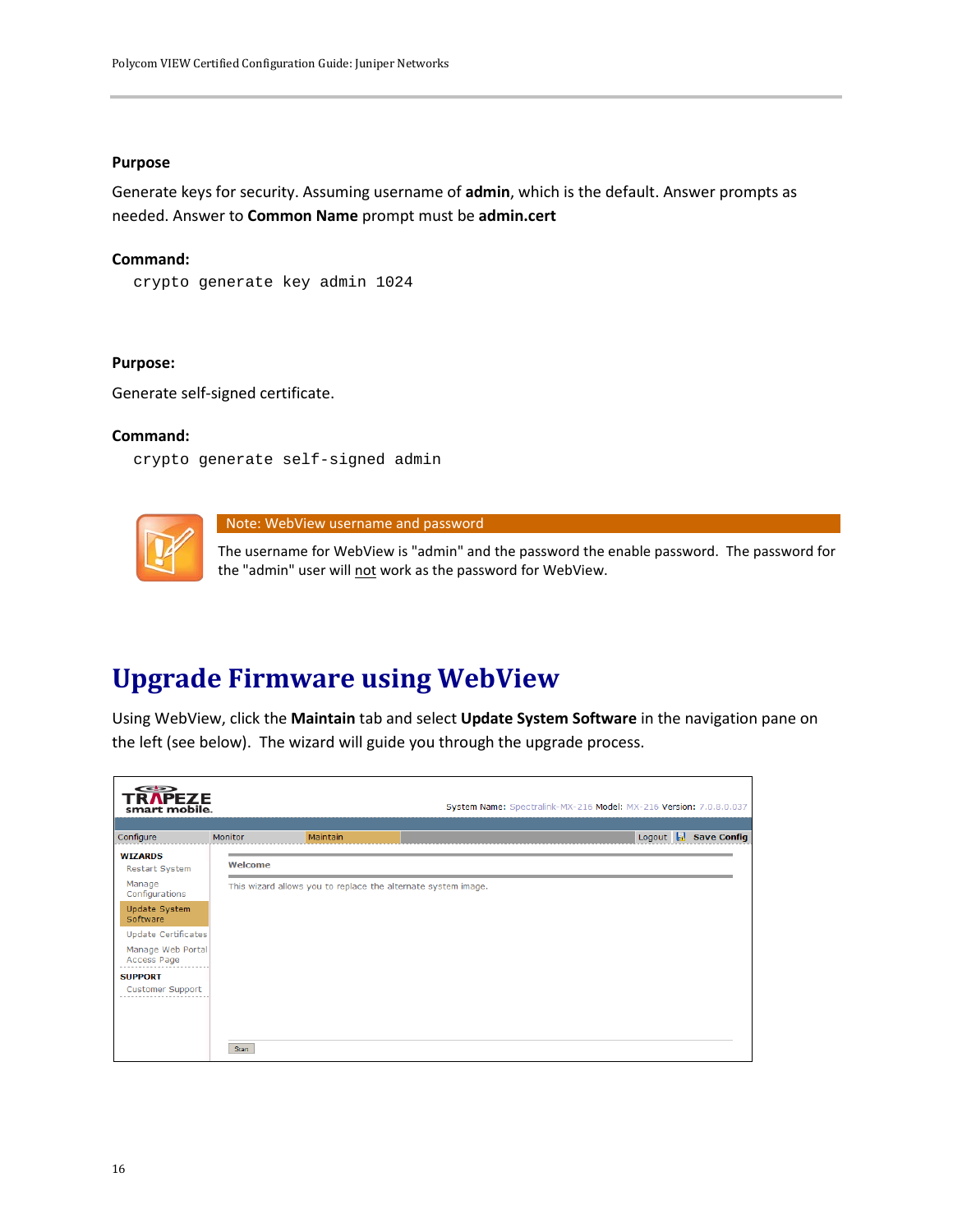**Purpose**

Generate keys for security. Assuming username of **admin**, which is the default. Answer prompts as needed. Answer to **Common Name** prompt must be **admin.cert**

**Command:**

```
crypto generate key admin 1024
```

**Purpose:**

Generate self-signed certificate.

**Command:**

```
crypto generate self-signed admin
```

**Note: WebView username and password**

The username for WebView is "admin" and the password the enable password. The password for the "admin" user will not work as the password for WebView.

# Upgrade Firmware using WebView

Using WebView, click the **Maintain** tab and select **Update System Software** in the navigation pane on the left (see below). The wizard will guide you through the upgrade process.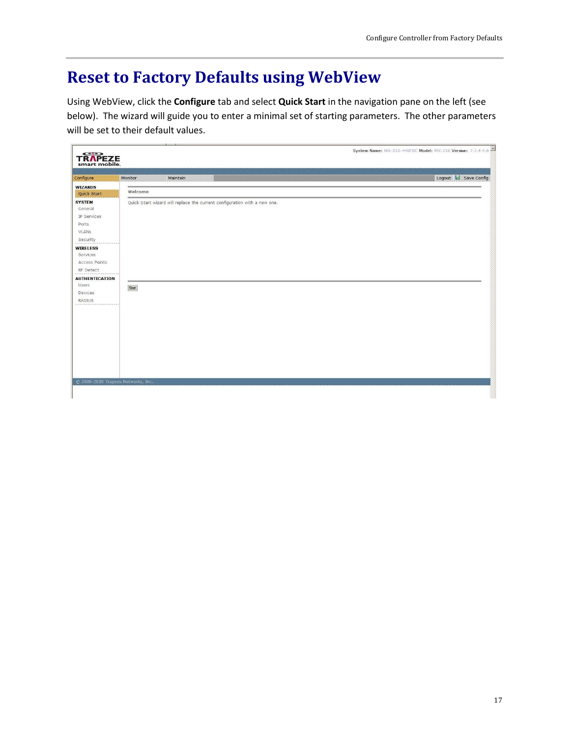# Reset to Factory Defaults using WebView

Using WebView, click the **Configure** tab and select **Quick Start** in the navigation pane on the left (see below). The wizard will guide you to enter a minimal set of starting parameters. The other parameters will be set to their default values.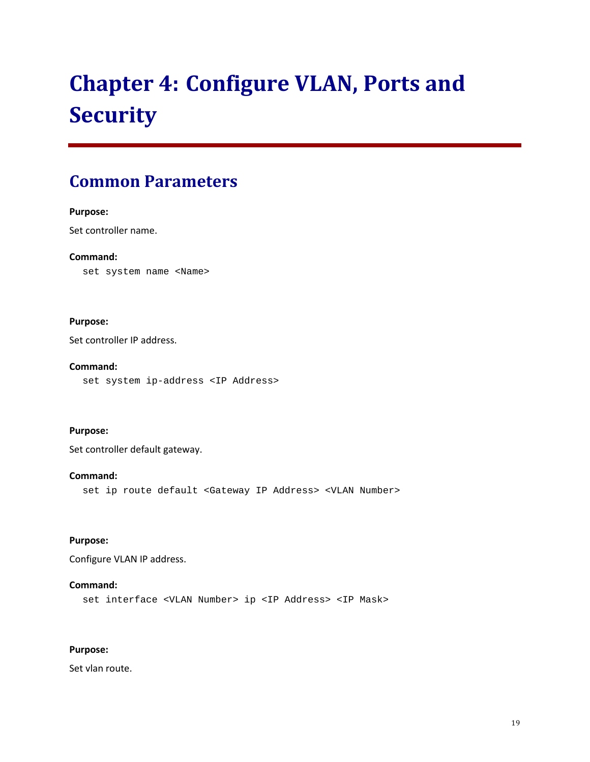# Chapter 4: Configure VLAN, Ports and Security

## Common Parameters

**Purpose:**

Set controller name.

**Command:**

```
set system name <Name>
```

**Purpose:**

Set controller IP address.

**Command:**

```
set system ip-address <IP Address>
```

**Purpose:**

Set controller default gateway.

**Command:**

```
set ip route default <Gateway IP Address> <VLAN Number>
```

**Purpose:**

Configure VLAN IP address.

**Command:**

```
set interface <VLAN Number> ip <IP Address> <IP Mask>
```

**Purpose:**

Set vlan route.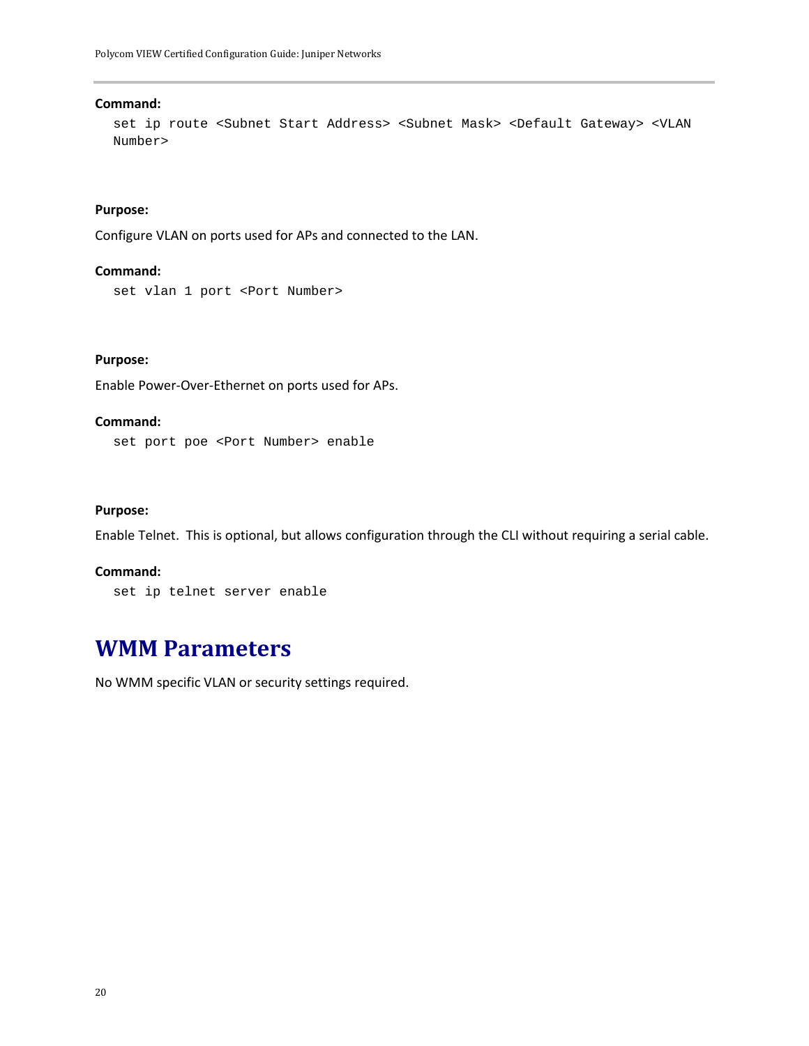**Command:**

```
set ip route <Subnet Start Address> <Subnet Mask> <Default Gateway> <VLAN
Number>
```

**Purpose:**

Configure VLAN on ports used for APs and connected to the LAN.

**Command:**

```
set vlan 1 port <Port Number>
```

**Purpose:**

Enable Power-Over-Ethernet on ports used for APs.

**Command:**

```
set port poe <Port Number> enable
```

**Purpose:**

Enable Telnet. This is optional, but allows configuration through the CLI without requiring a serial cable.

**Command:**

```
set ip telnet server enable
```

# WMM Parameters

No WMM specific VLAN or security settings required.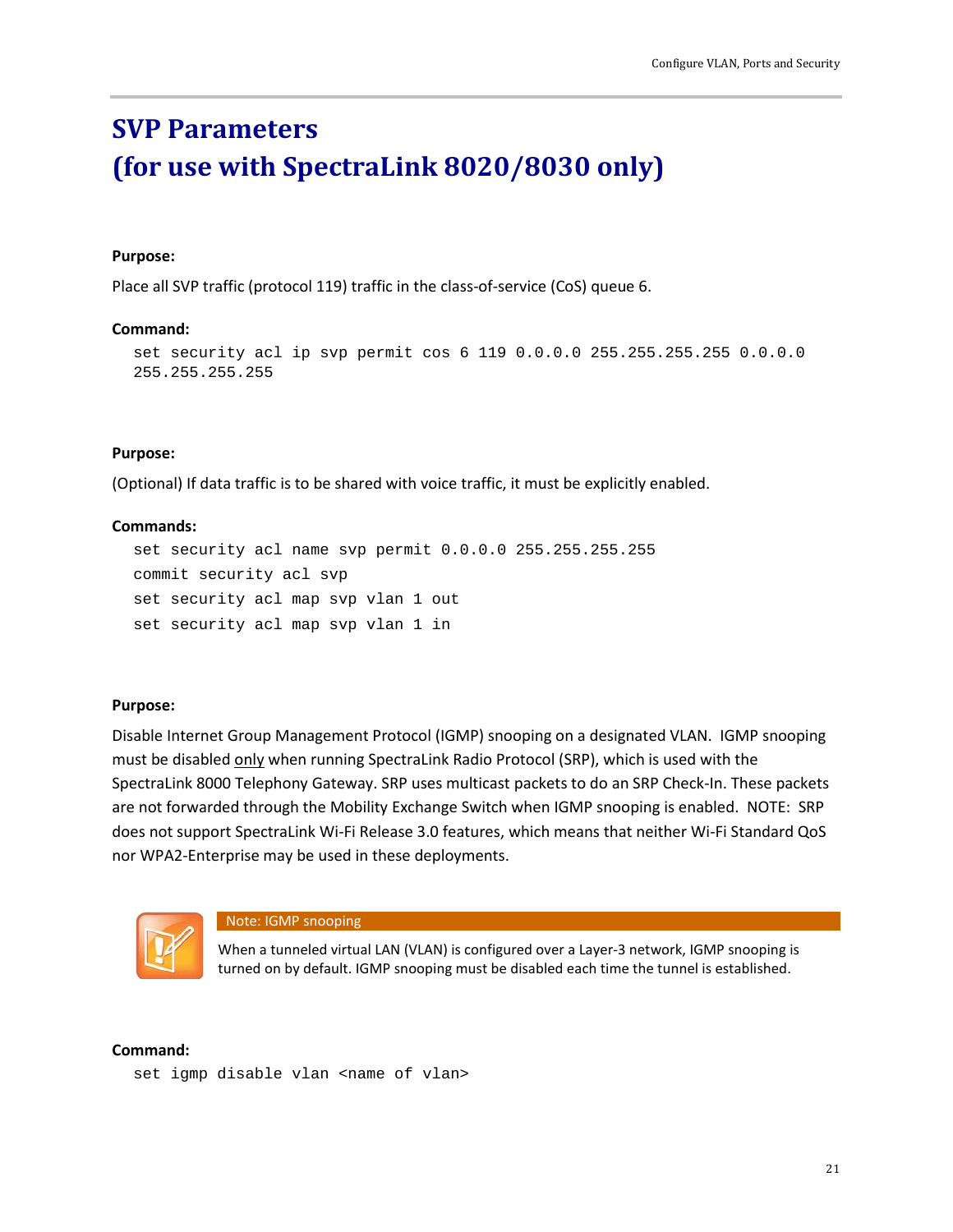# SVP Parameters
# (for use with SpectraLink 8020/8030 only)

**Purpose:**

Place all SVP traffic (protocol 119) traffic in the class-of-service (CoS) queue 6.

**Command:**

```
set security acl ip svp permit cos 6 119 0.0.0.0 255.255.255.255 0.0.0.0
255.255.255.255
```

**Purpose:**

(Optional) If data traffic is to be shared with voice traffic, it must be explicitly enabled.

**Commands:**

```
set security acl name svp permit 0.0.0.0 255.255.255.255
commit security acl svp
set security acl map svp vlan 1 out
set security acl map svp vlan 1 in
```

**Purpose:**

Disable Internet Group Management Protocol (IGMP) snooping on a designated VLAN. IGMP snooping must be disabled only when running SpectraLink Radio Protocol (SRP), which is used with the SpectraLink 8000 Telephony Gateway. SRP uses multicast packets to do an SRP Check-In. These packets are not forwarded through the Mobility Exchange Switch when IGMP snooping is enabled. NOTE: SRP does not support SpectraLink Wi-Fi Release 3.0 features, which means that neither Wi-Fi Standard QoS nor WPA2-Enterprise may be used in these deployments.

> **Note: IGMP snooping**
>
> When a tunneled virtual LAN (VLAN) is configured over a Layer-3 network, IGMP snooping is turned on by default. IGMP snooping must be disabled each time the tunnel is established.

**Command:**

```
set igmp disable vlan <name of vlan>
```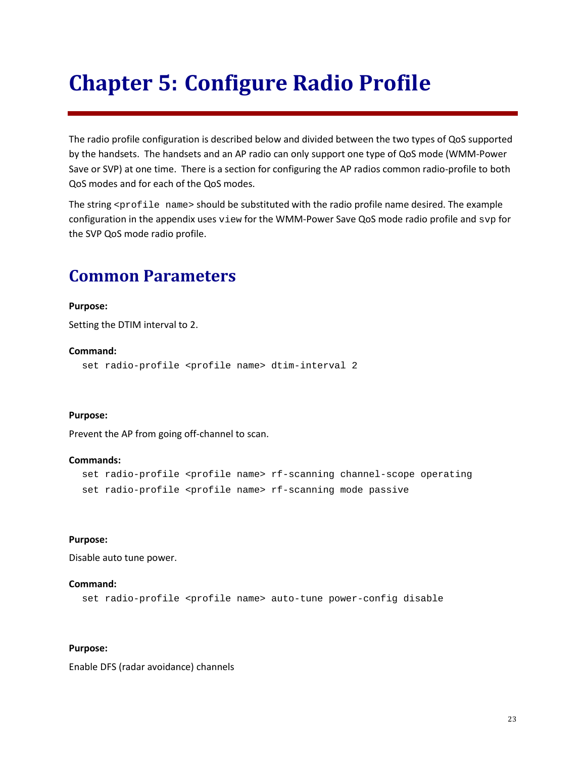# Chapter 5: Configure Radio Profile

The radio profile configuration is described below and divided between the two types of QoS supported by the handsets. The handsets and an AP radio can only support one type of QoS mode (WMM-Power Save or SVP) at one time. There is a section for configuring the AP radios common radio-profile to both QoS modes and for each of the QoS modes.

The string `<profile name>` should be substituted with the radio profile name desired. The example configuration in the appendix uses `view` for the WMM-Power Save QoS mode radio profile and `svp` for the SVP QoS mode radio profile.

## Common Parameters

**Purpose:**

Setting the DTIM interval to 2.

**Command:**

```
set radio-profile <profile name> dtim-interval 2
```

**Purpose:**

Prevent the AP from going off-channel to scan.

**Commands:**

```
set radio-profile <profile name> rf-scanning channel-scope operating
set radio-profile <profile name> rf-scanning mode passive
```

**Purpose:**

Disable auto tune power.

**Command:**

```
set radio-profile <profile name> auto-tune power-config disable
```

**Purpose:**

Enable DFS (radar avoidance) channels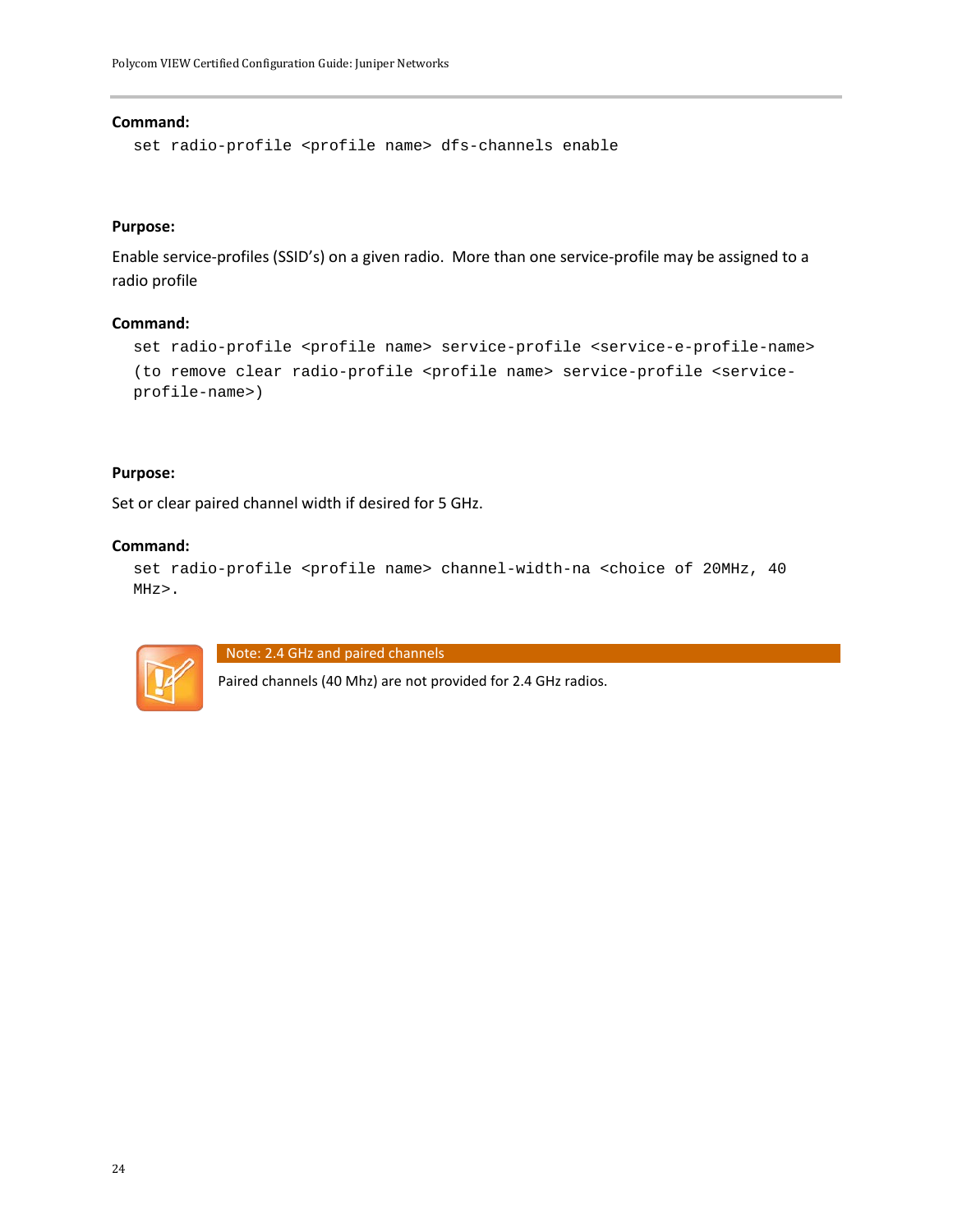**Command:**

```
set radio-profile <profile name> dfs-channels enable
```

**Purpose:**

Enable service-profiles (SSID's) on a given radio. More than one service-profile may be assigned to a radio profile

**Command:**

```
set radio-profile <profile name> service-profile <service-e-profile-name>
(to remove clear radio-profile <profile name> service-profile <service-profile-name>)
```

**Purpose:**

Set or clear paired channel width if desired for 5 GHz.

**Command:**

```
set radio-profile <profile name> channel-width-na <choice of 20MHz, 40 MHz>.
```

**Note: 2.4 GHz and paired channels**

Paired channels (40 Mhz) are not provided for 2.4 GHz radios.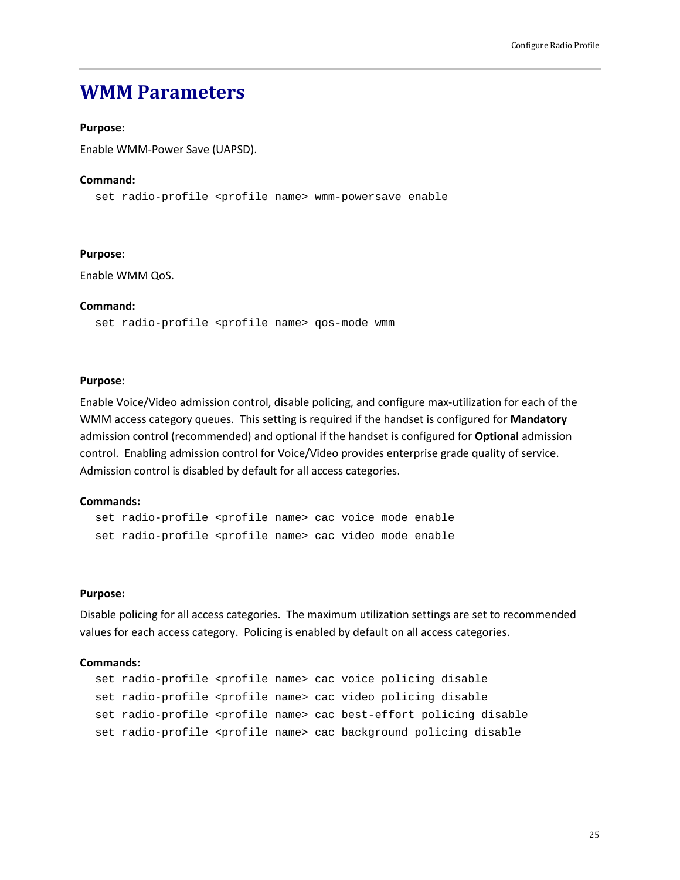# WMM Parameters

**Purpose:**

Enable WMM-Power Save (UAPSD).

**Command:**

```
set radio-profile <profile name> wmm-powersave enable
```

**Purpose:**

Enable WMM QoS.

**Command:**

```
set radio-profile <profile name> qos-mode wmm
```

**Purpose:**

Enable Voice/Video admission control, disable policing, and configure max-utilization for each of the WMM access category queues. This setting is required if the handset is configured for **Mandatory** admission control (recommended) and optional if the handset is configured for **Optional** admission control. Enabling admission control for Voice/Video provides enterprise grade quality of service. Admission control is disabled by default for all access categories.

**Commands:**

```
set radio-profile <profile name> cac voice mode enable
set radio-profile <profile name> cac video mode enable
```

**Purpose:**

Disable policing for all access categories. The maximum utilization settings are set to recommended values for each access category. Policing is enabled by default on all access categories.

**Commands:**

```
set radio-profile <profile name> cac voice policing disable
set radio-profile <profile name> cac video policing disable
set radio-profile <profile name> cac best-effort policing disable
set radio-profile <profile name> cac background policing disable
```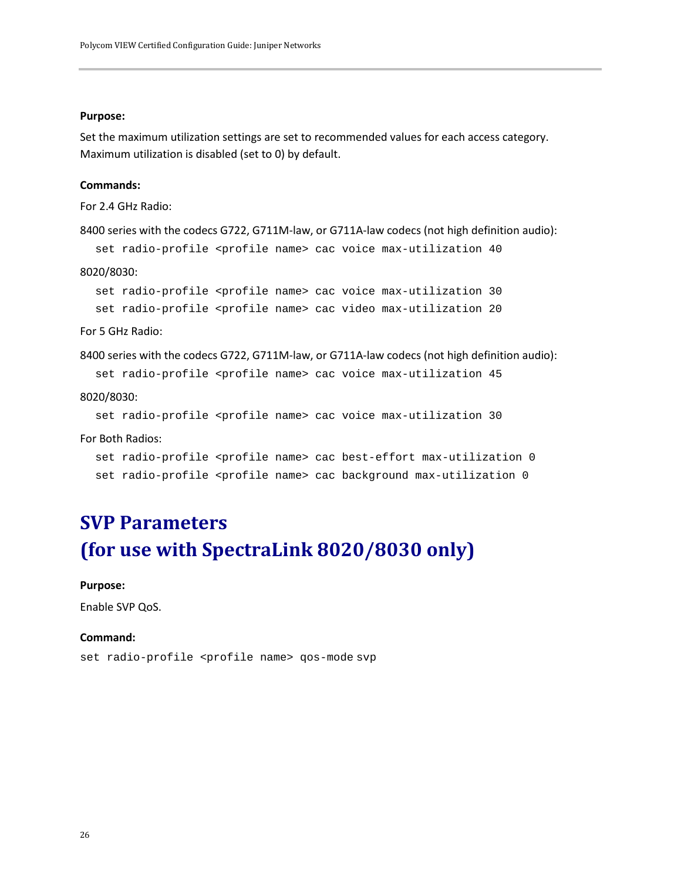**Purpose:**

Set the maximum utilization settings are set to recommended values for each access category. Maximum utilization is disabled (set to 0) by default.

**Commands:**

For 2.4 GHz Radio:

8400 series with the codecs G722, G711M-law, or G711A-law codecs (not high definition audio):

```
set radio-profile <profile name> cac voice max-utilization 40
```

8020/8030:

```
set radio-profile <profile name> cac voice max-utilization 30
set radio-profile <profile name> cac video max-utilization 20
```

For 5 GHz Radio:

8400 series with the codecs G722, G711M-law, or G711A-law codecs (not high definition audio):

```
set radio-profile <profile name> cac voice max-utilization 45
```

8020/8030:

```
set radio-profile <profile name> cac voice max-utilization 30
```

For Both Radios:

```
set radio-profile <profile name> cac best-effort max-utilization 0
set radio-profile <profile name> cac background max-utilization 0
```

# SVP Parameters (for use with SpectraLink 8020/8030 only)

**Purpose:**

Enable SVP QoS.

**Command:**

```
set radio-profile <profile name> qos-mode svp
```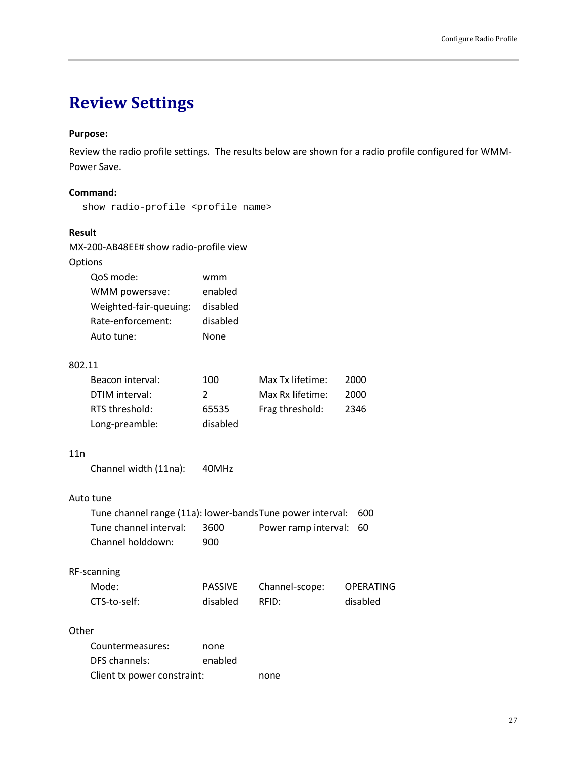# Review Settings

**Purpose:**

Review the radio profile settings. The results below are shown for a radio profile configured for WMM-Power Save.

**Command:**

```
show radio-profile <profile name>
```

**Result**

```
MX-200-AB48EE# show radio-profile view
Options
    QoS mode:                    wmm
    WMM powersave:               enabled
    Weighted-fair-queuing:       disabled
    Rate-enforcement:            disabled
    Auto tune:                   None

802.11
    Beacon interval:             100         Max Tx lifetime:     2000
    DTIM interval:               2           Max Rx lifetime:     2000
    RTS threshold:               65535       Frag threshold:      2346
    Long-preamble:               disabled

11n
    Channel width (11na):        40MHz

Auto tune
    Tune channel range (11a): lower-bandsTune power interval:   600
    Tune channel interval:       3600        Power ramp interval:  60
    Channel holddown:            900

RF-scanning
    Mode:                        PASSIVE     Channel-scope:       OPERATING
    CTS-to-self:                 disabled    RFID:                disabled

Other
    Countermeasures:             none
    DFS channels:                enabled
    Client tx power constraint:              none
```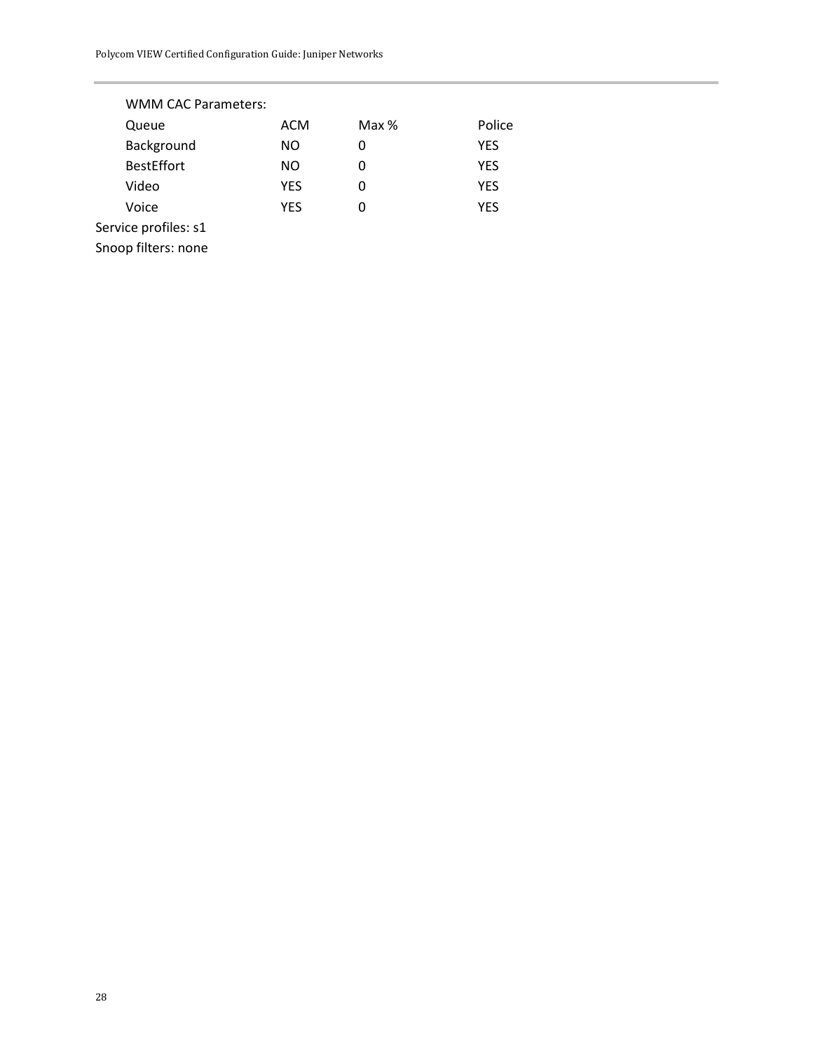WMM CAC Parameters:

| Queue | ACM | Max % | Police |
| --- | --- | --- | --- |
| Background | NO | 0 | YES |
| BestEffort | NO | 0 | YES |
| Video | YES | 0 | YES |
| Voice | YES | 0 | YES |

Service profiles: s1

Snoop filters: none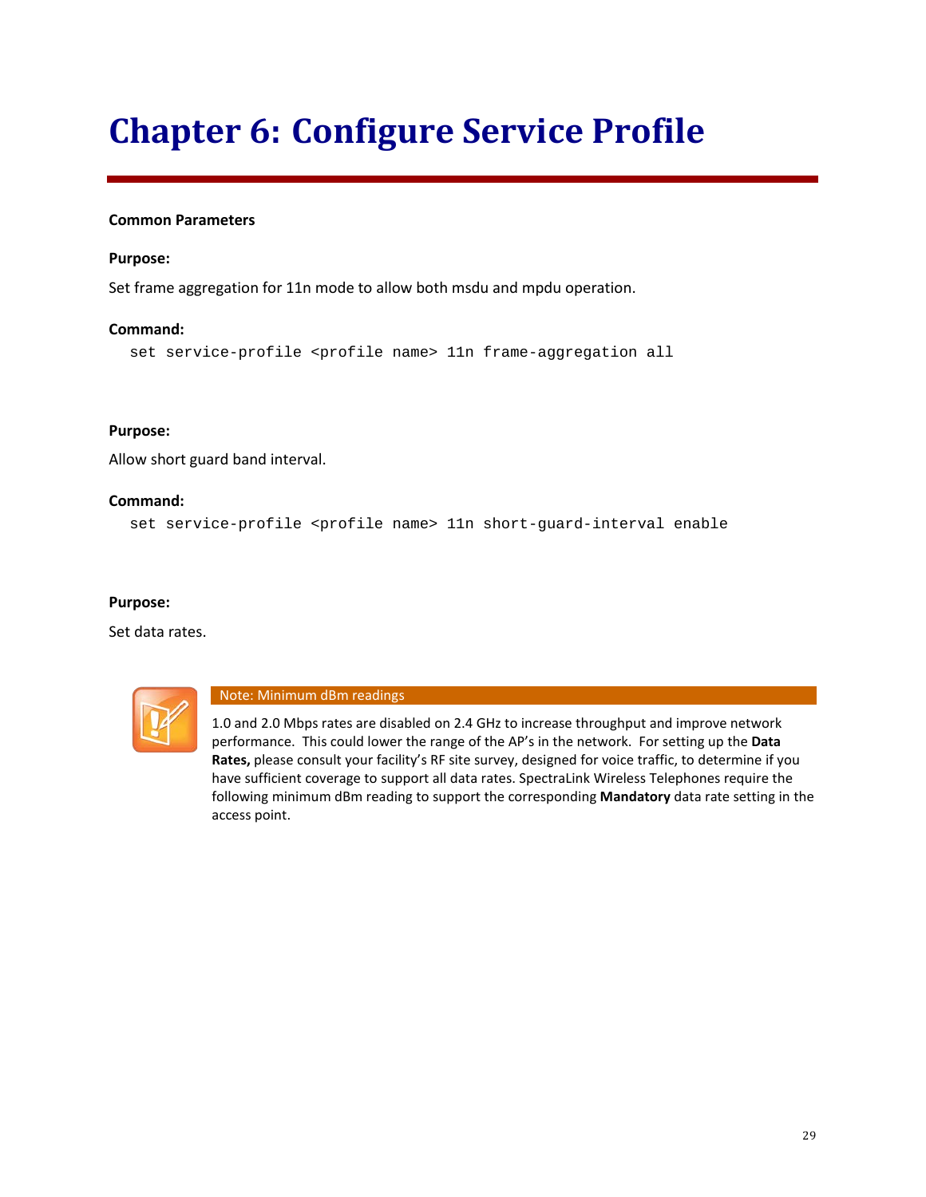# Chapter 6: Configure Service Profile

**Common Parameters**

**Purpose:**

Set frame aggregation for 11n mode to allow both msdu and mpdu operation.

**Command:**

```
set service-profile <profile name> 11n frame-aggregation all
```

**Purpose:**

Allow short guard band interval.

**Command:**

```
set service-profile <profile name> 11n short-guard-interval enable
```

**Purpose:**

Set data rates.

**Note: Minimum dBm readings**

1.0 and 2.0 Mbps rates are disabled on 2.4 GHz to increase throughput and improve network performance. This could lower the range of the AP's in the network. For setting up the **Data Rates,** please consult your facility's RF site survey, designed for voice traffic, to determine if you have sufficient coverage to support all data rates. SpectraLink Wireless Telephones require the following minimum dBm reading to support the corresponding **Mandatory** data rate setting in the access point.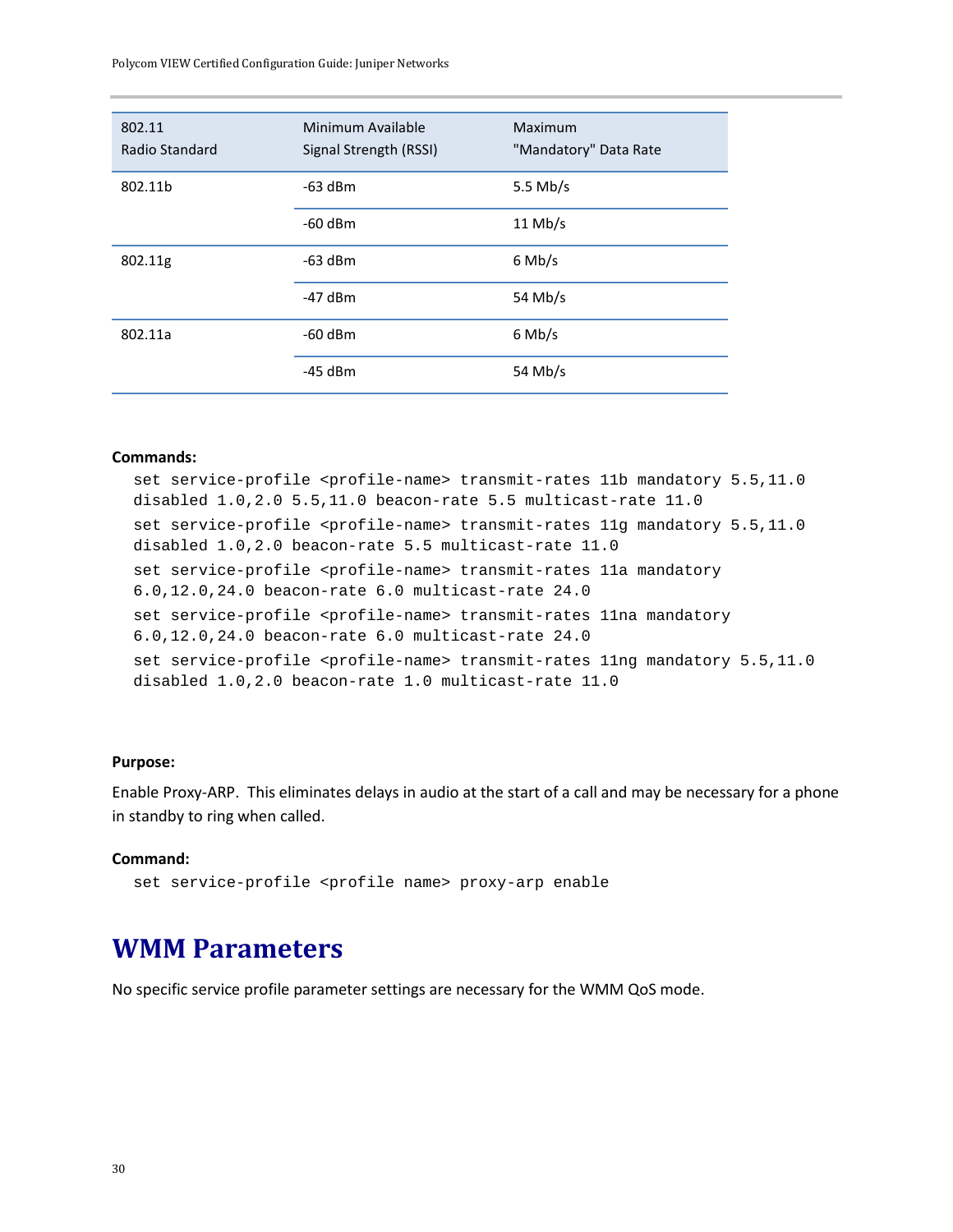| 802.11 Radio Standard | Minimum Available Signal Strength (RSSI) | Maximum "Mandatory" Data Rate |
|---|---|---|
| 802.11b | -63 dBm | 5.5 Mb/s |
| | -60 dBm | 11 Mb/s |
| 802.11g | -63 dBm | 6 Mb/s |
| | -47 dBm | 54 Mb/s |
| 802.11a | -60 dBm | 6 Mb/s |
| | -45 dBm | 54 Mb/s |

**Commands:**

```
set service-profile <profile-name> transmit-rates 11b mandatory 5.5,11.0 disabled 1.0,2.0 5.5,11.0 beacon-rate 5.5 multicast-rate 11.0
set service-profile <profile-name> transmit-rates 11g mandatory 5.5,11.0 disabled 1.0,2.0 beacon-rate 5.5 multicast-rate 11.0
set service-profile <profile-name> transmit-rates 11a mandatory 6.0,12.0,24.0 beacon-rate 6.0 multicast-rate 24.0
set service-profile <profile-name> transmit-rates 11na mandatory 6.0,12.0,24.0 beacon-rate 6.0 multicast-rate 24.0
set service-profile <profile-name> transmit-rates 11ng mandatory 5.5,11.0 disabled 1.0,2.0 beacon-rate 1.0 multicast-rate 11.0
```

**Purpose:**

Enable Proxy-ARP. This eliminates delays in audio at the start of a call and may be necessary for a phone in standby to ring when called.

**Command:**

```
set service-profile <profile name> proxy-arp enable
```

# WMM Parameters

No specific service profile parameter settings are necessary for the WMM QoS mode.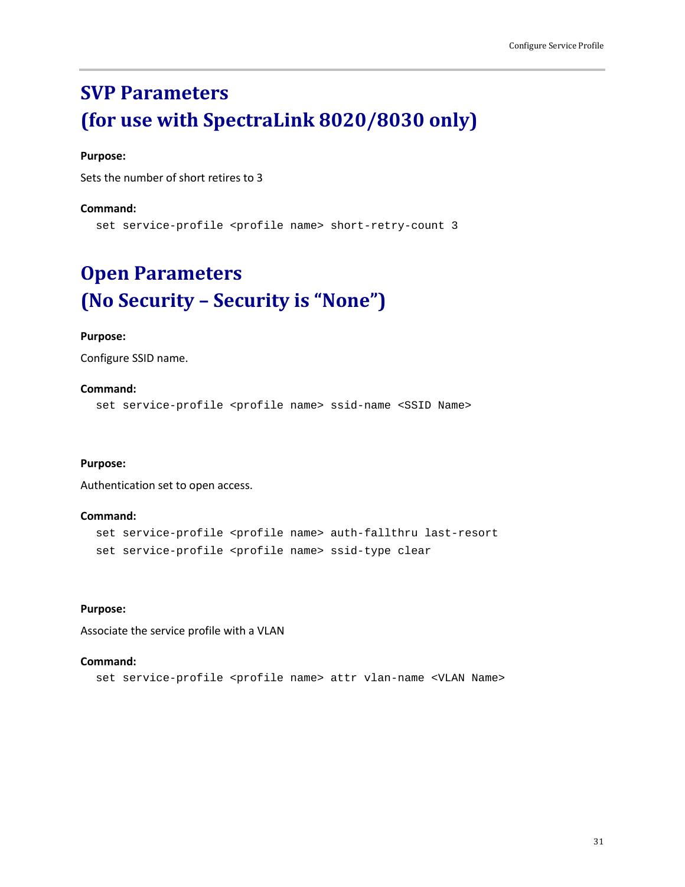# SVP Parameters
# (for use with SpectraLink 8020/8030 only)

**Purpose:**

Sets the number of short retires to 3

**Command:**

```
set service-profile <profile name> short-retry-count 3
```

# Open Parameters
# (No Security – Security is "None")

**Purpose:**

Configure SSID name.

**Command:**

```
set service-profile <profile name> ssid-name <SSID Name>
```

**Purpose:**

Authentication set to open access.

**Command:**

```
set service-profile <profile name> auth-fallthru last-resort
set service-profile <profile name> ssid-type clear
```

**Purpose:**

Associate the service profile with a VLAN

**Command:**

```
set service-profile <profile name> attr vlan-name <VLAN Name>
```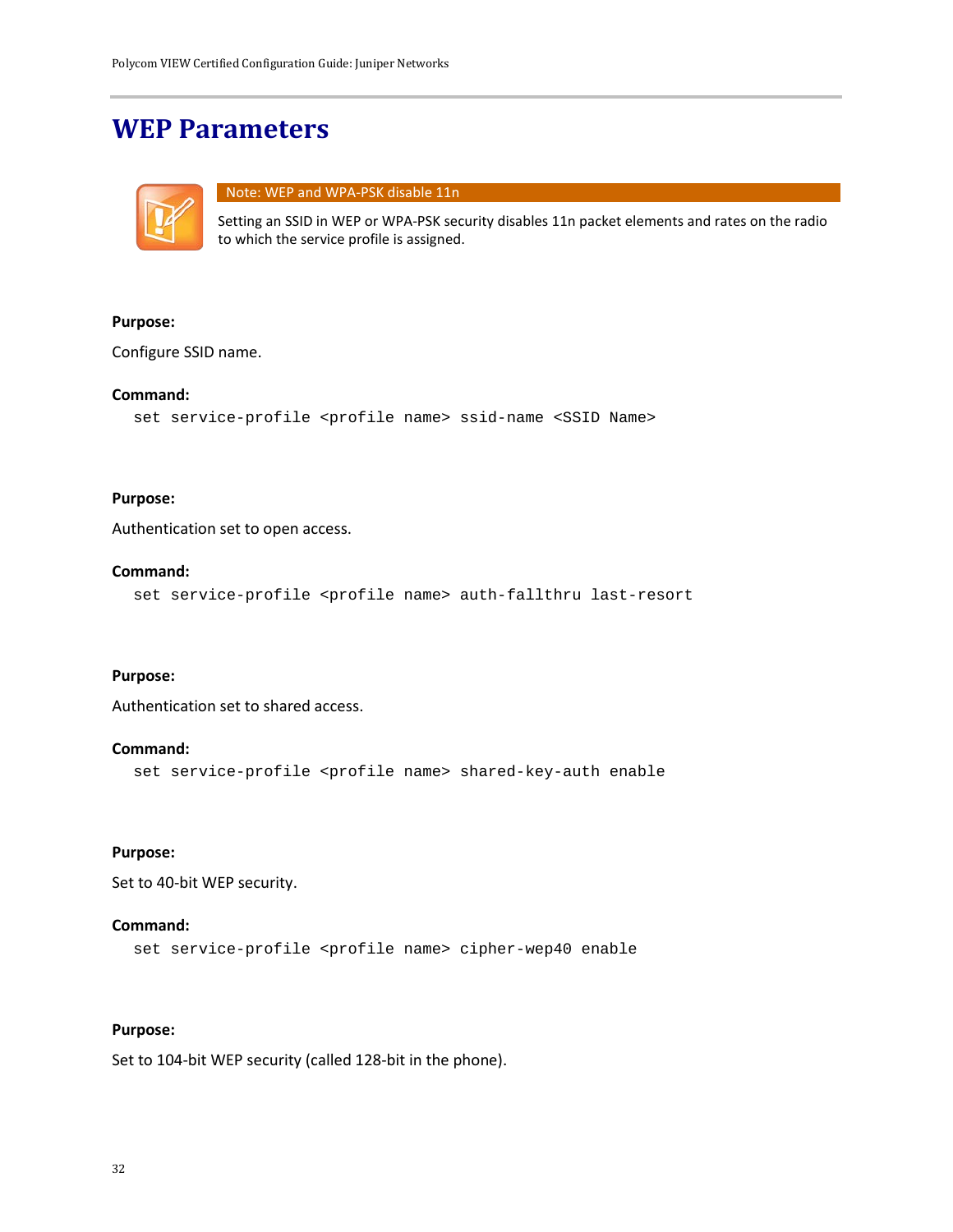# WEP Parameters

**Note: WEP and WPA-PSK disable 11n**

Setting an SSID in WEP or WPA-PSK security disables 11n packet elements and rates on the radio to which the service profile is assigned.

**Purpose:**

Configure SSID name.

**Command:**

```
set service-profile <profile name> ssid-name <SSID Name>
```

**Purpose:**

Authentication set to open access.

**Command:**

```
set service-profile <profile name> auth-fallthru last-resort
```

**Purpose:**

Authentication set to shared access.

**Command:**

```
set service-profile <profile name> shared-key-auth enable
```

**Purpose:**

Set to 40-bit WEP security.

**Command:**

```
set service-profile <profile name> cipher-wep40 enable
```

**Purpose:**

Set to 104-bit WEP security (called 128-bit in the phone).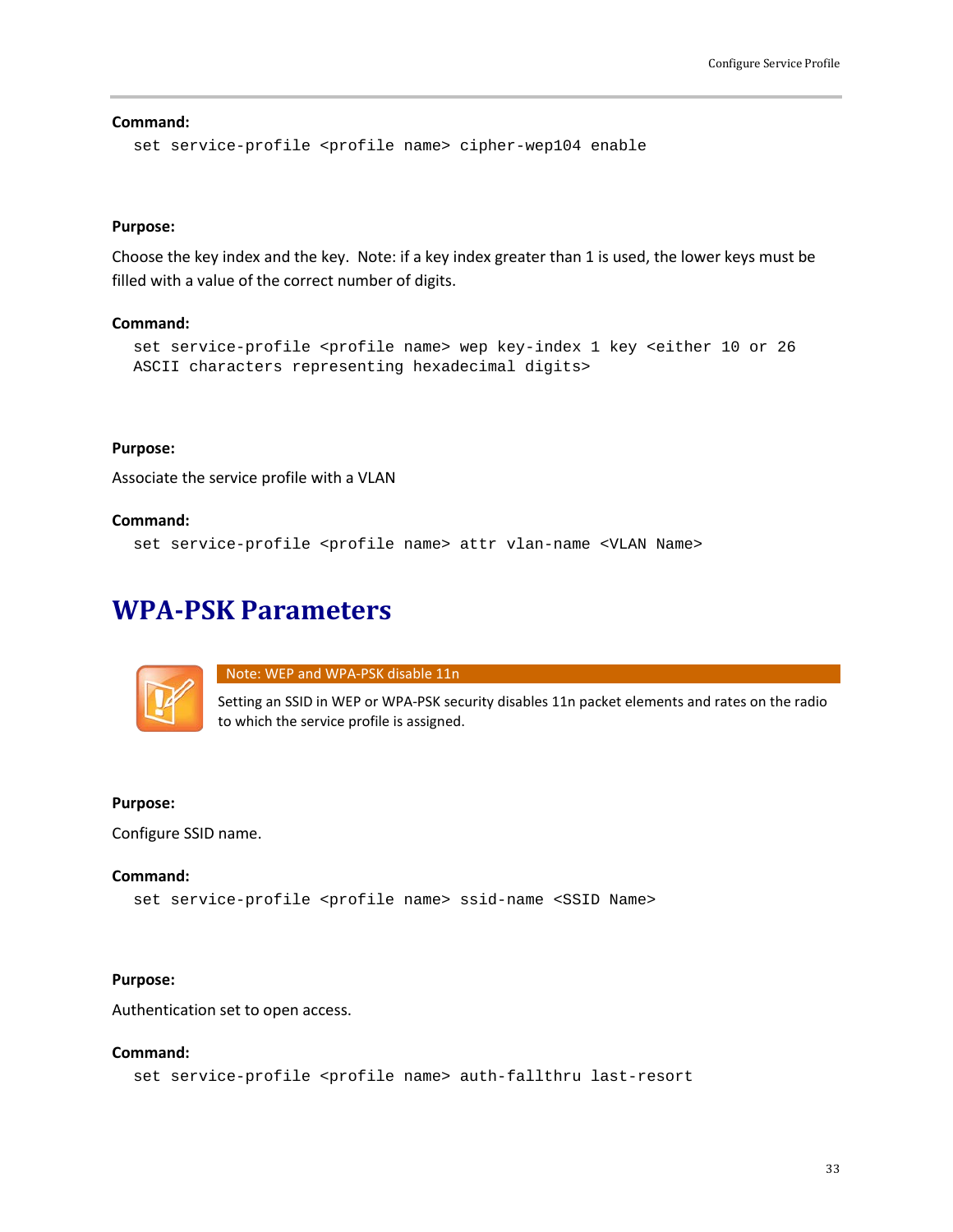**Command:**

```
set service-profile <profile name> cipher-wep104 enable
```

**Purpose:**

Choose the key index and the key.  Note: if a key index greater than 1 is used, the lower keys must be filled with a value of the correct number of digits.

**Command:**

```
set service-profile <profile name> wep key-index 1 key <either 10 or 26
ASCII characters representing hexadecimal digits>
```

**Purpose:**

Associate the service profile with a VLAN

**Command:**

```
set service-profile <profile name> attr vlan-name <VLAN Name>
```

## WPA-PSK Parameters

**Note: WEP and WPA-PSK disable 11n**

Setting an SSID in WEP or WPA-PSK security disables 11n packet elements and rates on the radio to which the service profile is assigned.

**Purpose:**

Configure SSID name.

**Command:**

```
set service-profile <profile name> ssid-name <SSID Name>
```

**Purpose:**

Authentication set to open access.

**Command:**

```
set service-profile <profile name> auth-fallthru last-resort
```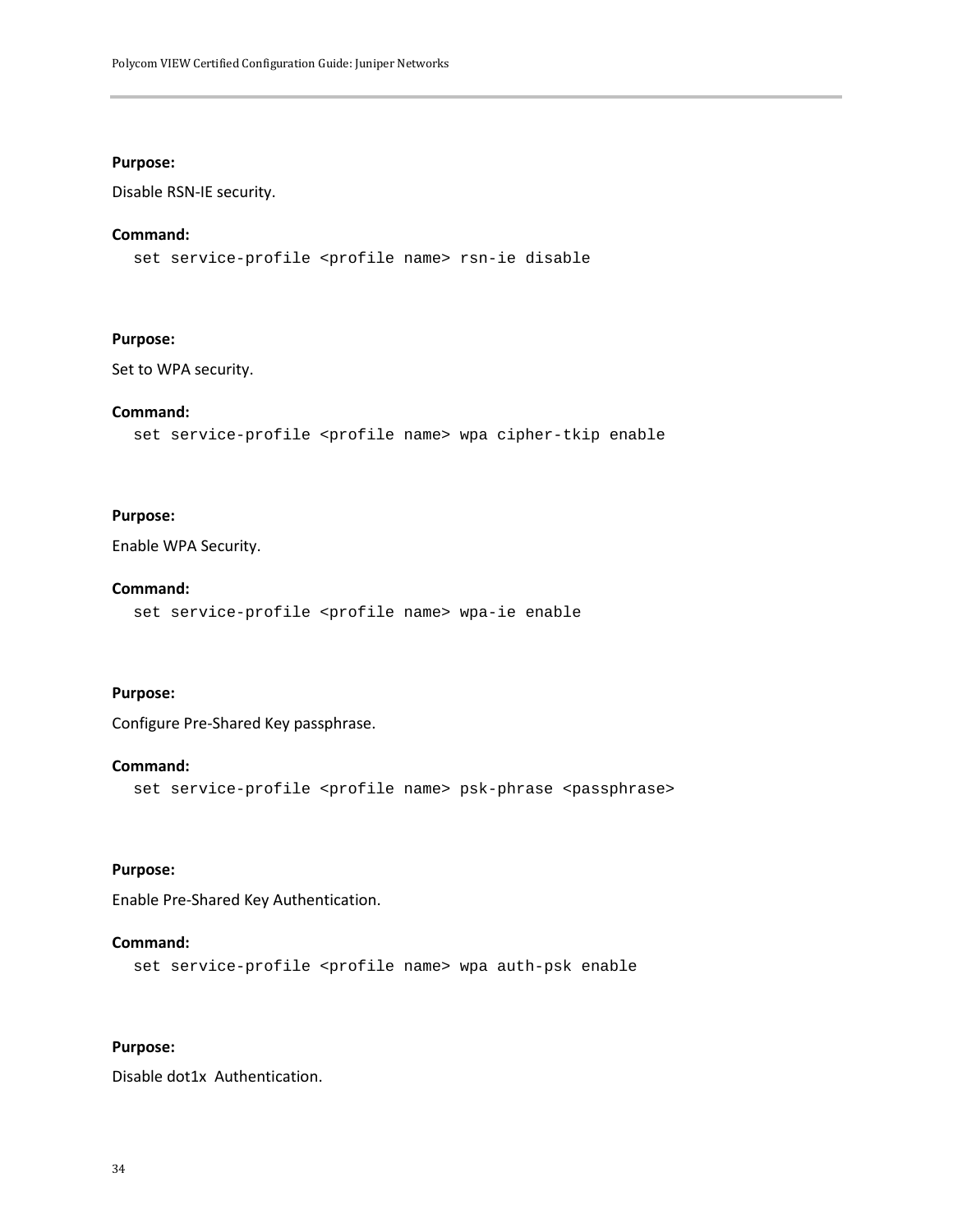**Purpose:**

Disable RSN-IE security.

**Command:**

```
set service-profile <profile name> rsn-ie disable
```

**Purpose:**

Set to WPA security.

**Command:**

```
set service-profile <profile name> wpa cipher-tkip enable
```

**Purpose:**

Enable WPA Security.

**Command:**

```
set service-profile <profile name> wpa-ie enable
```

**Purpose:**

Configure Pre-Shared Key passphrase.

**Command:**

```
set service-profile <profile name> psk-phrase <passphrase>
```

**Purpose:**

Enable Pre-Shared Key Authentication.

**Command:**

```
set service-profile <profile name> wpa auth-psk enable
```

**Purpose:**

Disable dot1x Authentication.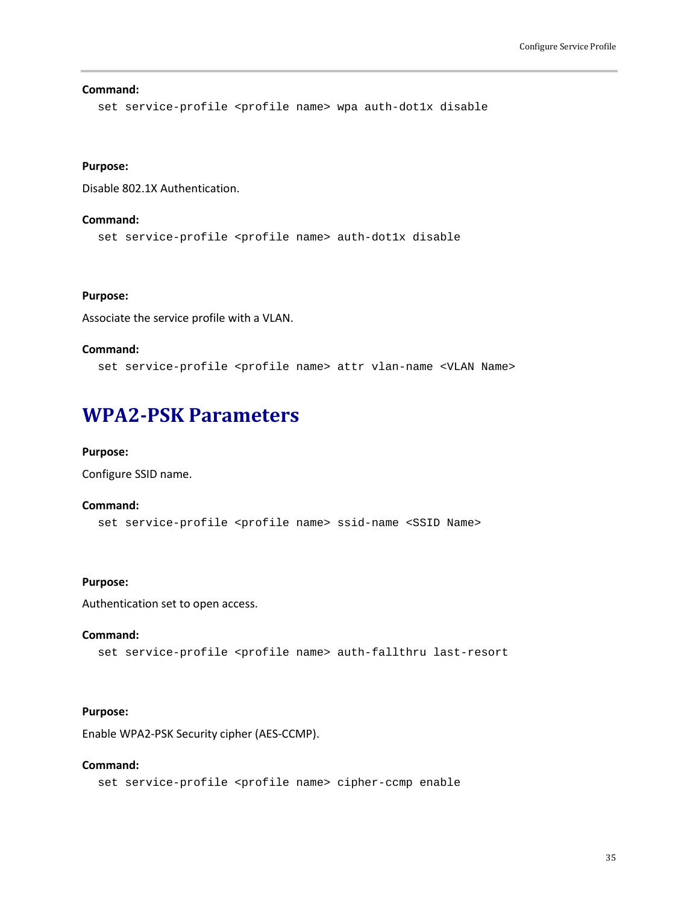**Command:**

```
set service-profile <profile name> wpa auth-dot1x disable
```

**Purpose:**

Disable 802.1X Authentication.

**Command:**

```
set service-profile <profile name> auth-dot1x disable
```

**Purpose:**

Associate the service profile with a VLAN.

**Command:**

```
set service-profile <profile name> attr vlan-name <VLAN Name>
```

## WPA2-PSK Parameters

**Purpose:**

Configure SSID name.

**Command:**

```
set service-profile <profile name> ssid-name <SSID Name>
```

**Purpose:**

Authentication set to open access.

**Command:**

```
set service-profile <profile name> auth-fallthru last-resort
```

**Purpose:**

Enable WPA2-PSK Security cipher (AES-CCMP).

**Command:**

```
set service-profile <profile name> cipher-ccmp enable
```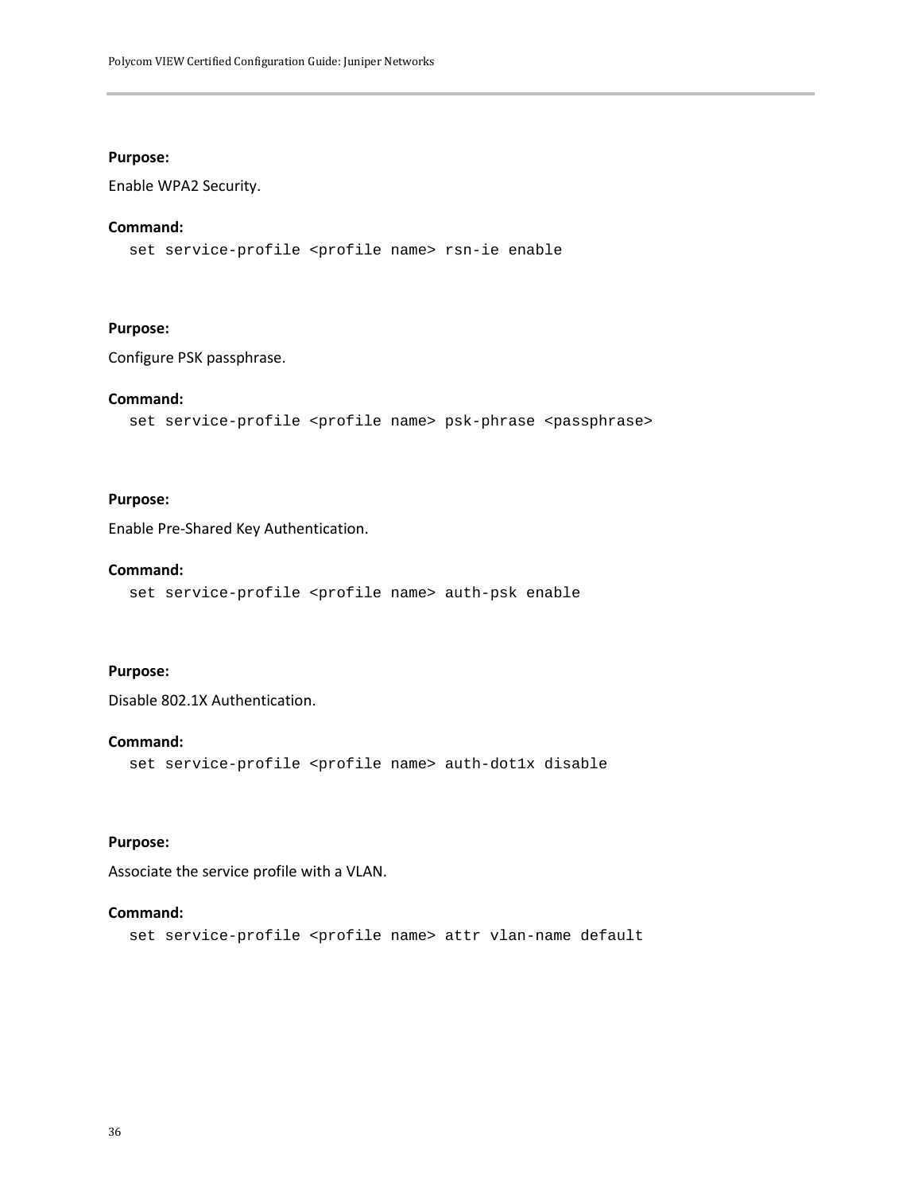**Purpose:**

Enable WPA2 Security.

**Command:**

```
set service-profile <profile name> rsn-ie enable
```

**Purpose:**

Configure PSK passphrase.

**Command:**

```
set service-profile <profile name> psk-phrase <passphrase>
```

**Purpose:**

Enable Pre-Shared Key Authentication.

**Command:**

```
set service-profile <profile name> auth-psk enable
```

**Purpose:**

Disable 802.1X Authentication.

**Command:**

```
set service-profile <profile name> auth-dot1x disable
```

**Purpose:**

Associate the service profile with a VLAN.

**Command:**

```
set service-profile <profile name> attr vlan-name default
```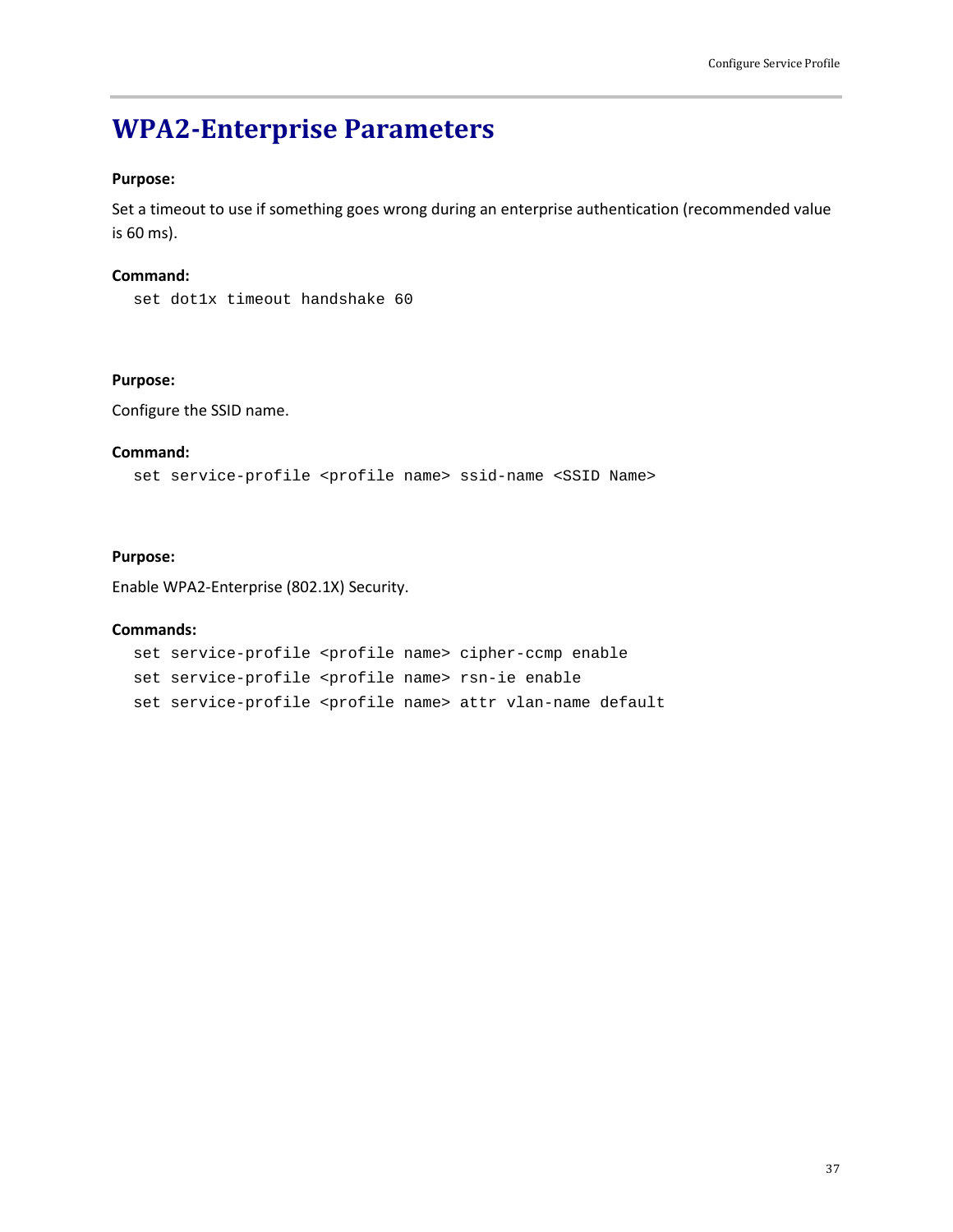# WPA2-Enterprise Parameters

**Purpose:**

Set a timeout to use if something goes wrong during an enterprise authentication (recommended value is 60 ms).

**Command:**

```
set dot1x timeout handshake 60
```

**Purpose:**

Configure the SSID name.

**Command:**

```
set service-profile <profile name> ssid-name <SSID Name>
```

**Purpose:**

Enable WPA2-Enterprise (802.1X) Security.

**Commands:**

```
set service-profile <profile name> cipher-ccmp enable
set service-profile <profile name> rsn-ie enable
set service-profile <profile name> attr vlan-name default
```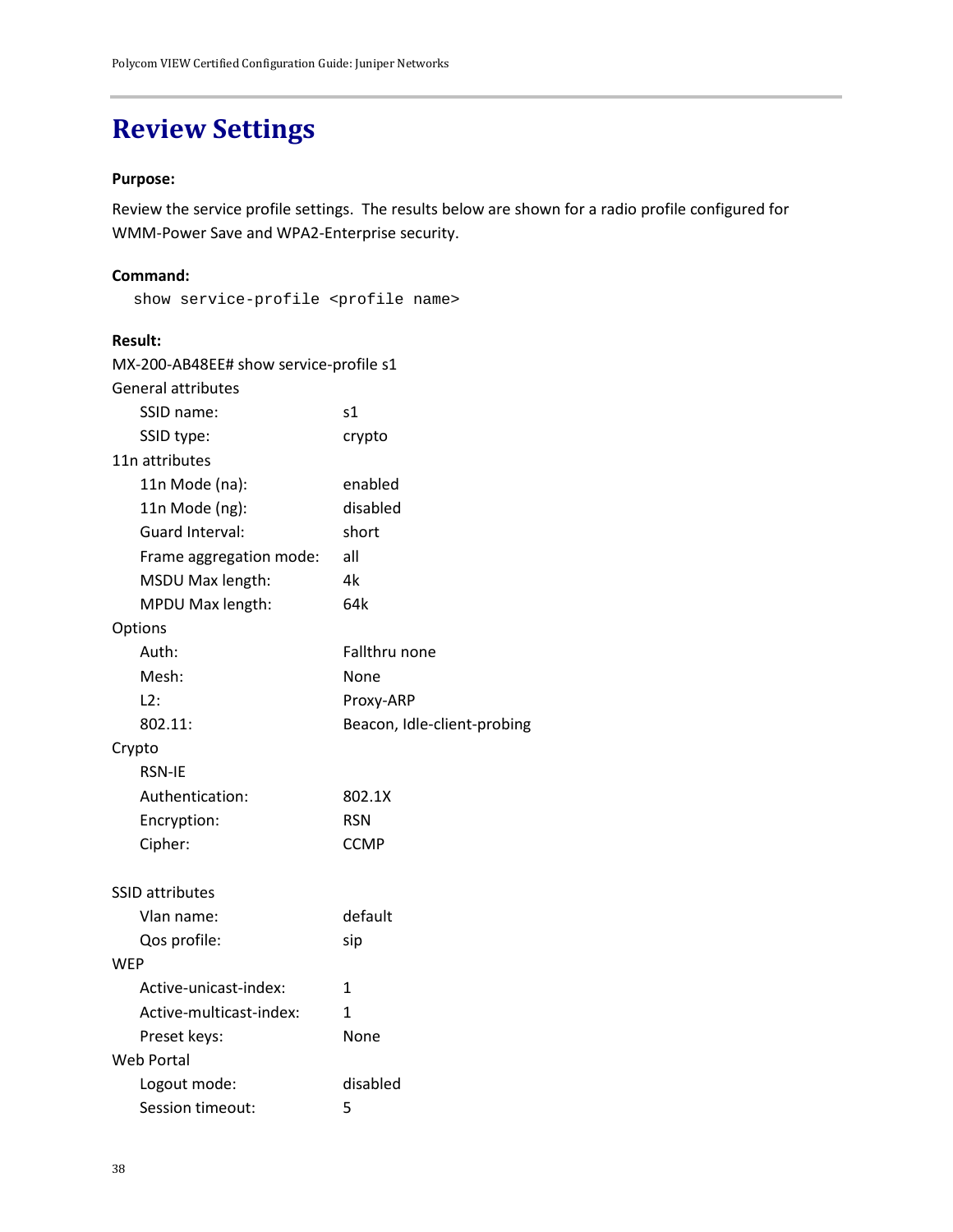# Review Settings

**Purpose:**

Review the service profile settings. The results below are shown for a radio profile configured for WMM-Power Save and WPA2-Enterprise security.

**Command:**

```
show service-profile <profile name>
```

**Result:**

```
MX-200-AB48EE# show service-profile s1
General attributes
    SSID name:                  s1
    SSID type:                  crypto
11n attributes
    11n Mode (na):              enabled
    11n Mode (ng):              disabled
    Guard Interval:             short
    Frame aggregation mode:     all
    MSDU Max length:            4k
    MPDU Max length:            64k
Options
    Auth:                       Fallthru none
    Mesh:                       None
    L2:                         Proxy-ARP
    802.11:                     Beacon, Idle-client-probing
Crypto
    RSN-IE
    Authentication:             802.1X
    Encryption:                 RSN
    Cipher:                     CCMP

SSID attributes
    Vlan name:                  default
    Qos profile:                sip
WEP
    Active-unicast-index:       1
    Active-multicast-index:     1
    Preset keys:                None
Web Portal
    Logout mode:                disabled
    Session timeout:            5
```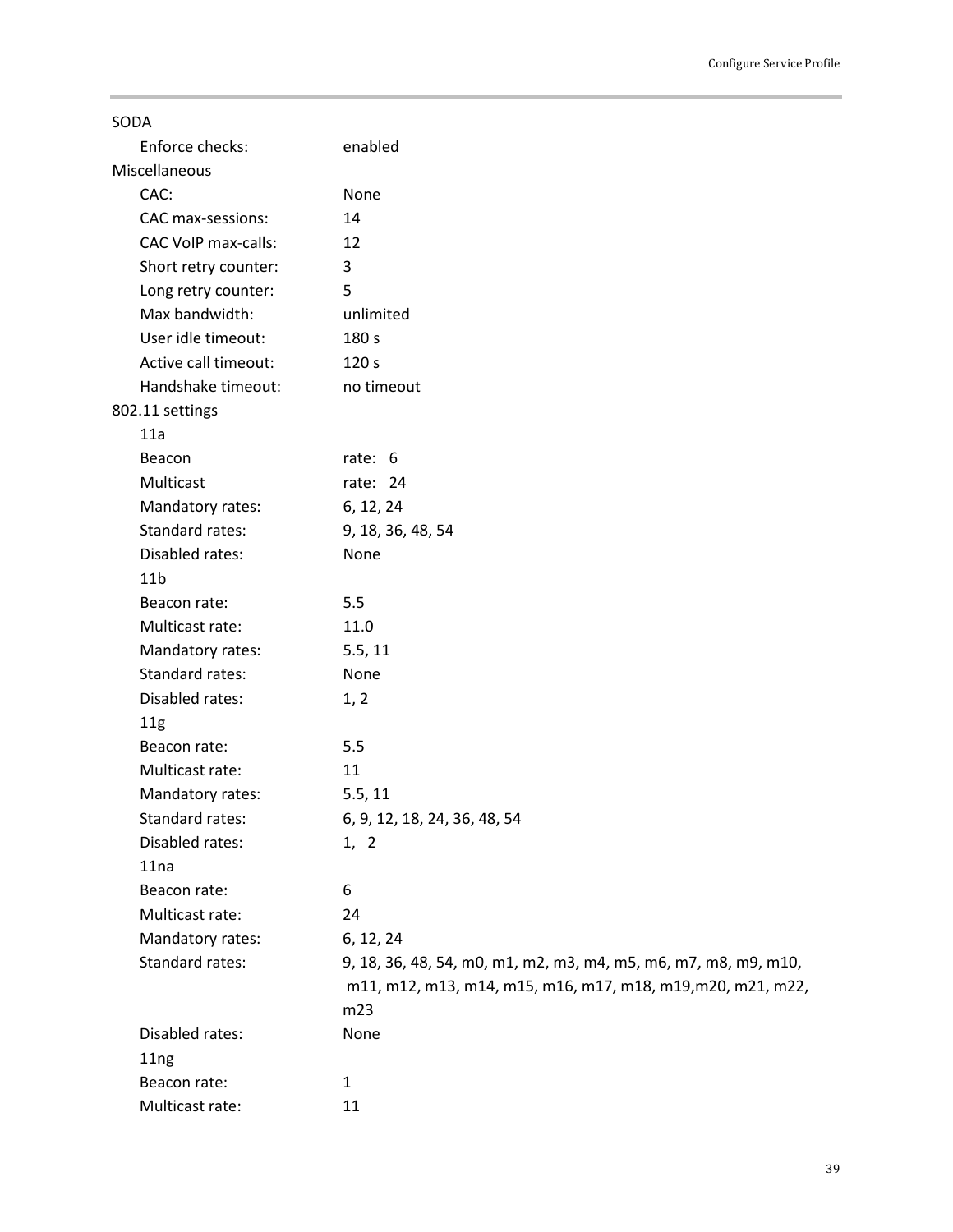SODA

| | |
|---|---|
| Enforce checks: | enabled |

Miscellaneous

| | |
|---|---|
| CAC: | None |
| CAC max-sessions: | 14 |
| CAC VoIP max-calls: | 12 |
| Short retry counter: | 3 |
| Long retry counter: | 5 |
| Max bandwidth: | unlimited |
| User idle timeout: | 180 s |
| Active call timeout: | 120 s |
| Handshake timeout: | no timeout |

802.11 settings

11a

| | |
|---|---|
| Beacon | rate: 6 |
| Multicast | rate: 24 |
| Mandatory rates: | 6, 12, 24 |
| Standard rates: | 9, 18, 36, 48, 54 |
| Disabled rates: | None |

11b

| | |
|---|---|
| Beacon rate: | 5.5 |
| Multicast rate: | 11.0 |
| Mandatory rates: | 5.5, 11 |
| Standard rates: | None |
| Disabled rates: | 1, 2 |

11g

| | |
|---|---|
| Beacon rate: | 5.5 |
| Multicast rate: | 11 |
| Mandatory rates: | 5.5, 11 |
| Standard rates: | 6, 9, 12, 18, 24, 36, 48, 54 |
| Disabled rates: | 1, 2 |

11na

| | |
|---|---|
| Beacon rate: | 6 |
| Multicast rate: | 24 |
| Mandatory rates: | 6, 12, 24 |
| Standard rates: | 9, 18, 36, 48, 54, m0, m1, m2, m3, m4, m5, m6, m7, m8, m9, m10, m11, m12, m13, m14, m15, m16, m17, m18, m19,m20, m21, m22, m23 |
| Disabled rates: | None |

11ng

| | |
|---|---|
| Beacon rate: | 1 |
| Multicast rate: | 11 |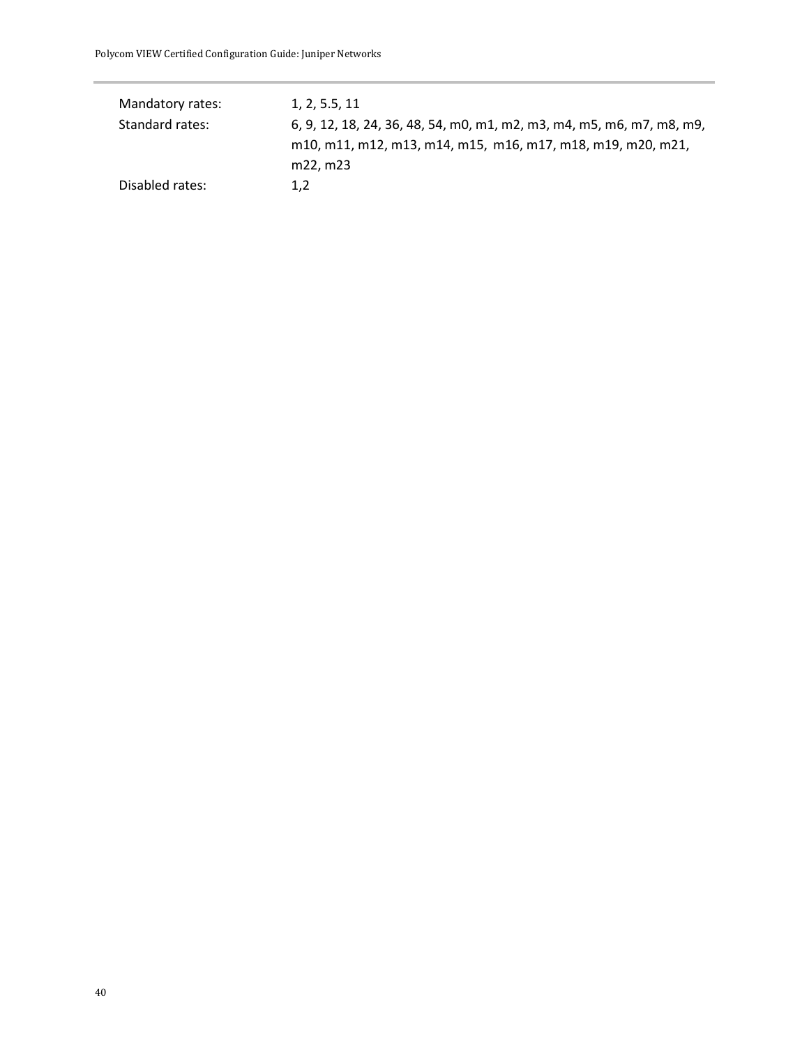| | |
|---|---|
| Mandatory rates: | 1, 2, 5.5, 11 |
| Standard rates: | 6, 9, 12, 18, 24, 36, 48, 54, m0, m1, m2, m3, m4, m5, m6, m7, m8, m9, m10, m11, m12, m13, m14, m15, m16, m17, m18, m19, m20, m21, m22, m23 |
| Disabled rates: | 1,2 |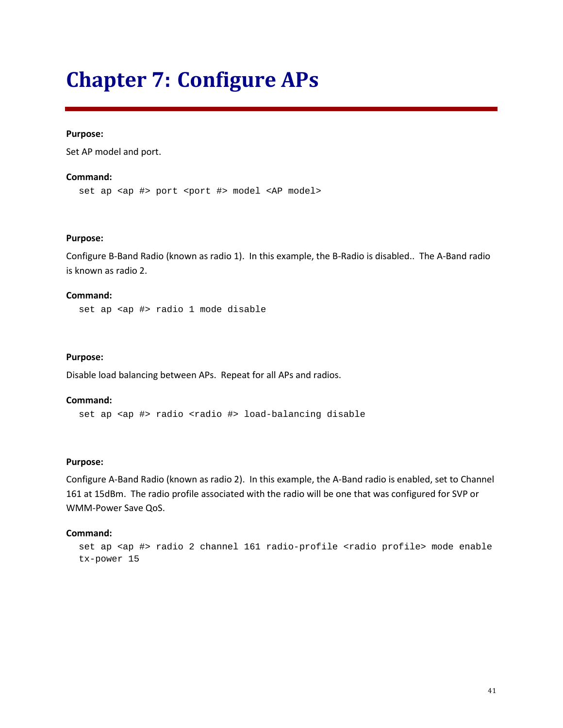# Chapter 7: Configure APs

**Purpose:**

Set AP model and port.

**Command:**

```
set ap <ap #> port <port #> model <AP model>
```

**Purpose:**

Configure B-Band Radio (known as radio 1). In this example, the B-Radio is disabled.. The A-Band radio is known as radio 2.

**Command:**

```
set ap <ap #> radio 1 mode disable
```

**Purpose:**

Disable load balancing between APs. Repeat for all APs and radios.

**Command:**

```
set ap <ap #> radio <radio #> load-balancing disable
```

**Purpose:**

Configure A-Band Radio (known as radio 2). In this example, the A-Band radio is enabled, set to Channel 161 at 15dBm. The radio profile associated with the radio will be one that was configured for SVP or WMM-Power Save QoS.

**Command:**

```
set ap <ap #> radio 2 channel 161 radio-profile <radio profile> mode enable
tx-power 15
```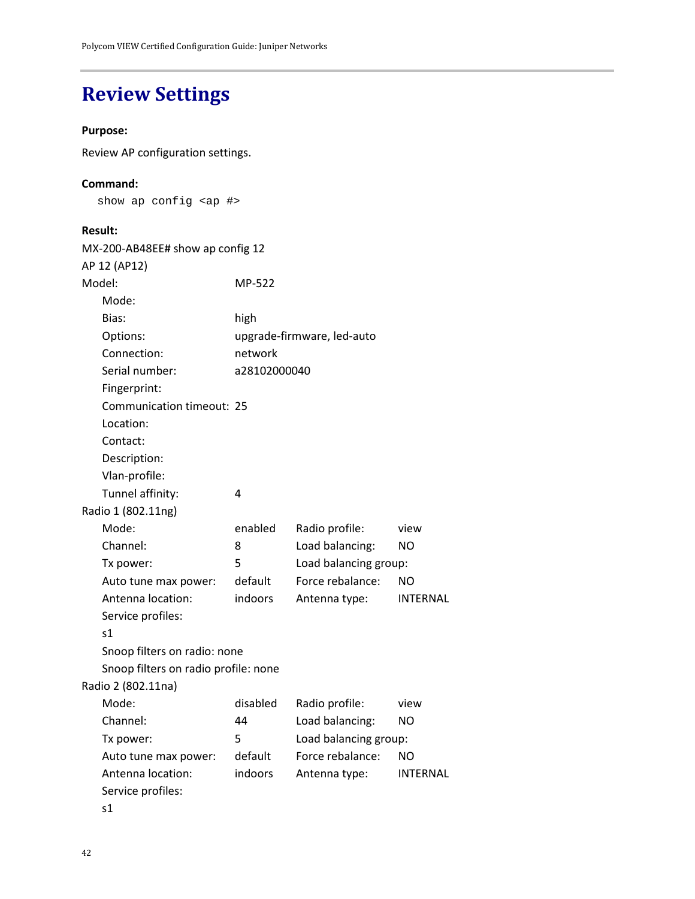# Review Settings

**Purpose:**

Review AP configuration settings.

**Command:**

```
show ap config <ap #>
```

**Result:**

```
MX-200-AB48EE# show ap config 12
AP 12 (AP12)
Model:                  MP-522
    Mode:
    Bias:               high
    Options:            upgrade-firmware, led-auto
    Connection:         network
    Serial number:      a28102000040
    Fingerprint:
    Communication timeout: 25
    Location:
    Contact:
    Description:
    Vlan-profile:
    Tunnel affinity:    4
Radio 1 (802.11ng)
    Mode:               enabled    Radio profile:     view
    Channel:            8          Load balancing:    NO
    Tx power:           5          Load balancing group:
    Auto tune max power: default   Force rebalance:   NO
    Antenna location:   indoors    Antenna type:      INTERNAL
    Service profiles:
    s1
    Snoop filters on radio: none
    Snoop filters on radio profile: none
Radio 2 (802.11na)
    Mode:               disabled   Radio profile:     view
    Channel:            44         Load balancing:    NO
    Tx power:           5          Load balancing group:
    Auto tune max power: default   Force rebalance:   NO
    Antenna location:   indoors    Antenna type:      INTERNAL
    Service profiles:
    s1
```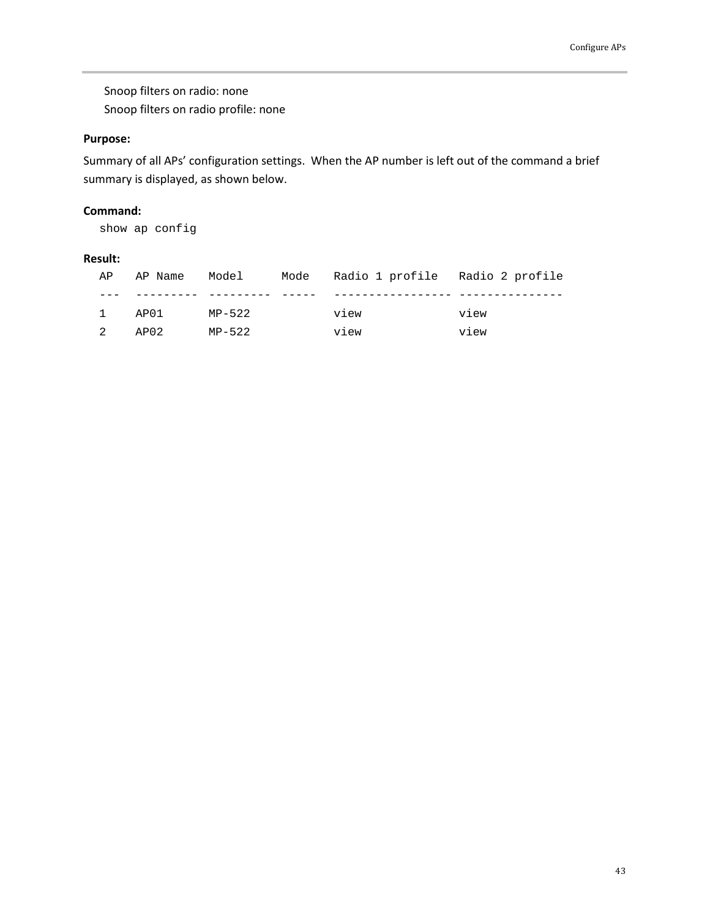Snoop filters on radio: none
Snoop filters on radio profile: none

**Purpose:**

Summary of all APs' configuration settings. When the AP number is left out of the command a brief summary is displayed, as shown below.

**Command:**

```
show ap config
```

**Result:**

```
AP   AP Name    Model      Mode   Radio 1 profile   Radio 2 profile
---  ---------  ---------  -----  ----------------- ---------------
1    AP01       MP-522            view              view
2    AP02       MP-522            view              view
```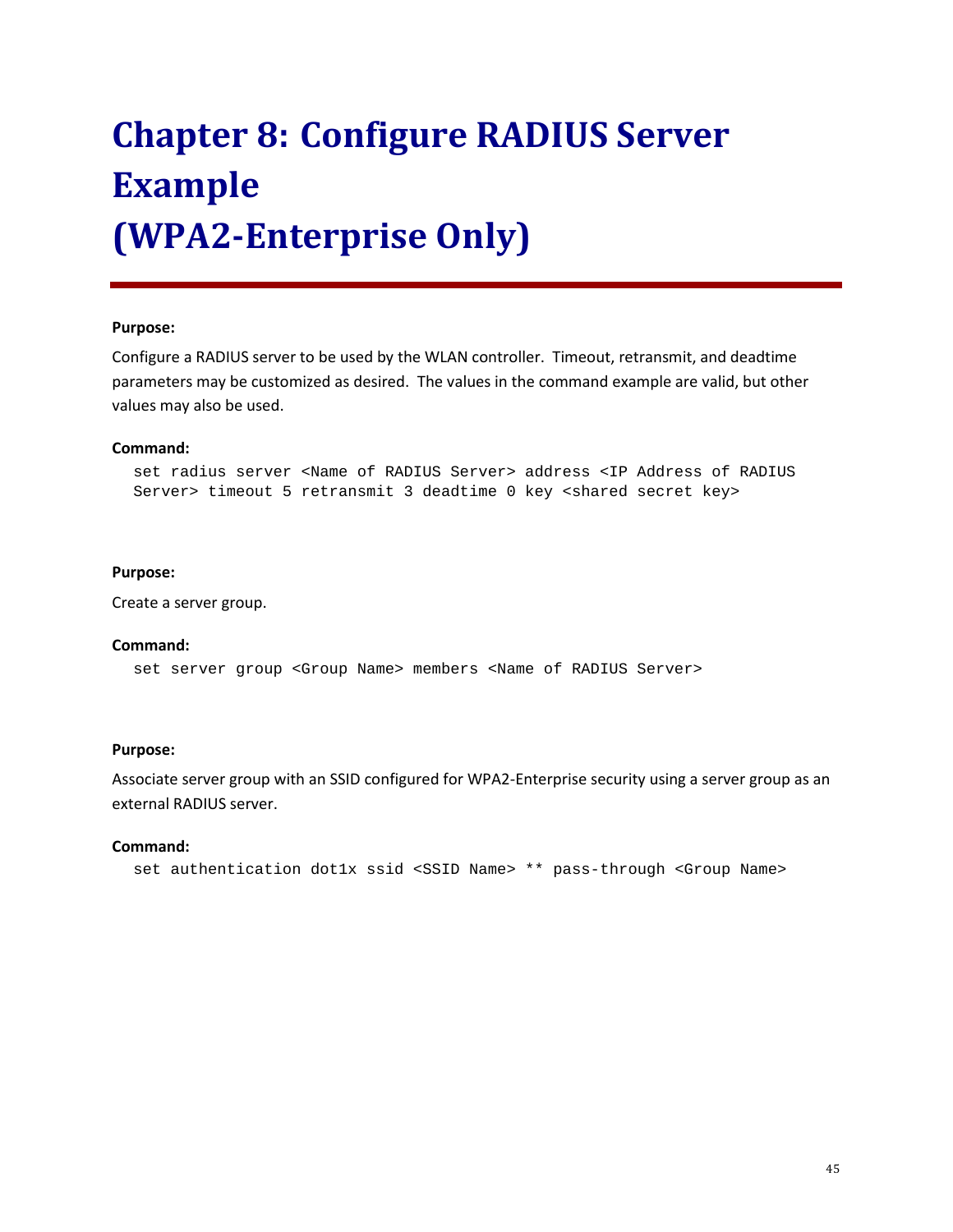# Chapter 8: Configure RADIUS Server Example (WPA2-Enterprise Only)

**Purpose:**

Configure a RADIUS server to be used by the WLAN controller. Timeout, retransmit, and deadtime parameters may be customized as desired. The values in the command example are valid, but other values may also be used.

**Command:**

```
set radius server <Name of RADIUS Server> address <IP Address of RADIUS
Server> timeout 5 retransmit 3 deadtime 0 key <shared secret key>
```

**Purpose:**

Create a server group.

**Command:**

```
set server group <Group Name> members <Name of RADIUS Server>
```

**Purpose:**

Associate server group with an SSID configured for WPA2-Enterprise security using a server group as an external RADIUS server.

**Command:**

```
set authentication dot1x ssid <SSID Name> ** pass-through <Group Name>
```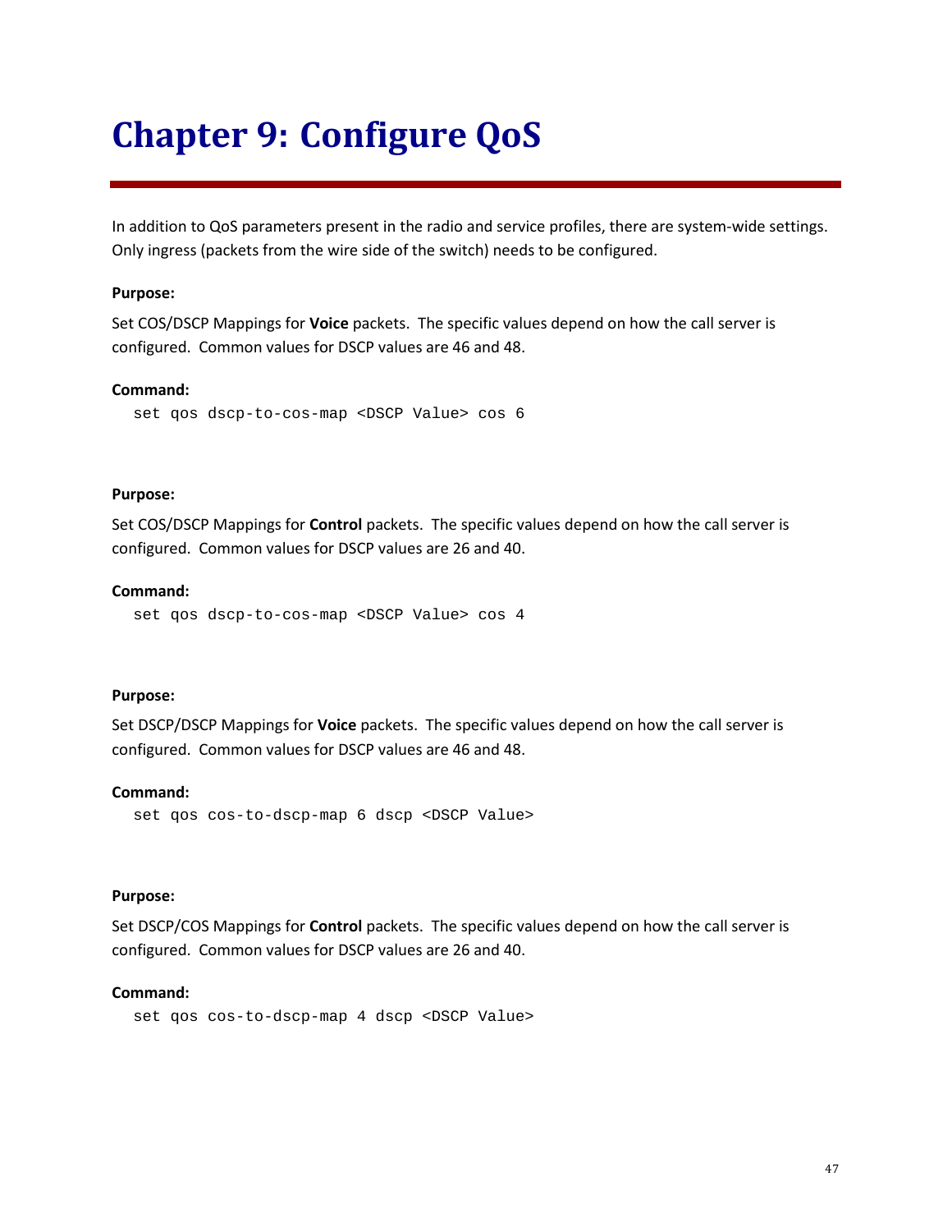# Chapter 9: Configure QoS

In addition to QoS parameters present in the radio and service profiles, there are system-wide settings. Only ingress (packets from the wire side of the switch) needs to be configured.

**Purpose:**

Set COS/DSCP Mappings for **Voice** packets. The specific values depend on how the call server is configured. Common values for DSCP values are 46 and 48.

**Command:**

```
set qos dscp-to-cos-map <DSCP Value> cos 6
```

**Purpose:**

Set COS/DSCP Mappings for **Control** packets. The specific values depend on how the call server is configured. Common values for DSCP values are 26 and 40.

**Command:**

```
set qos dscp-to-cos-map <DSCP Value> cos 4
```

**Purpose:**

Set DSCP/DSCP Mappings for **Voice** packets. The specific values depend on how the call server is configured. Common values for DSCP values are 46 and 48.

**Command:**

```
set qos cos-to-dscp-map 6 dscp <DSCP Value>
```

**Purpose:**

Set DSCP/COS Mappings for **Control** packets. The specific values depend on how the call server is configured. Common values for DSCP values are 26 and 40.

**Command:**

```
set qos cos-to-dscp-map 4 dscp <DSCP Value>
```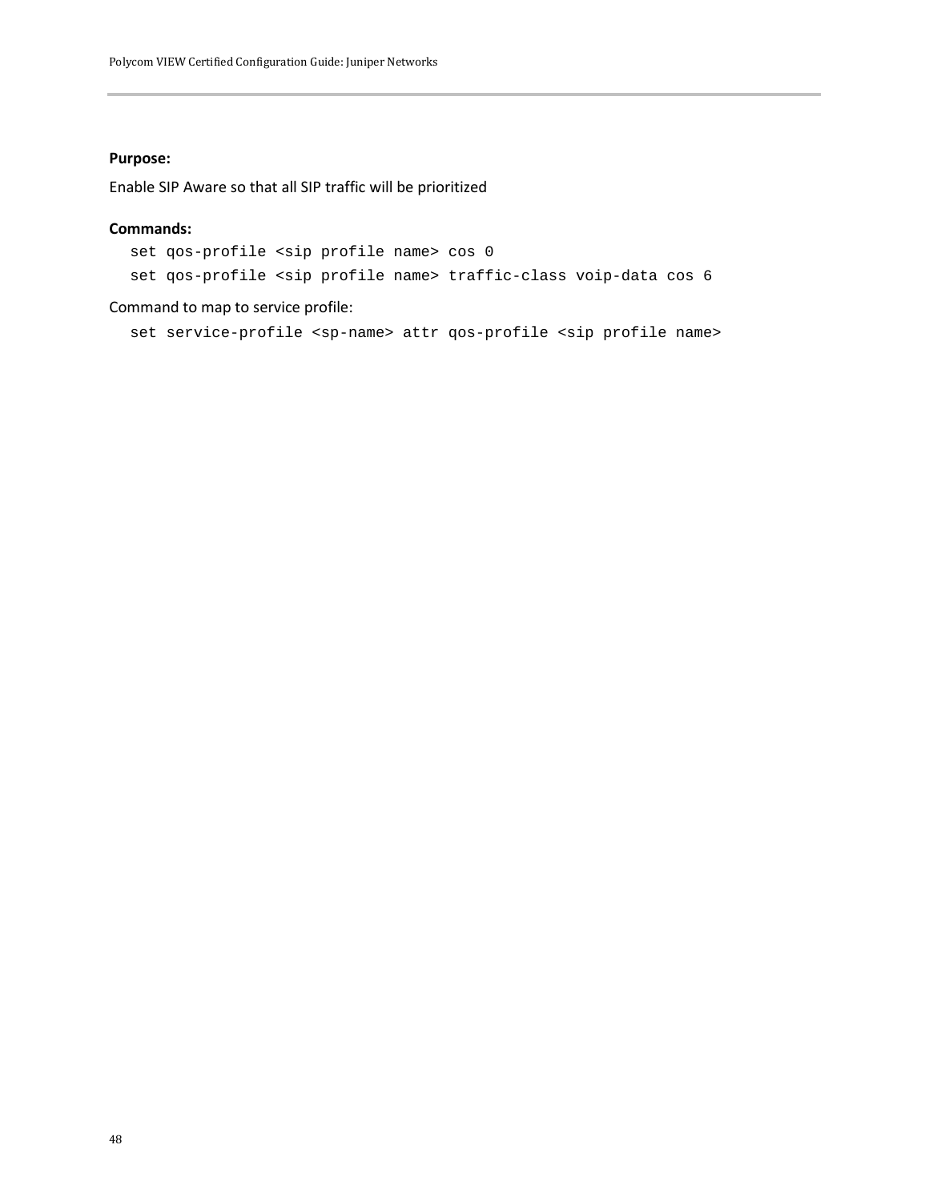**Purpose:**

Enable SIP Aware so that all SIP traffic will be prioritized

**Commands:**

```
set qos-profile <sip profile name> cos 0
set qos-profile <sip profile name> traffic-class voip-data cos 6
```

Command to map to service profile:

```
set service-profile <sp-name> attr qos-profile <sip profile name>
```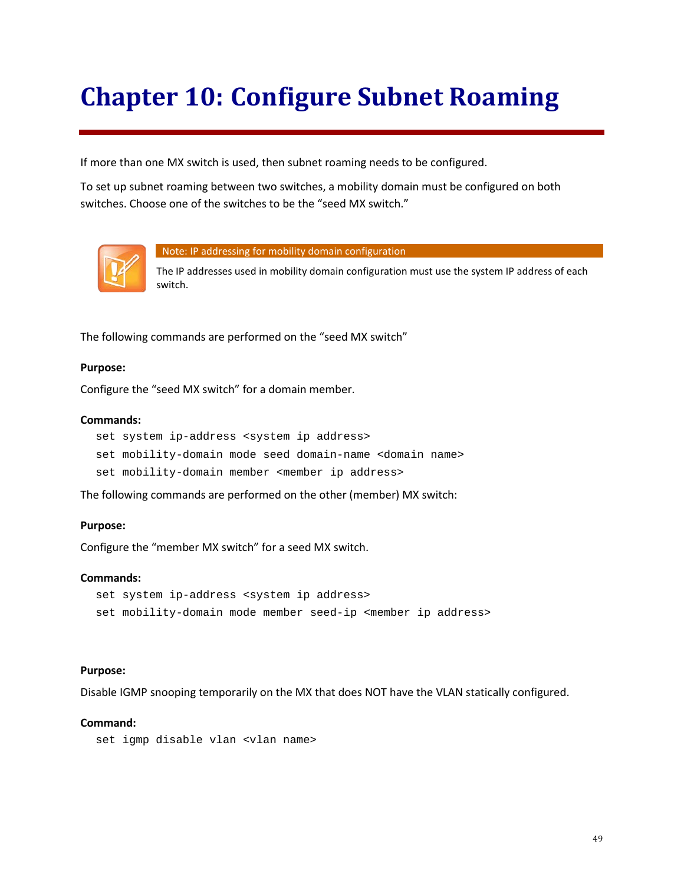# Chapter 10: Configure Subnet Roaming

If more than one MX switch is used, then subnet roaming needs to be configured.

To set up subnet roaming between two switches, a mobility domain must be configured on both switches. Choose one of the switches to be the “seed MX switch.”

> **Note: IP addressing for mobility domain configuration**
>
> The IP addresses used in mobility domain configuration must use the system IP address of each switch.

The following commands are performed on the “seed MX switch”

**Purpose:**

Configure the “seed MX switch” for a domain member.

**Commands:**

```
set system ip-address <system ip address>
set mobility-domain mode seed domain-name <domain name>
set mobility-domain member <member ip address>
```

The following commands are performed on the other (member) MX switch:

**Purpose:**

Configure the “member MX switch” for a seed MX switch.

**Commands:**

```
set system ip-address <system ip address>
set mobility-domain mode member seed-ip <member ip address>
```

**Purpose:**

Disable IGMP snooping temporarily on the MX that does NOT have the VLAN statically configured.

**Command:**

```
set igmp disable vlan <vlan name>
```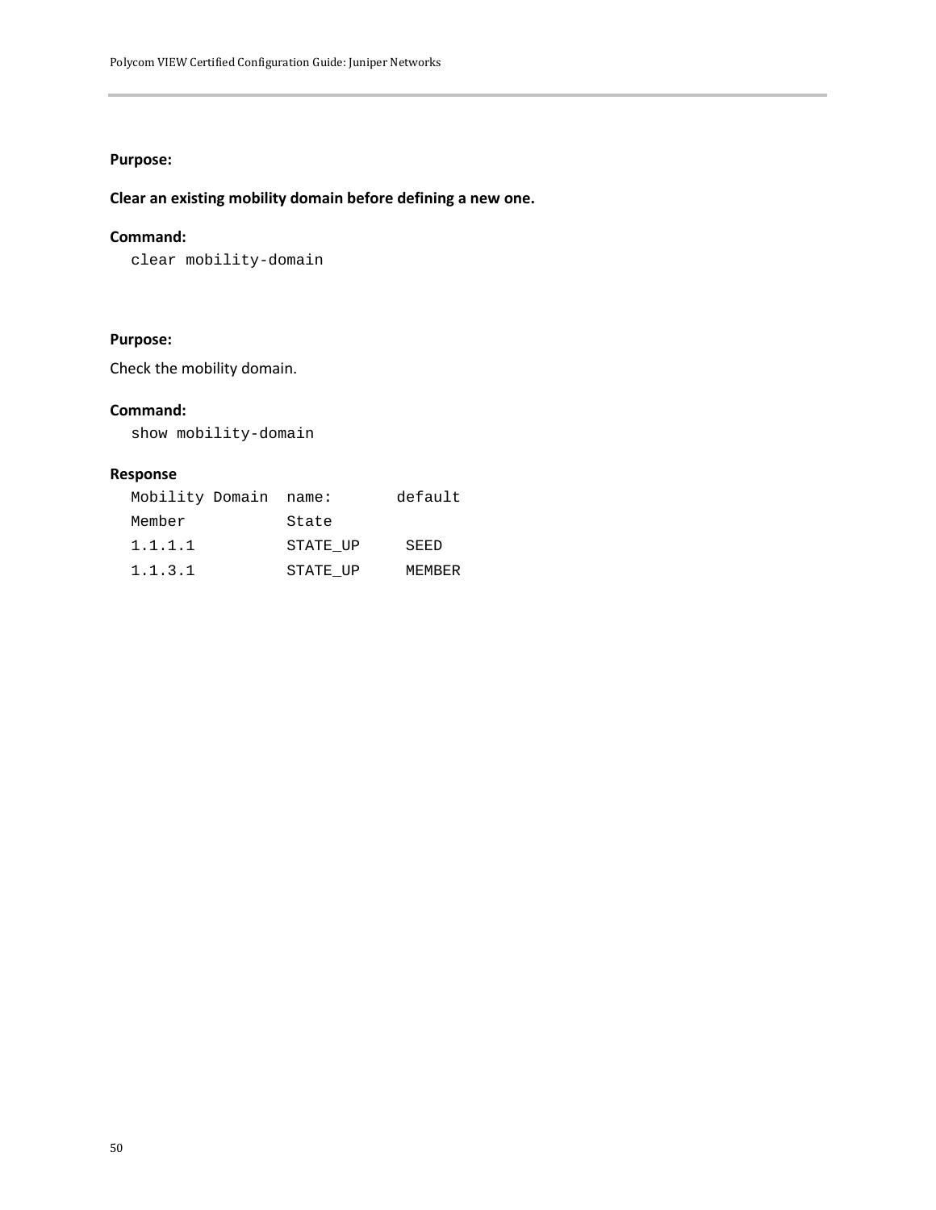**Purpose:**

**Clear an existing mobility domain before defining a new one.**

**Command:**

```
clear mobility-domain
```

**Purpose:**

Check the mobility domain.

**Command:**

```
show mobility-domain
```

**Response**

```
Mobility Domain  name:       default
Member           State
1.1.1.1          STATE_UP     SEED
1.1.3.1          STATE_UP     MEMBER
```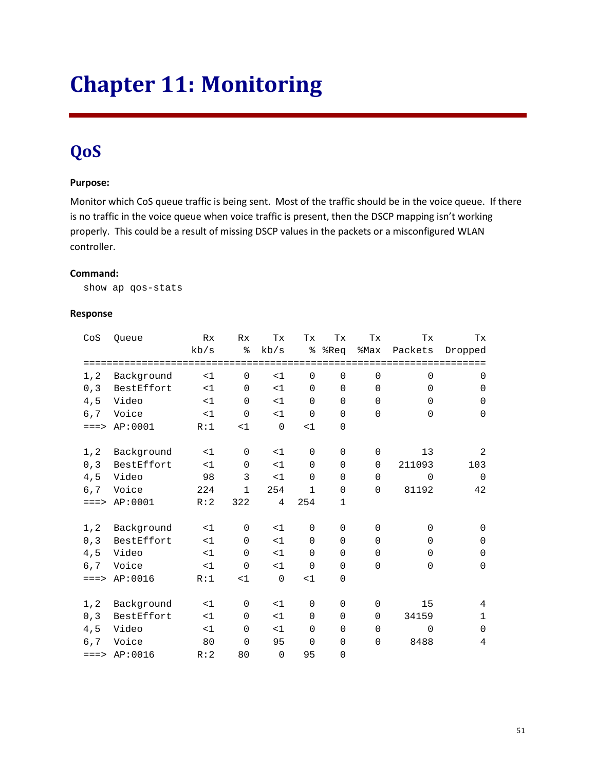# Chapter 11: Monitoring

## QoS

**Purpose:**

Monitor which CoS queue traffic is being sent. Most of the traffic should be in the voice queue. If there is no traffic in the voice queue when voice traffic is present, then the DSCP mapping isn't working properly. This could be a result of missing DSCP values in the packets or a misconfigured WLAN controller.

**Command:**

```
show ap qos-stats
```

**Response**

```
CoS  Queue          Rx    Rx    Tx    Tx    Tx    Tx       Tx       Tx
                  kb/s     %  kb/s     %  %Req  %Max  Packets  Dropped
======================================================================
1,2  Background     <1     0    <1     0     0     0        0        0
0,3  BestEffort     <1     0    <1     0     0     0        0        0
4,5  Video          <1     0    <1     0     0     0        0        0
6,7  Voice          <1     0    <1     0     0     0        0        0
===> AP:0001       R:1    <1     0    <1     0

1,2  Background     <1     0    <1     0     0     0       13        2
0,3  BestEffort     <1     0    <1     0     0     0   211093      103
4,5  Video          98     3    <1     0     0     0        0        0
6,7  Voice         224     1   254     1     0     0    81192       42
===> AP:0001       R:2   322     4   254     1

1,2  Background     <1     0    <1     0     0     0        0        0
0,3  BestEffort     <1     0    <1     0     0     0        0        0
4,5  Video          <1     0    <1     0     0     0        0        0
6,7  Voice          <1     0    <1     0     0     0        0        0
===> AP:0016       R:1    <1     0    <1     0

1,2  Background     <1     0    <1     0     0     0       15        4
0,3  BestEffort     <1     0    <1     0     0     0    34159        1
4,5  Video          <1     0    <1     0     0     0        0        0
6,7  Voice          80     0    95     0     0     0     8488        4
===> AP:0016       R:2    80     0    95     0
```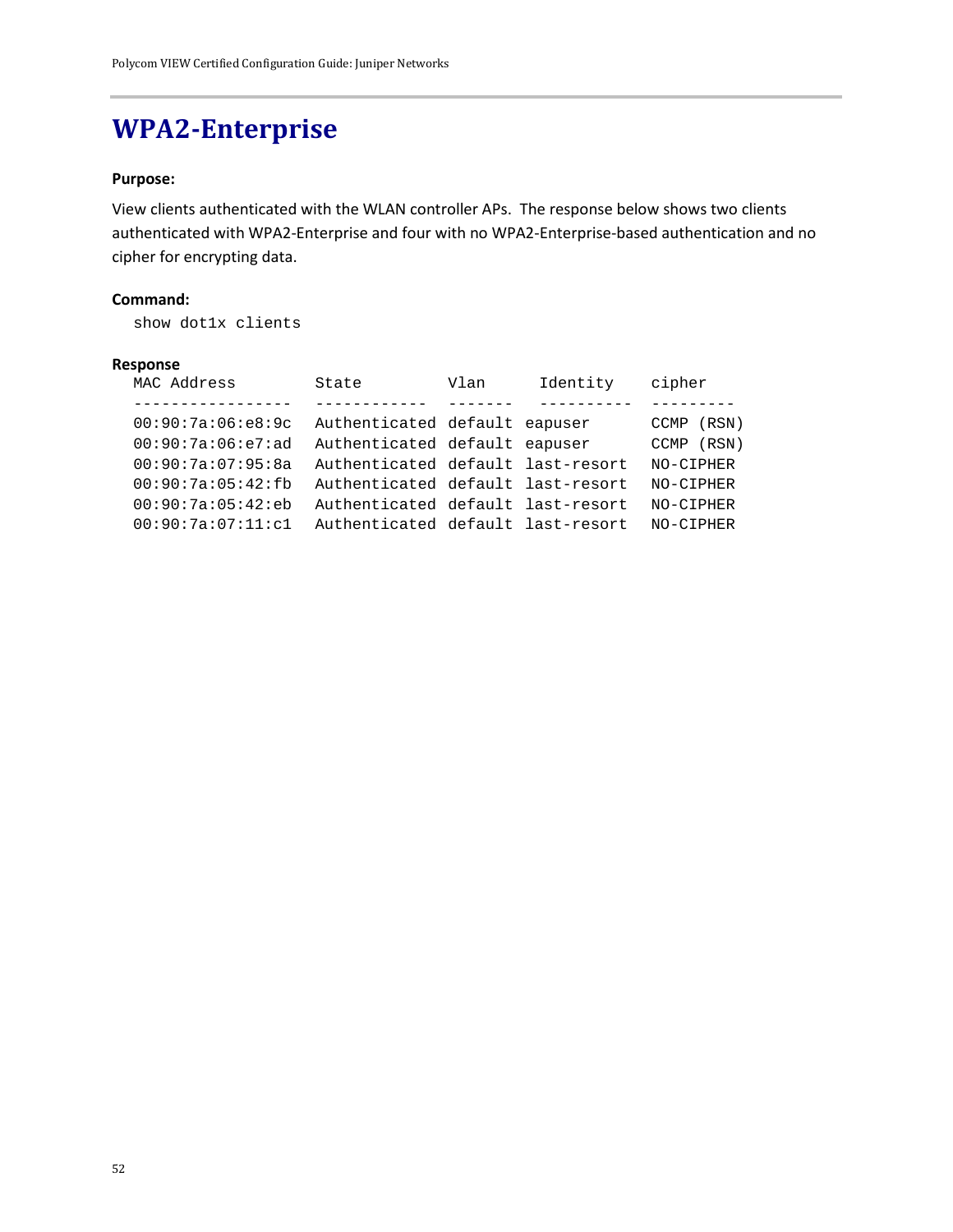# WPA2-Enterprise

**Purpose:**

View clients authenticated with the WLAN controller APs. The response below shows two clients authenticated with WPA2-Enterprise and four with no WPA2-Enterprise-based authentication and no cipher for encrypting data.

**Command:**

```
show dot1x clients
```

**Response**

```
MAC Address         State         Vlan      Identity    cipher
-----------------   ------------  -------   ----------  ---------
00:90:7a:06:e8:9c   Authenticated default eapuser       CCMP (RSN)
00:90:7a:06:e7:ad   Authenticated default eapuser       CCMP (RSN)
00:90:7a:07:95:8a   Authenticated default last-resort   NO-CIPHER
00:90:7a:05:42:fb   Authenticated default last-resort   NO-CIPHER
00:90:7a:05:42:eb   Authenticated default last-resort   NO-CIPHER
00:90:7a:07:11:c1   Authenticated default last-resort   NO-CIPHER
```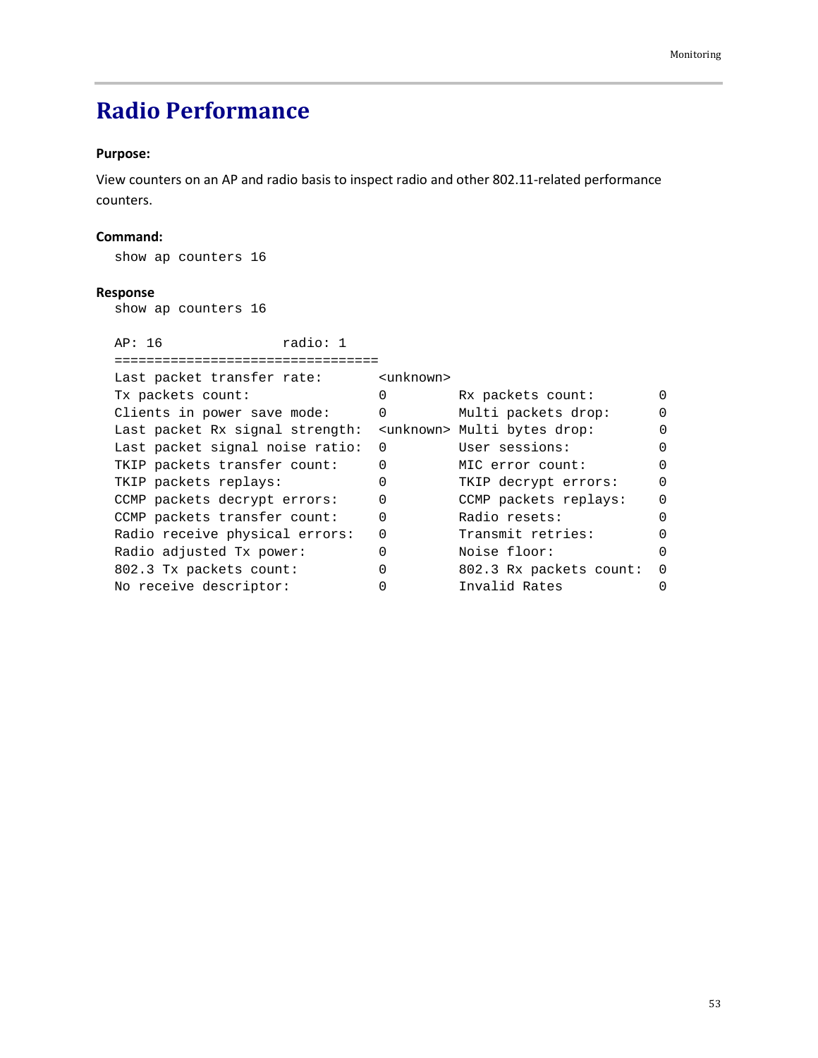# Radio Performance

**Purpose:**

View counters on an AP and radio basis to inspect radio and other 802.11-related performance counters.

**Command:**

```
show ap counters 16
```

**Response**

```
show ap counters 16

AP: 16              radio: 1
=================================
Last packet transfer rate:       <unknown>
Tx packets count:                0         Rx packets count:        0
Clients in power save mode:      0         Multi packets drop:      0
Last packet Rx signal strength:  <unknown> Multi bytes drop:        0
Last packet signal noise ratio:  0         User sessions:           0
TKIP packets transfer count:     0         MIC error count:         0
TKIP packets replays:            0         TKIP decrypt errors:     0
CCMP packets decrypt errors:     0         CCMP packets replays:    0
CCMP packets transfer count:     0         Radio resets:            0
Radio receive physical errors:   0         Transmit retries:        0
Radio adjusted Tx power:         0         Noise floor:             0
802.3 Tx packets count:          0         802.3 Rx packets count:  0
No receive descriptor:           0         Invalid Rates            0
```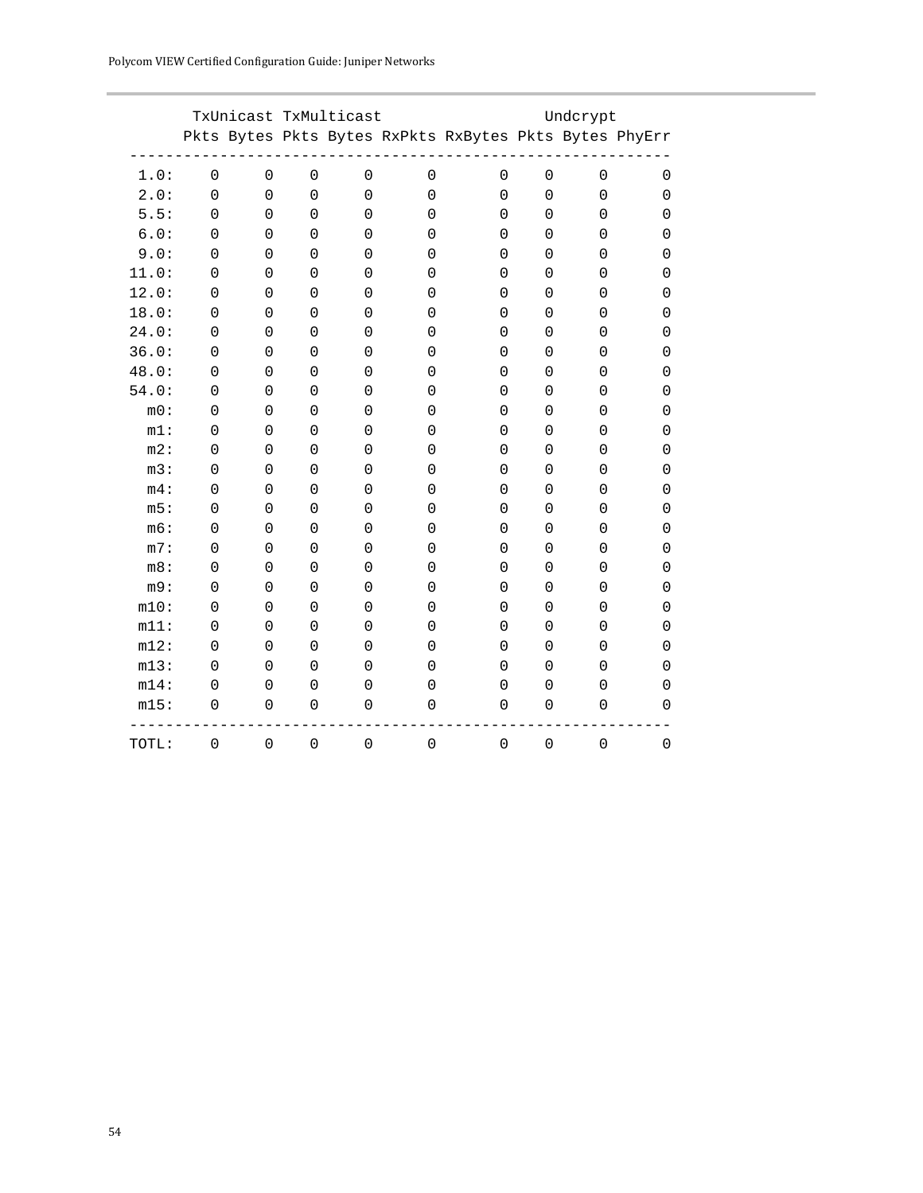```
       TxUnicast TxMulticast                    Undcrypt
      Pkts Bytes Pkts Bytes RxPkts RxBytes Pkts Bytes PhyErr
  ----------------------------------------------------------
   1.0:   0     0    0     0      0       0    0     0      0
   2.0:   0     0    0     0      0       0    0     0      0
   5.5:   0     0    0     0      0       0    0     0      0
   6.0:   0     0    0     0      0       0    0     0      0
   9.0:   0     0    0     0      0       0    0     0      0
  11.0:   0     0    0     0      0       0    0     0      0
  12.0:   0     0    0     0      0       0    0     0      0
  18.0:   0     0    0     0      0       0    0     0      0
  24.0:   0     0    0     0      0       0    0     0      0
  36.0:   0     0    0     0      0       0    0     0      0
  48.0:   0     0    0     0      0       0    0     0      0
  54.0:   0     0    0     0      0       0    0     0      0
    m0:   0     0    0     0      0       0    0     0      0
    m1:   0     0    0     0      0       0    0     0      0
    m2:   0     0    0     0      0       0    0     0      0
    m3:   0     0    0     0      0       0    0     0      0
    m4:   0     0    0     0      0       0    0     0      0
    m5:   0     0    0     0      0       0    0     0      0
    m6:   0     0    0     0      0       0    0     0      0
    m7:   0     0    0     0      0       0    0     0      0
    m8:   0     0    0     0      0       0    0     0      0
    m9:   0     0    0     0      0       0    0     0      0
   m10:   0     0    0     0      0       0    0     0      0
   m11:   0     0    0     0      0       0    0     0      0
   m12:   0     0    0     0      0       0    0     0      0
   m13:   0     0    0     0      0       0    0     0      0
   m14:   0     0    0     0      0       0    0     0      0
   m15:   0     0    0     0      0       0    0     0      0
  ----------------------------------------------------------
  TOTL:   0     0    0     0      0       0    0     0      0
```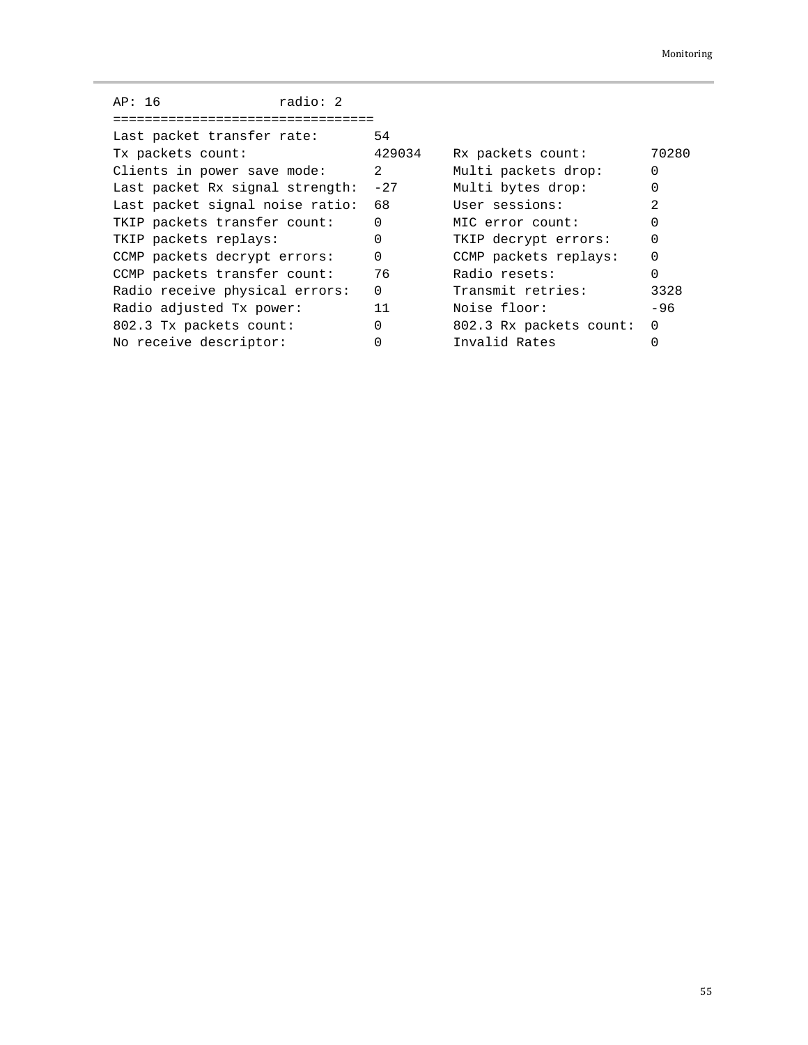```
AP: 16              radio: 2
=================================
Last packet transfer rate:      54
Tx packets count:               429034    Rx packets count:        70280
Clients in power save mode:     2         Multi packets drop:      0
Last packet Rx signal strength: -27       Multi bytes drop:        0
Last packet signal noise ratio: 68        User sessions:           2
TKIP packets transfer count:    0         MIC error count:         0
TKIP packets replays:           0         TKIP decrypt errors:     0
CCMP packets decrypt errors:    0         CCMP packets replays:    0
CCMP packets transfer count:    76        Radio resets:            0
Radio receive physical errors:  0         Transmit retries:        3328
Radio adjusted Tx power:        11        Noise floor:             -96
802.3 Tx packets count:         0         802.3 Rx packets count:  0
No receive descriptor:          0         Invalid Rates            0
```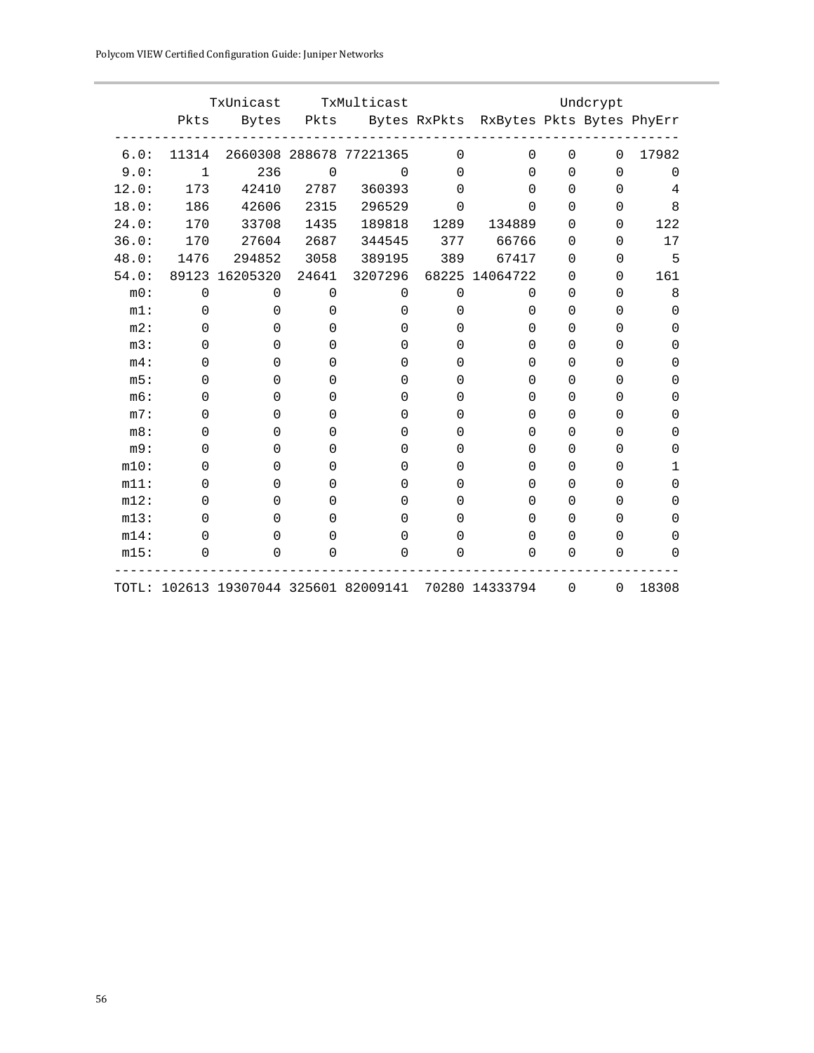```
        TxUnicast      TxMulticast                    Undcrypt
      Pkts    Bytes   Pkts     Bytes RxPkts  RxBytes Pkts Bytes PhyErr
-----------------------------------------------------------------------
 6.0:  11314  2660308 288678 77221365      0        0    0     0  17982
 9.0:      1      236      0        0      0        0    0     0      0
12.0:    173    42410   2787   360393      0        0    0     0      4
18.0:    186    42606   2315   296529      0        0    0     0      8
24.0:    170    33708   1435   189818   1289   134889    0     0    122
36.0:    170    27604   2687   344545    377    66766    0     0     17
48.0:   1476   294852   3058   389195    389    67417    0     0      5
54.0:  89123 16205320  24641  3207296  68225 14064722    0     0    161
  m0:      0        0      0        0      0        0    0     0      8
  m1:      0        0      0        0      0        0    0     0      0
  m2:      0        0      0        0      0        0    0     0      0
  m3:      0        0      0        0      0        0    0     0      0
  m4:      0        0      0        0      0        0    0     0      0
  m5:      0        0      0        0      0        0    0     0      0
  m6:      0        0      0        0      0        0    0     0      0
  m7:      0        0      0        0      0        0    0     0      0
  m8:      0        0      0        0      0        0    0     0      0
  m9:      0        0      0        0      0        0    0     0      0
 m10:      0        0      0        0      0        0    0     0      1
 m11:      0        0      0        0      0        0    0     0      0
 m12:      0        0      0        0      0        0    0     0      0
 m13:      0        0      0        0      0        0    0     0      0
 m14:      0        0      0        0      0        0    0     0      0
 m15:      0        0      0        0      0        0    0     0      0
-----------------------------------------------------------------------
TOTL: 102613 19307044 325601 82009141  70280 14333794    0     0  18308
```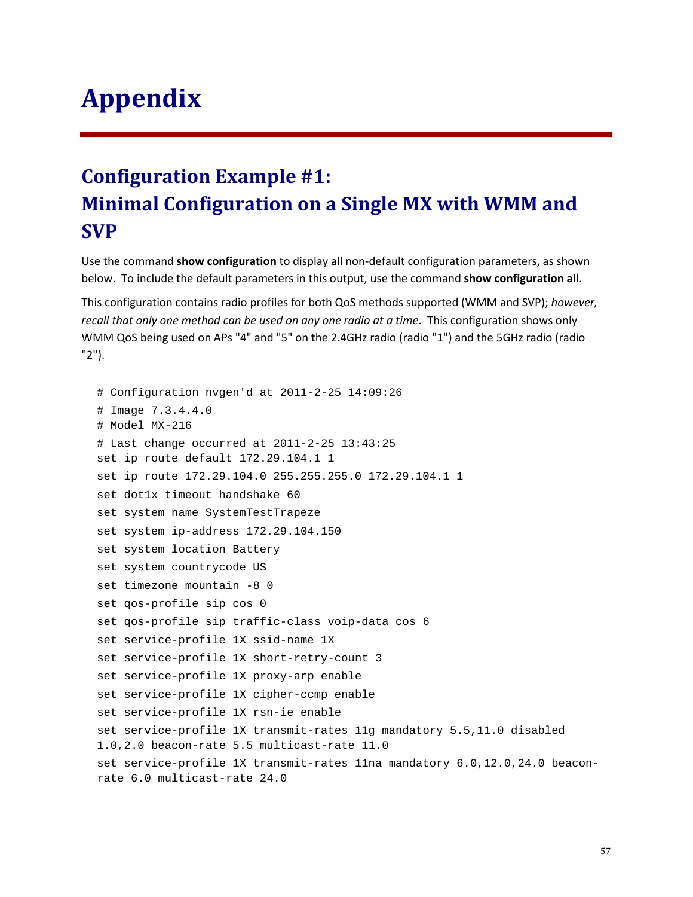# Appendix

## Configuration Example #1: Minimal Configuration on a Single MX with WMM and SVP

Use the command **show configuration** to display all non-default configuration parameters, as shown below. To include the default parameters in this output, use the command **show configuration all**.

This configuration contains radio profiles for both QoS methods supported (WMM and SVP); *however, recall that only one method can be used on any one radio at a time*. This configuration shows only WMM QoS being used on APs "4" and "5" on the 2.4GHz radio (radio "1") and the 5GHz radio (radio "2").

```
# Configuration nvgen'd at 2011-2-25 14:09:26
# Image 7.3.4.4.0
# Model MX-216
# Last change occurred at 2011-2-25 13:43:25
set ip route default 172.29.104.1 1
set ip route 172.29.104.0 255.255.255.0 172.29.104.1 1
set dot1x timeout handshake 60
set system name SystemTestTrapeze
set system ip-address 172.29.104.150
set system location Battery
set system countrycode US
set timezone mountain -8 0
set qos-profile sip cos 0
set qos-profile sip traffic-class voip-data cos 6
set service-profile 1X ssid-name 1X
set service-profile 1X short-retry-count 3
set service-profile 1X proxy-arp enable
set service-profile 1X cipher-ccmp enable
set service-profile 1X rsn-ie enable
set service-profile 1X transmit-rates 11g mandatory 5.5,11.0 disabled
1.0,2.0 beacon-rate 5.5 multicast-rate 11.0
set service-profile 1X transmit-rates 11na mandatory 6.0,12.0,24.0 beacon-
rate 6.0 multicast-rate 24.0
```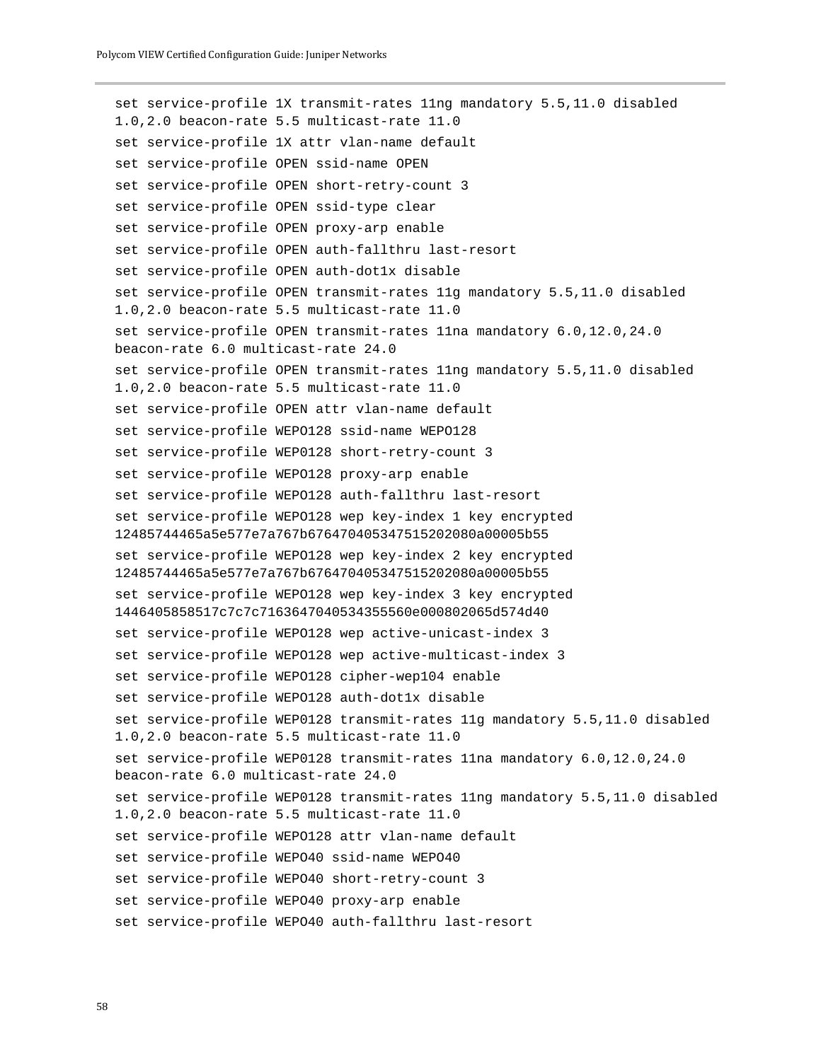```
set service-profile 1X transmit-rates 11ng mandatory 5.5,11.0 disabled
1.0,2.0 beacon-rate 5.5 multicast-rate 11.0
set service-profile 1X attr vlan-name default
set service-profile OPEN ssid-name OPEN
set service-profile OPEN short-retry-count 3
set service-profile OPEN ssid-type clear
set service-profile OPEN proxy-arp enable
set service-profile OPEN auth-fallthru last-resort
set service-profile OPEN auth-dot1x disable
set service-profile OPEN transmit-rates 11g mandatory 5.5,11.0 disabled
1.0,2.0 beacon-rate 5.5 multicast-rate 11.0
set service-profile OPEN transmit-rates 11na mandatory 6.0,12.0,24.0
beacon-rate 6.0 multicast-rate 24.0
set service-profile OPEN transmit-rates 11ng mandatory 5.5,11.0 disabled
1.0,2.0 beacon-rate 5.5 multicast-rate 11.0
set service-profile OPEN attr vlan-name default
set service-profile WEPO128 ssid-name WEPO128
set service-profile WEP0128 short-retry-count 3
set service-profile WEPO128 proxy-arp enable
set service-profile WEPO128 auth-fallthru last-resort
set service-profile WEPO128 wep key-index 1 key encrypted
12485744465a5e577e7a767b676470405347515202080a00005b55
set service-profile WEPO128 wep key-index 2 key encrypted
12485744465a5e577e7a767b676470405347515202080a00005b55
set service-profile WEPO128 wep key-index 3 key encrypted
1446405858517c7c7c716364704053435556Oe000802065d574d40
set service-profile WEPO128 wep active-unicast-index 3
set service-profile WEPO128 wep active-multicast-index 3
set service-profile WEPO128 cipher-wep104 enable
set service-profile WEPO128 auth-dot1x disable
set service-profile WEP0128 transmit-rates 11g mandatory 5.5,11.0 disabled
1.0,2.0 beacon-rate 5.5 multicast-rate 11.0
set service-profile WEP0128 transmit-rates 11na mandatory 6.0,12.0,24.0
beacon-rate 6.0 multicast-rate 24.0
set service-profile WEP0128 transmit-rates 11ng mandatory 5.5,11.0 disabled
1.0,2.0 beacon-rate 5.5 multicast-rate 11.0
set service-profile WEPO128 attr vlan-name default
set service-profile WEPO40 ssid-name WEPO40
set service-profile WEPO40 short-retry-count 3
set service-profile WEPO40 proxy-arp enable
set service-profile WEPO40 auth-fallthru last-resort
```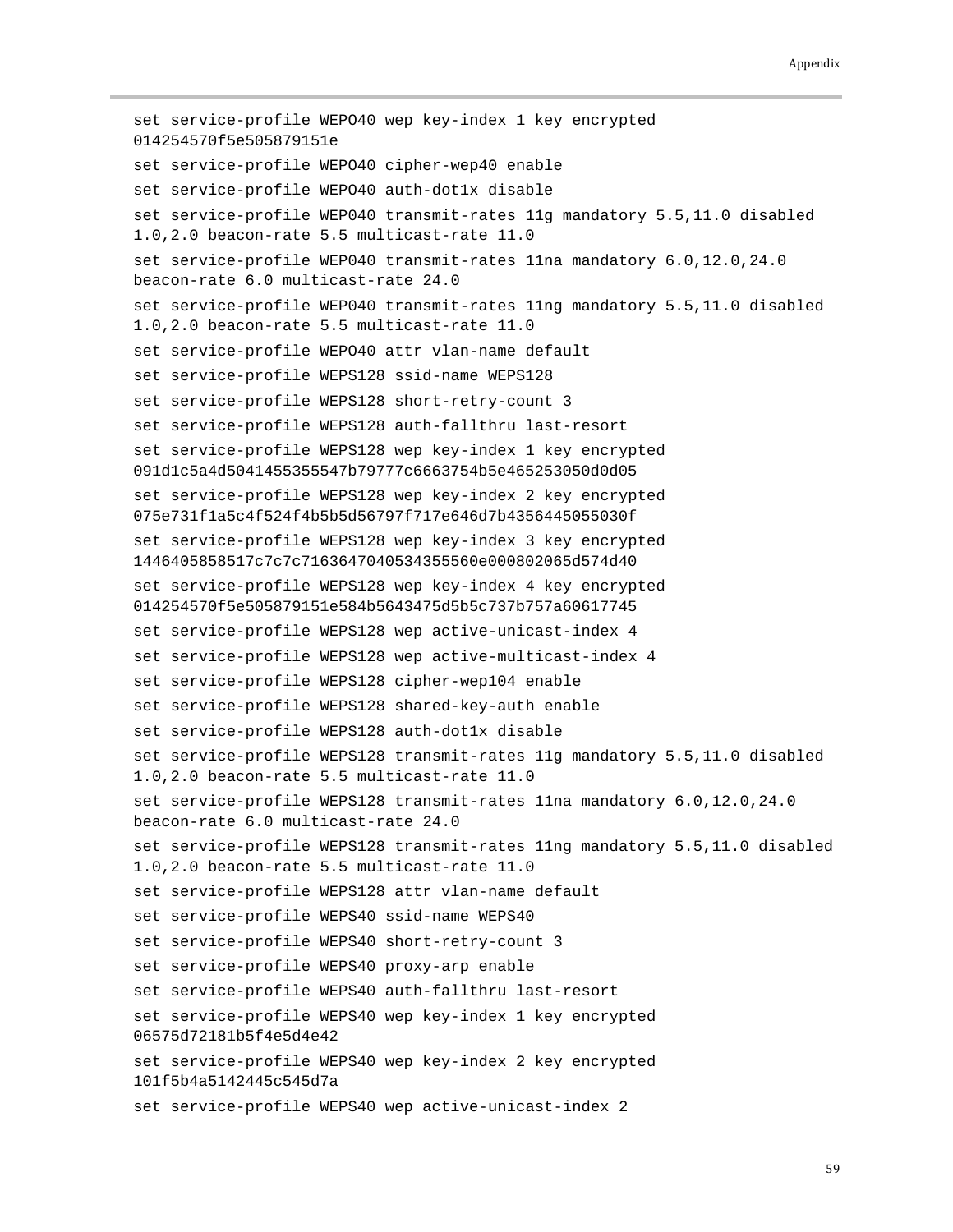```
set service-profile WEPO40 wep key-index 1 key encrypted
014254570f5e505879151e
set service-profile WEPO40 cipher-wep40 enable
set service-profile WEPO40 auth-dot1x disable
set service-profile WEP040 transmit-rates 11g mandatory 5.5,11.0 disabled
1.0,2.0 beacon-rate 5.5 multicast-rate 11.0
set service-profile WEP040 transmit-rates 11na mandatory 6.0,12.0,24.0
beacon-rate 6.0 multicast-rate 24.0
set service-profile WEP040 transmit-rates 11ng mandatory 5.5,11.0 disabled
1.0,2.0 beacon-rate 5.5 multicast-rate 11.0
set service-profile WEPO40 attr vlan-name default
set service-profile WEPS128 ssid-name WEPS128
set service-profile WEPS128 short-retry-count 3
set service-profile WEPS128 auth-fallthru last-resort
set service-profile WEPS128 wep key-index 1 key encrypted
091d1c5a4d5041455355547b79777c6663754b5e465253050d0d05
set service-profile WEPS128 wep key-index 2 key encrypted
075e731f1a5c4f524f4b5b5d56797f717e646d7b4356445055030f
set service-profile WEPS128 wep key-index 3 key encrypted
1446405858517c7c7c716364704053435556 0e000802065d574d40
set service-profile WEPS128 wep key-index 4 key encrypted
014254570f5e505879151e584b5643475d5b5c737b757a60617745
set service-profile WEPS128 wep active-unicast-index 4
set service-profile WEPS128 wep active-multicast-index 4
set service-profile WEPS128 cipher-wep104 enable
set service-profile WEPS128 shared-key-auth enable
set service-profile WEPS128 auth-dot1x disable
set service-profile WEPS128 transmit-rates 11g mandatory 5.5,11.0 disabled
1.0,2.0 beacon-rate 5.5 multicast-rate 11.0
set service-profile WEPS128 transmit-rates 11na mandatory 6.0,12.0,24.0
beacon-rate 6.0 multicast-rate 24.0
set service-profile WEPS128 transmit-rates 11ng mandatory 5.5,11.0 disabled
1.0,2.0 beacon-rate 5.5 multicast-rate 11.0
set service-profile WEPS128 attr vlan-name default
set service-profile WEPS40 ssid-name WEPS40
set service-profile WEPS40 short-retry-count 3
set service-profile WEPS40 proxy-arp enable
set service-profile WEPS40 auth-fallthru last-resort
set service-profile WEPS40 wep key-index 1 key encrypted
06575d72181b5f4e5d4e42
set service-profile WEPS40 wep key-index 2 key encrypted
101f5b4a5142445c545d7a
set service-profile WEPS40 wep active-unicast-index 2
```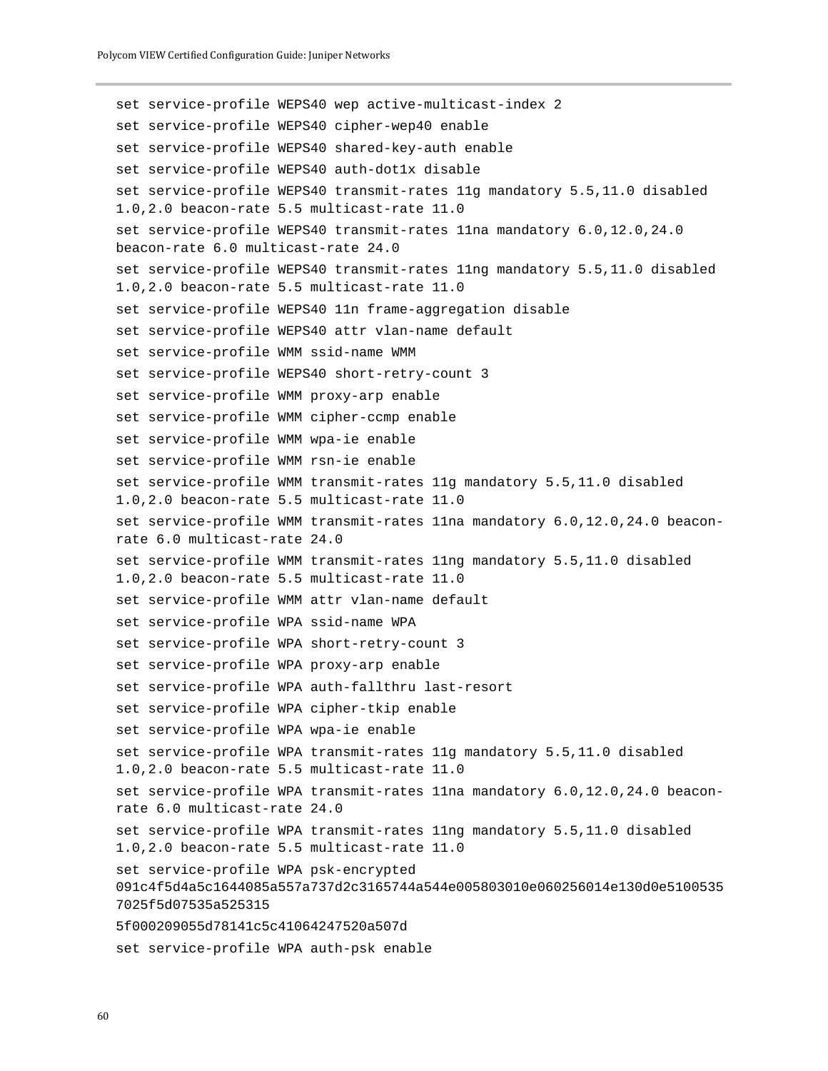```
set service-profile WEPS40 wep active-multicast-index 2
set service-profile WEPS40 cipher-wep40 enable
set service-profile WEPS40 shared-key-auth enable
set service-profile WEPS40 auth-dot1x disable
set service-profile WEPS40 transmit-rates 11g mandatory 5.5,11.0 disabled 1.0,2.0 beacon-rate 5.5 multicast-rate 11.0
set service-profile WEPS40 transmit-rates 11na mandatory 6.0,12.0,24.0 beacon-rate 6.0 multicast-rate 24.0
set service-profile WEPS40 transmit-rates 11ng mandatory 5.5,11.0 disabled 1.0,2.0 beacon-rate 5.5 multicast-rate 11.0
set service-profile WEPS40 11n frame-aggregation disable
set service-profile WEPS40 attr vlan-name default
set service-profile WMM ssid-name WMM
set service-profile WEPS40 short-retry-count 3
set service-profile WMM proxy-arp enable
set service-profile WMM cipher-ccmp enable
set service-profile WMM wpa-ie enable
set service-profile WMM rsn-ie enable
set service-profile WMM transmit-rates 11g mandatory 5.5,11.0 disabled 1.0,2.0 beacon-rate 5.5 multicast-rate 11.0
set service-profile WMM transmit-rates 11na mandatory 6.0,12.0,24.0 beacon-rate 6.0 multicast-rate 24.0
set service-profile WMM transmit-rates 11ng mandatory 5.5,11.0 disabled 1.0,2.0 beacon-rate 5.5 multicast-rate 11.0
set service-profile WMM attr vlan-name default
set service-profile WPA ssid-name WPA
set service-profile WPA short-retry-count 3
set service-profile WPA proxy-arp enable
set service-profile WPA auth-fallthru last-resort
set service-profile WPA cipher-tkip enable
set service-profile WPA wpa-ie enable
set service-profile WPA transmit-rates 11g mandatory 5.5,11.0 disabled 1.0,2.0 beacon-rate 5.5 multicast-rate 11.0
set service-profile WPA transmit-rates 11na mandatory 6.0,12.0,24.0 beacon-rate 6.0 multicast-rate 24.0
set service-profile WPA transmit-rates 11ng mandatory 5.5,11.0 disabled 1.0,2.0 beacon-rate 5.5 multicast-rate 11.0
set service-profile WPA psk-encrypted 091c4f5d4a5c1644085a557a737d2c3165744a544e005803010e060256014e130d0e51005357025f5d07535a525315
5f000209055d78141c5c41064247520a507d
set service-profile WPA auth-psk enable
```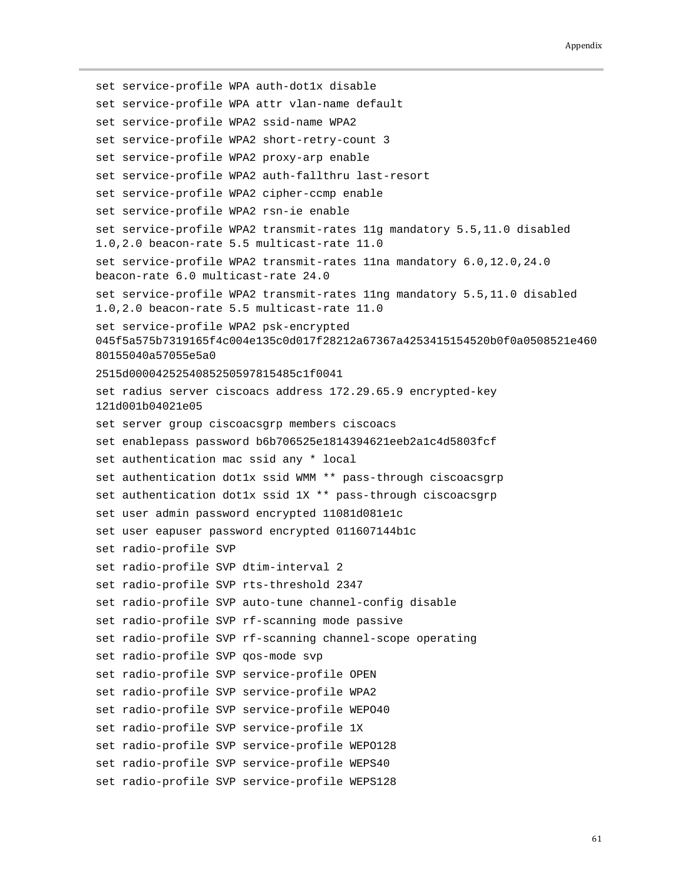```
set service-profile WPA auth-dot1x disable
set service-profile WPA attr vlan-name default
set service-profile WPA2 ssid-name WPA2
set service-profile WPA2 short-retry-count 3
set service-profile WPA2 proxy-arp enable
set service-profile WPA2 auth-fallthru last-resort
set service-profile WPA2 cipher-ccmp enable
set service-profile WPA2 rsn-ie enable
set service-profile WPA2 transmit-rates 11g mandatory 5.5,11.0 disabled
1.0,2.0 beacon-rate 5.5 multicast-rate 11.0
set service-profile WPA2 transmit-rates 11na mandatory 6.0,12.0,24.0
beacon-rate 6.0 multicast-rate 24.0
set service-profile WPA2 transmit-rates 11ng mandatory 5.5,11.0 disabled
1.0,2.0 beacon-rate 5.5 multicast-rate 11.0
set service-profile WPA2 psk-encrypted
045f5a575b7319165f4c004e135c0d017f28212a67367a4253415154520b0f0a0508521e460
80155040a57055e5a0
2515d0000425254085250597815485c1f0041
set radius server ciscoacs address 172.29.65.9 encrypted-key
121d001b04021e05
set server group ciscoacsgrp members ciscoacs
set enablepass password b6b706525e1814394621eeb2a1c4d5803fcf
set authentication mac ssid any * local
set authentication dot1x ssid WMM ** pass-through ciscoacsgrp
set authentication dot1x ssid 1X ** pass-through ciscoacsgrp
set user admin password encrypted 11081d081e1c
set user eapuser password encrypted 011607144b1c
set radio-profile SVP
set radio-profile SVP dtim-interval 2
set radio-profile SVP rts-threshold 2347
set radio-profile SVP auto-tune channel-config disable
set radio-profile SVP rf-scanning mode passive
set radio-profile SVP rf-scanning channel-scope operating
set radio-profile SVP qos-mode svp
set radio-profile SVP service-profile OPEN
set radio-profile SVP service-profile WPA2
set radio-profile SVP service-profile WEPO40
set radio-profile SVP service-profile 1X
set radio-profile SVP service-profile WEPO128
set radio-profile SVP service-profile WEPS40
set radio-profile SVP service-profile WEPS128
```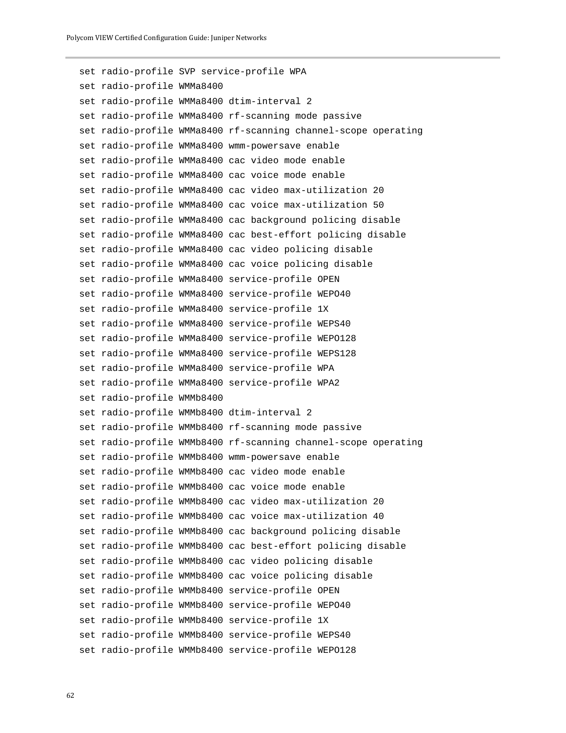```
set radio-profile SVP service-profile WPA
set radio-profile WMMa8400
set radio-profile WMMa8400 dtim-interval 2
set radio-profile WMMa8400 rf-scanning mode passive
set radio-profile WMMa8400 rf-scanning channel-scope operating
set radio-profile WMMa8400 wmm-powersave enable
set radio-profile WMMa8400 cac video mode enable
set radio-profile WMMa8400 cac voice mode enable
set radio-profile WMMa8400 cac video max-utilization 20
set radio-profile WMMa8400 cac voice max-utilization 50
set radio-profile WMMa8400 cac background policing disable
set radio-profile WMMa8400 cac best-effort policing disable
set radio-profile WMMa8400 cac video policing disable
set radio-profile WMMa8400 cac voice policing disable
set radio-profile WMMa8400 service-profile OPEN
set radio-profile WMMa8400 service-profile WEPO40
set radio-profile WMMa8400 service-profile 1X
set radio-profile WMMa8400 service-profile WEPS40
set radio-profile WMMa8400 service-profile WEPO128
set radio-profile WMMa8400 service-profile WEPS128
set radio-profile WMMa8400 service-profile WPA
set radio-profile WMMa8400 service-profile WPA2
set radio-profile WMMb8400
set radio-profile WMMb8400 dtim-interval 2
set radio-profile WMMb8400 rf-scanning mode passive
set radio-profile WMMb8400 rf-scanning channel-scope operating
set radio-profile WMMb8400 wmm-powersave enable
set radio-profile WMMb8400 cac video mode enable
set radio-profile WMMb8400 cac voice mode enable
set radio-profile WMMb8400 cac video max-utilization 20
set radio-profile WMMb8400 cac voice max-utilization 40
set radio-profile WMMb8400 cac background policing disable
set radio-profile WMMb8400 cac best-effort policing disable
set radio-profile WMMb8400 cac video policing disable
set radio-profile WMMb8400 cac voice policing disable
set radio-profile WMMb8400 service-profile OPEN
set radio-profile WMMb8400 service-profile WEPO40
set radio-profile WMMb8400 service-profile 1X
set radio-profile WMMb8400 service-profile WEPS40
set radio-profile WMMb8400 service-profile WEPO128
```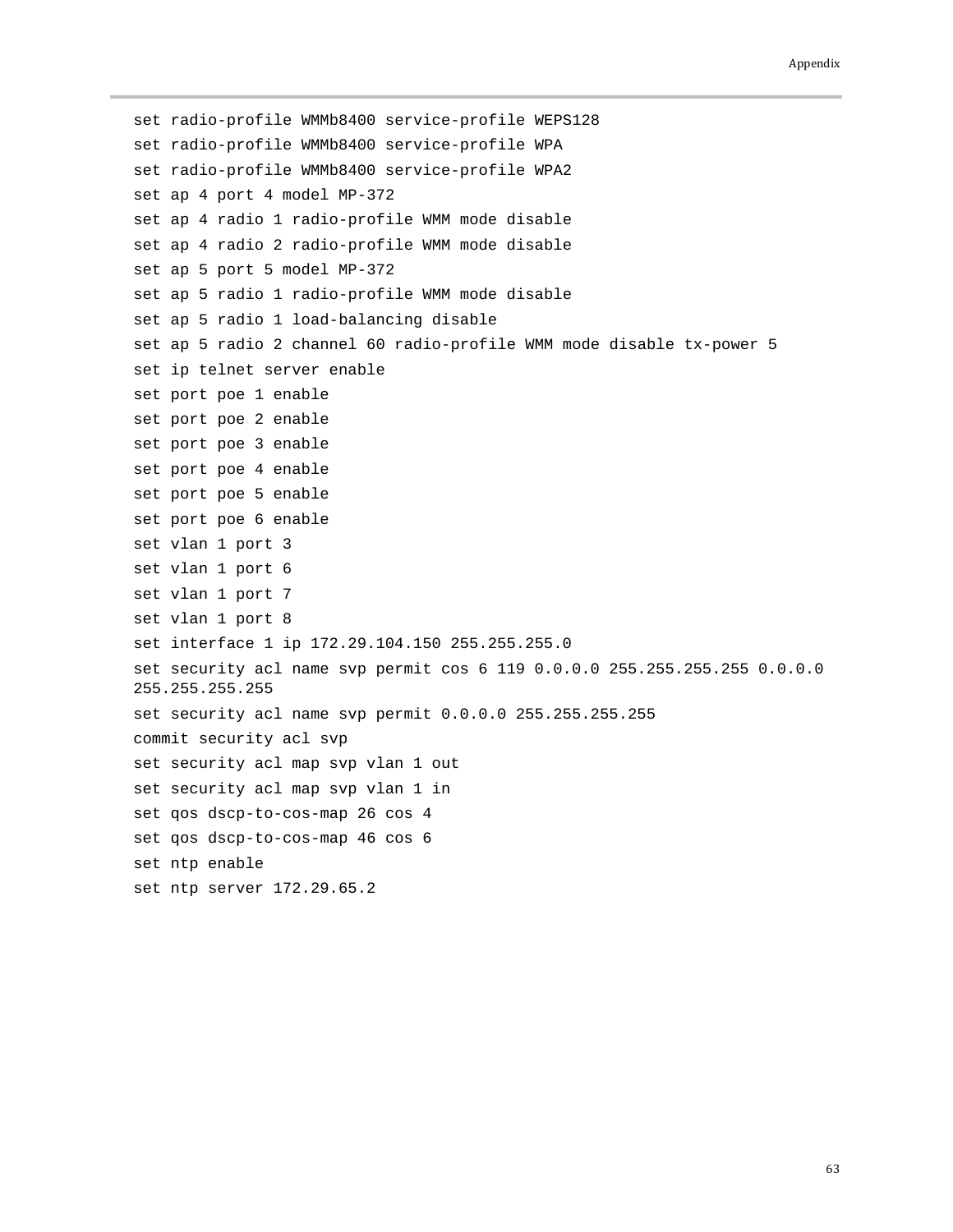```
set radio-profile WMMb8400 service-profile WEPS128
set radio-profile WMMb8400 service-profile WPA
set radio-profile WMMb8400 service-profile WPA2
set ap 4 port 4 model MP-372
set ap 4 radio 1 radio-profile WMM mode disable
set ap 4 radio 2 radio-profile WMM mode disable
set ap 5 port 5 model MP-372
set ap 5 radio 1 radio-profile WMM mode disable
set ap 5 radio 1 load-balancing disable
set ap 5 radio 2 channel 60 radio-profile WMM mode disable tx-power 5
set ip telnet server enable
set port poe 1 enable
set port poe 2 enable
set port poe 3 enable
set port poe 4 enable
set port poe 5 enable
set port poe 6 enable
set vlan 1 port 3
set vlan 1 port 6
set vlan 1 port 7
set vlan 1 port 8
set interface 1 ip 172.29.104.150 255.255.255.0
set security acl name svp permit cos 6 119 0.0.0.0 255.255.255.255 0.0.0.0
255.255.255.255
set security acl name svp permit 0.0.0.0 255.255.255.255
commit security acl svp
set security acl map svp vlan 1 out
set security acl map svp vlan 1 in
set qos dscp-to-cos-map 26 cos 4
set qos dscp-to-cos-map 46 cos 6
set ntp enable
set ntp server 172.29.65.2
```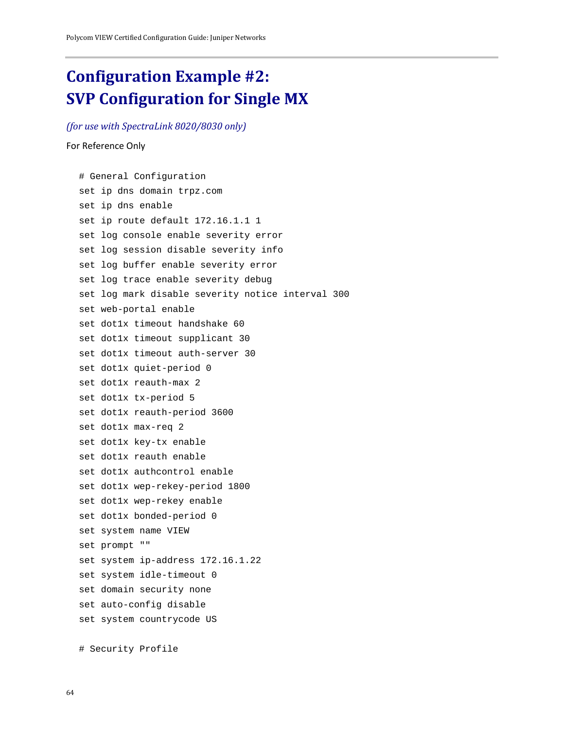# Configuration Example #2: SVP Configuration for Single MX

*(for use with SpectraLink 8020/8030 only)*

For Reference Only

```
# General Configuration
set ip dns domain trpz.com
set ip dns enable
set ip route default 172.16.1.1 1
set log console enable severity error
set log session disable severity info
set log buffer enable severity error
set log trace enable severity debug
set log mark disable severity notice interval 300
set web-portal enable
set dot1x timeout handshake 60
set dot1x timeout supplicant 30
set dot1x timeout auth-server 30
set dot1x quiet-period 0
set dot1x reauth-max 2
set dot1x tx-period 5
set dot1x reauth-period 3600
set dot1x max-req 2
set dot1x key-tx enable
set dot1x reauth enable
set dot1x authcontrol enable
set dot1x wep-rekey-period 1800
set dot1x wep-rekey enable
set dot1x bonded-period 0
set system name VIEW
set prompt ""
set system ip-address 172.16.1.22
set system idle-timeout 0
set domain security none
set auto-config disable
set system countrycode US

# Security Profile
```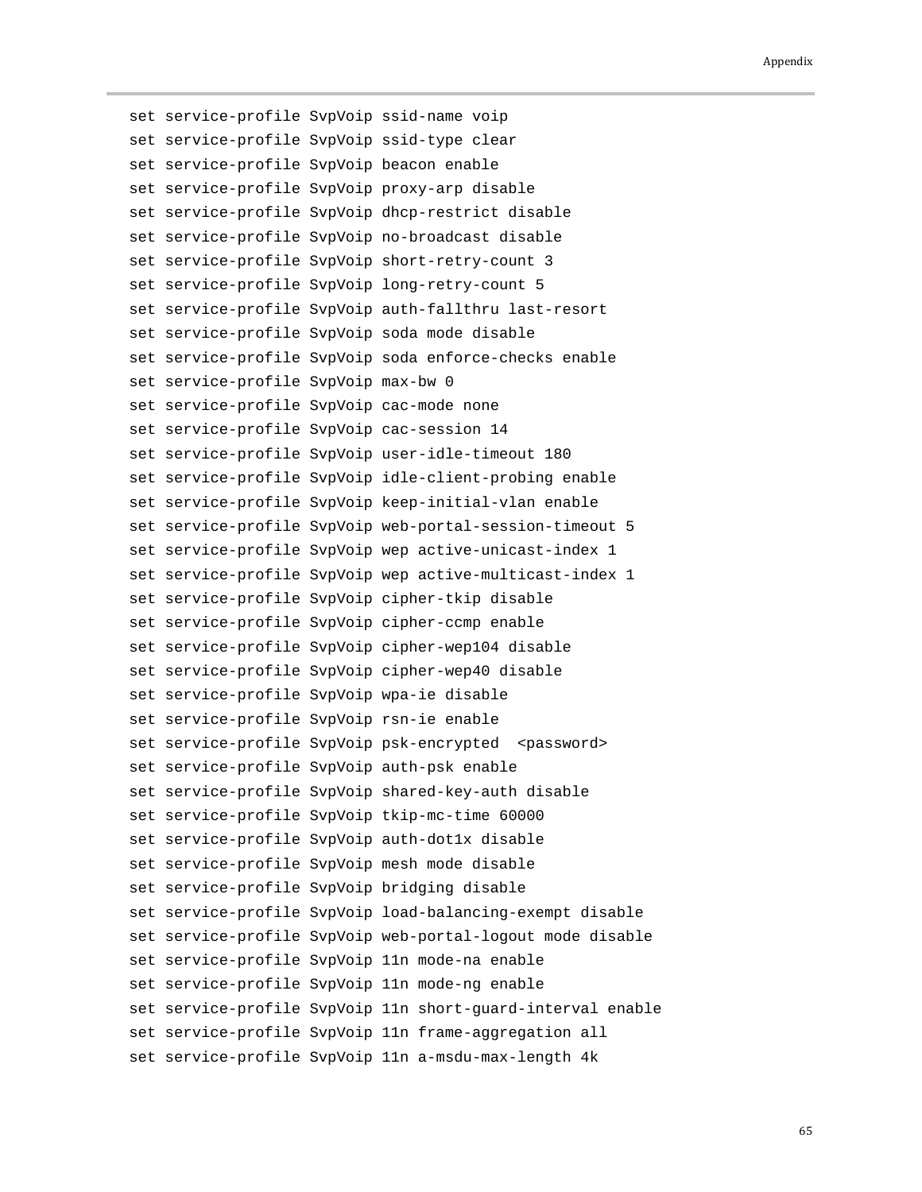```
set service-profile SvpVoip ssid-name voip
set service-profile SvpVoip ssid-type clear
set service-profile SvpVoip beacon enable
set service-profile SvpVoip proxy-arp disable
set service-profile SvpVoip dhcp-restrict disable
set service-profile SvpVoip no-broadcast disable
set service-profile SvpVoip short-retry-count 3
set service-profile SvpVoip long-retry-count 5
set service-profile SvpVoip auth-fallthru last-resort
set service-profile SvpVoip soda mode disable
set service-profile SvpVoip soda enforce-checks enable
set service-profile SvpVoip max-bw 0
set service-profile SvpVoip cac-mode none
set service-profile SvpVoip cac-session 14
set service-profile SvpVoip user-idle-timeout 180
set service-profile SvpVoip idle-client-probing enable
set service-profile SvpVoip keep-initial-vlan enable
set service-profile SvpVoip web-portal-session-timeout 5
set service-profile SvpVoip wep active-unicast-index 1
set service-profile SvpVoip wep active-multicast-index 1
set service-profile SvpVoip cipher-tkip disable
set service-profile SvpVoip cipher-ccmp enable
set service-profile SvpVoip cipher-wep104 disable
set service-profile SvpVoip cipher-wep40 disable
set service-profile SvpVoip wpa-ie disable
set service-profile SvpVoip rsn-ie enable
set service-profile SvpVoip psk-encrypted  <password>
set service-profile SvpVoip auth-psk enable
set service-profile SvpVoip shared-key-auth disable
set service-profile SvpVoip tkip-mc-time 60000
set service-profile SvpVoip auth-dot1x disable
set service-profile SvpVoip mesh mode disable
set service-profile SvpVoip bridging disable
set service-profile SvpVoip load-balancing-exempt disable
set service-profile SvpVoip web-portal-logout mode disable
set service-profile SvpVoip 11n mode-na enable
set service-profile SvpVoip 11n mode-ng enable
set service-profile SvpVoip 11n short-guard-interval enable
set service-profile SvpVoip 11n frame-aggregation all
set service-profile SvpVoip 11n a-msdu-max-length 4k
```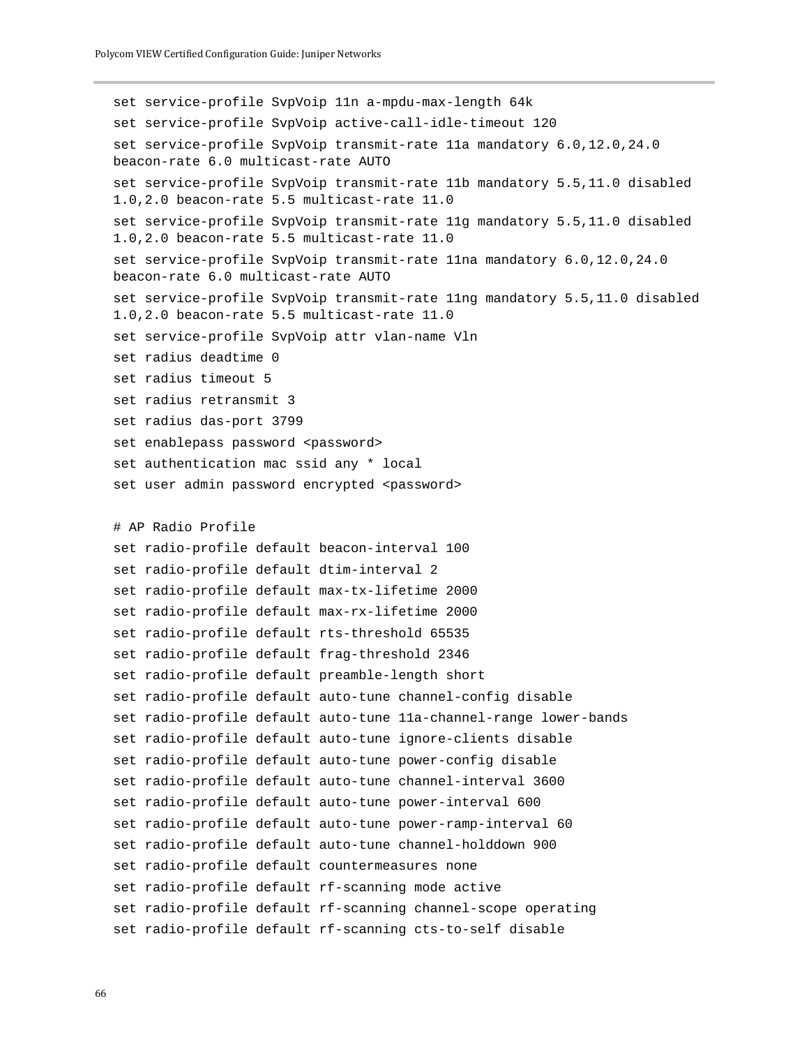```
set service-profile SvpVoip 11n a-mpdu-max-length 64k
set service-profile SvpVoip active-call-idle-timeout 120
set service-profile SvpVoip transmit-rate 11a mandatory 6.0,12.0,24.0
beacon-rate 6.0 multicast-rate AUTO
set service-profile SvpVoip transmit-rate 11b mandatory 5.5,11.0 disabled
1.0,2.0 beacon-rate 5.5 multicast-rate 11.0
set service-profile SvpVoip transmit-rate 11g mandatory 5.5,11.0 disabled
1.0,2.0 beacon-rate 5.5 multicast-rate 11.0
set service-profile SvpVoip transmit-rate 11na mandatory 6.0,12.0,24.0
beacon-rate 6.0 multicast-rate AUTO
set service-profile SvpVoip transmit-rate 11ng mandatory 5.5,11.0 disabled
1.0,2.0 beacon-rate 5.5 multicast-rate 11.0
set service-profile SvpVoip attr vlan-name Vln
set radius deadtime 0
set radius timeout 5
set radius retransmit 3
set radius das-port 3799
set enablepass password <password>
set authentication mac ssid any * local
set user admin password encrypted <password>

# AP Radio Profile
set radio-profile default beacon-interval 100
set radio-profile default dtim-interval 2
set radio-profile default max-tx-lifetime 2000
set radio-profile default max-rx-lifetime 2000
set radio-profile default rts-threshold 65535
set radio-profile default frag-threshold 2346
set radio-profile default preamble-length short
set radio-profile default auto-tune channel-config disable
set radio-profile default auto-tune 11a-channel-range lower-bands
set radio-profile default auto-tune ignore-clients disable
set radio-profile default auto-tune power-config disable
set radio-profile default auto-tune channel-interval 3600
set radio-profile default auto-tune power-interval 600
set radio-profile default auto-tune power-ramp-interval 60
set radio-profile default auto-tune channel-holddown 900
set radio-profile default countermeasures none
set radio-profile default rf-scanning mode active
set radio-profile default rf-scanning channel-scope operating
set radio-profile default rf-scanning cts-to-self disable
```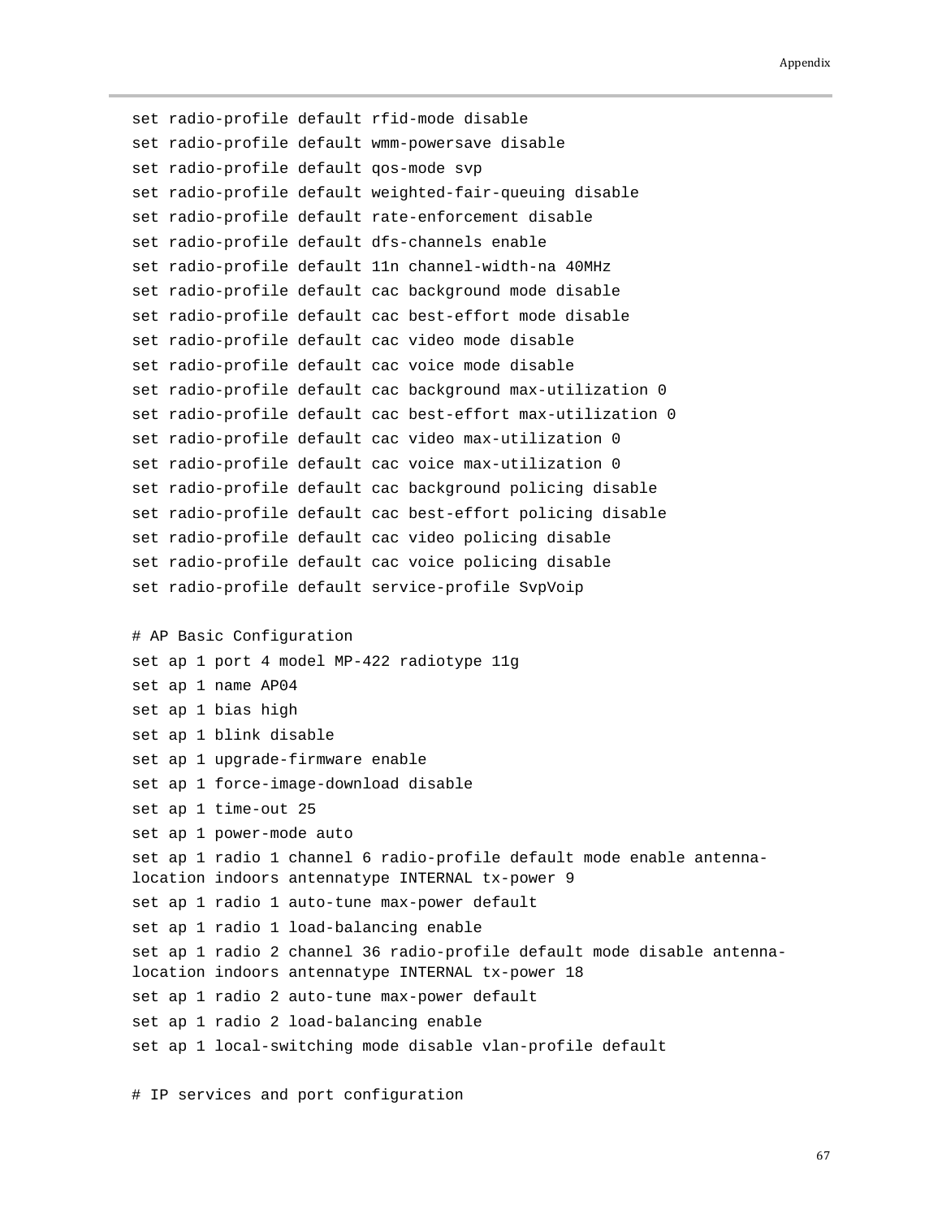```
set radio-profile default rfid-mode disable
set radio-profile default wmm-powersave disable
set radio-profile default qos-mode svp
set radio-profile default weighted-fair-queuing disable
set radio-profile default rate-enforcement disable
set radio-profile default dfs-channels enable
set radio-profile default 11n channel-width-na 40MHz
set radio-profile default cac background mode disable
set radio-profile default cac best-effort mode disable
set radio-profile default cac video mode disable
set radio-profile default cac voice mode disable
set radio-profile default cac background max-utilization 0
set radio-profile default cac best-effort max-utilization 0
set radio-profile default cac video max-utilization 0
set radio-profile default cac voice max-utilization 0
set radio-profile default cac background policing disable
set radio-profile default cac best-effort policing disable
set radio-profile default cac video policing disable
set radio-profile default cac voice policing disable
set radio-profile default service-profile SvpVoip

# AP Basic Configuration
set ap 1 port 4 model MP-422 radiotype 11g
set ap 1 name AP04
set ap 1 bias high
set ap 1 blink disable
set ap 1 upgrade-firmware enable
set ap 1 force-image-download disable
set ap 1 time-out 25
set ap 1 power-mode auto
set ap 1 radio 1 channel 6 radio-profile default mode enable antenna-
location indoors antennatype INTERNAL tx-power 9
set ap 1 radio 1 auto-tune max-power default
set ap 1 radio 1 load-balancing enable
set ap 1 radio 2 channel 36 radio-profile default mode disable antenna-
location indoors antennatype INTERNAL tx-power 18
set ap 1 radio 2 auto-tune max-power default
set ap 1 radio 2 load-balancing enable
set ap 1 local-switching mode disable vlan-profile default

# IP services and port configuration
```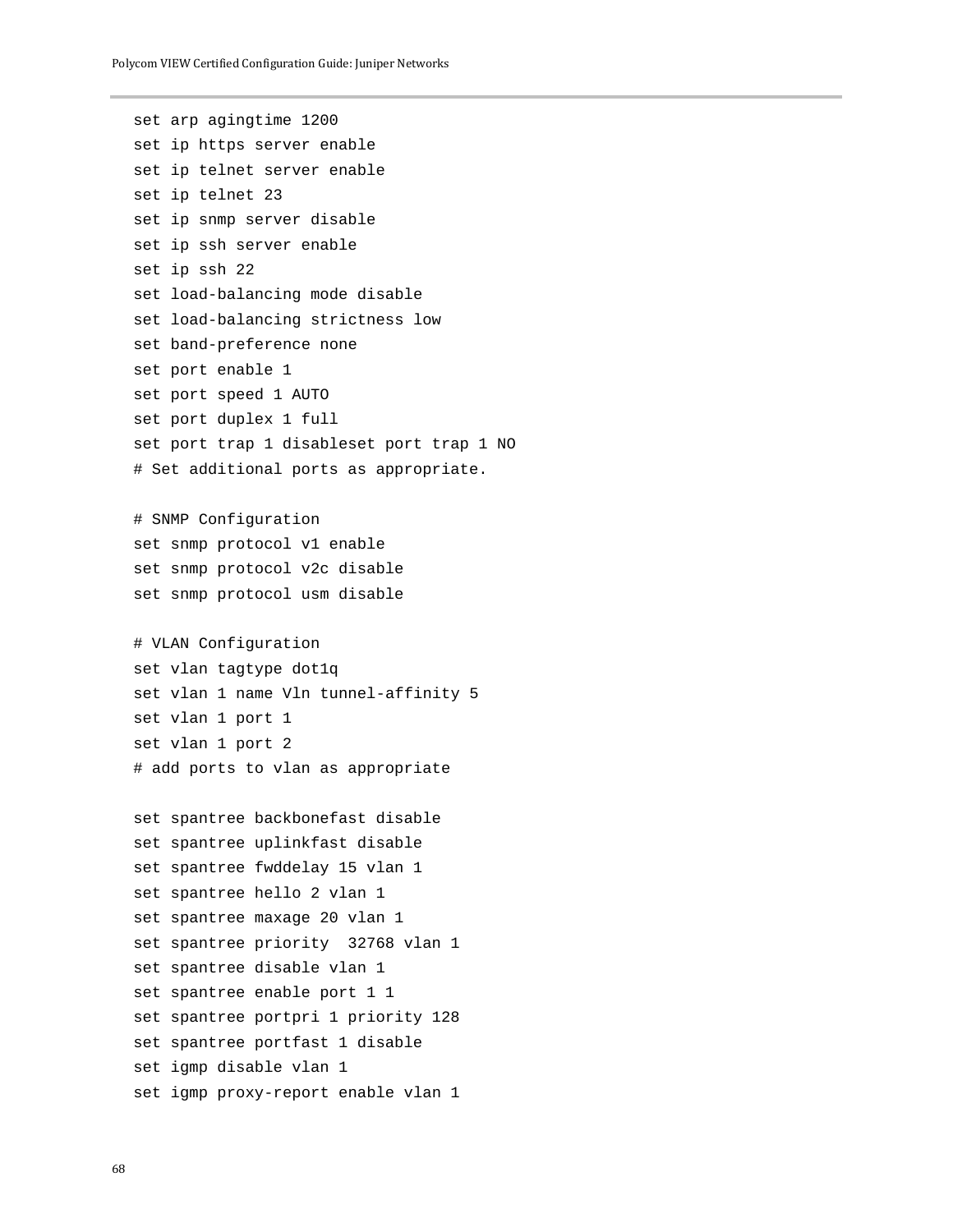```
set arp agingtime 1200
set ip https server enable
set ip telnet server enable
set ip telnet 23
set ip snmp server disable
set ip ssh server enable
set ip ssh 22
set load-balancing mode disable
set load-balancing strictness low
set band-preference none
set port enable 1
set port speed 1 AUTO
set port duplex 1 full
set port trap 1 disableset port trap 1 NO
# Set additional ports as appropriate.

# SNMP Configuration
set snmp protocol v1 enable
set snmp protocol v2c disable
set snmp protocol usm disable

# VLAN Configuration
set vlan tagtype dot1q
set vlan 1 name Vln tunnel-affinity 5
set vlan 1 port 1
set vlan 1 port 2
# add ports to vlan as appropriate

set spantree backbonefast disable
set spantree uplinkfast disable
set spantree fwddelay 15 vlan 1
set spantree hello 2 vlan 1
set spantree maxage 20 vlan 1
set spantree priority  32768 vlan 1
set spantree disable vlan 1
set spantree enable port 1 1
set spantree portpri 1 priority 128
set spantree portfast 1 disable
set igmp disable vlan 1
set igmp proxy-report enable vlan 1
```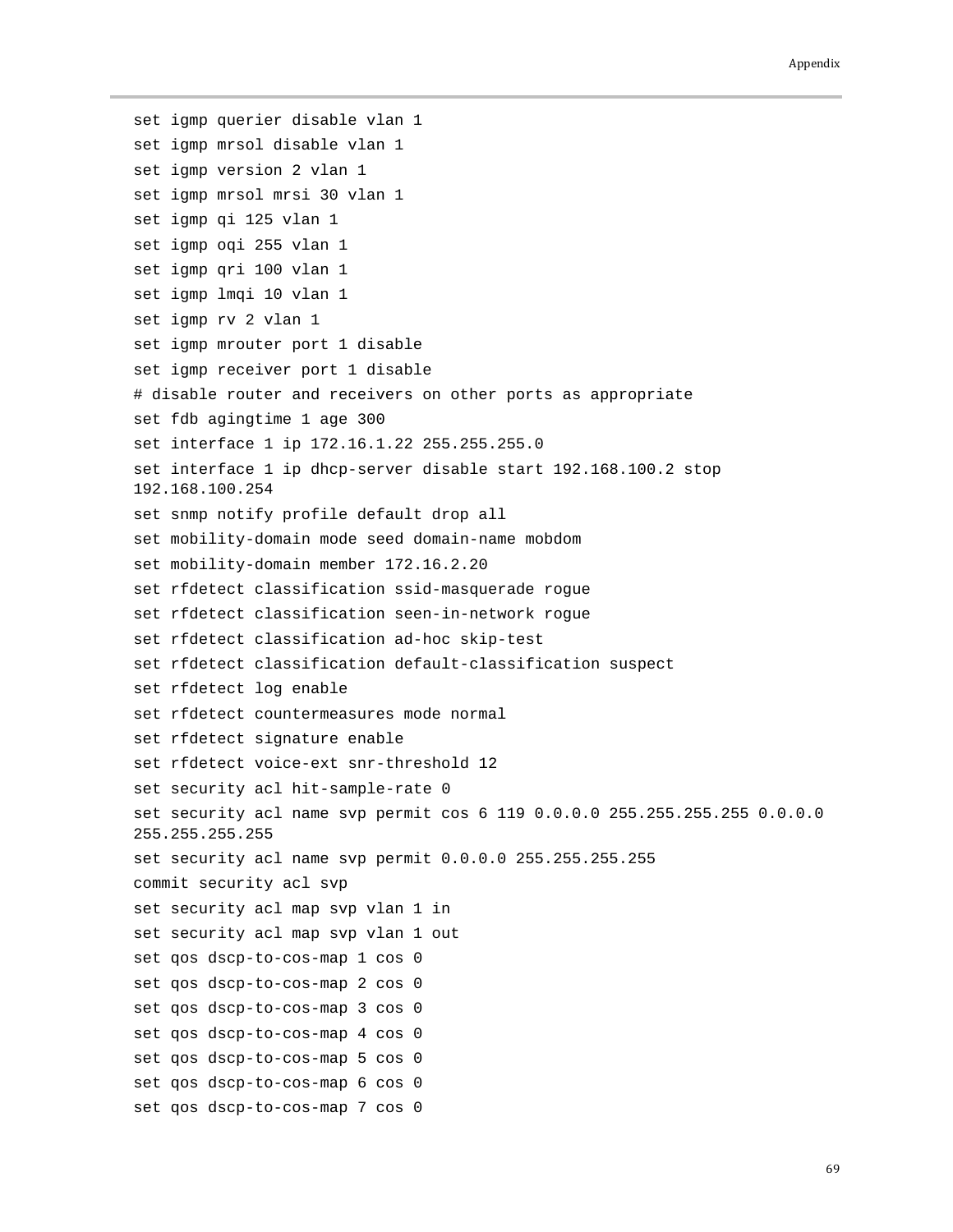```
set igmp querier disable vlan 1
set igmp mrsol disable vlan 1
set igmp version 2 vlan 1
set igmp mrsol mrsi 30 vlan 1
set igmp qi 125 vlan 1
set igmp oqi 255 vlan 1
set igmp qri 100 vlan 1
set igmp lmqi 10 vlan 1
set igmp rv 2 vlan 1
set igmp mrouter port 1 disable
set igmp receiver port 1 disable
# disable router and receivers on other ports as appropriate
set fdb agingtime 1 age 300
set interface 1 ip 172.16.1.22 255.255.255.0
set interface 1 ip dhcp-server disable start 192.168.100.2 stop
192.168.100.254
set snmp notify profile default drop all
set mobility-domain mode seed domain-name mobdom
set mobility-domain member 172.16.2.20
set rfdetect classification ssid-masquerade rogue
set rfdetect classification seen-in-network rogue
set rfdetect classification ad-hoc skip-test
set rfdetect classification default-classification suspect
set rfdetect log enable
set rfdetect countermeasures mode normal
set rfdetect signature enable
set rfdetect voice-ext snr-threshold 12
set security acl hit-sample-rate 0
set security acl name svp permit cos 6 119 0.0.0.0 255.255.255.255 0.0.0.0
255.255.255.255
set security acl name svp permit 0.0.0.0 255.255.255.255
commit security acl svp
set security acl map svp vlan 1 in
set security acl map svp vlan 1 out
set qos dscp-to-cos-map 1 cos 0
set qos dscp-to-cos-map 2 cos 0
set qos dscp-to-cos-map 3 cos 0
set qos dscp-to-cos-map 4 cos 0
set qos dscp-to-cos-map 5 cos 0
set qos dscp-to-cos-map 6 cos 0
set qos dscp-to-cos-map 7 cos 0
```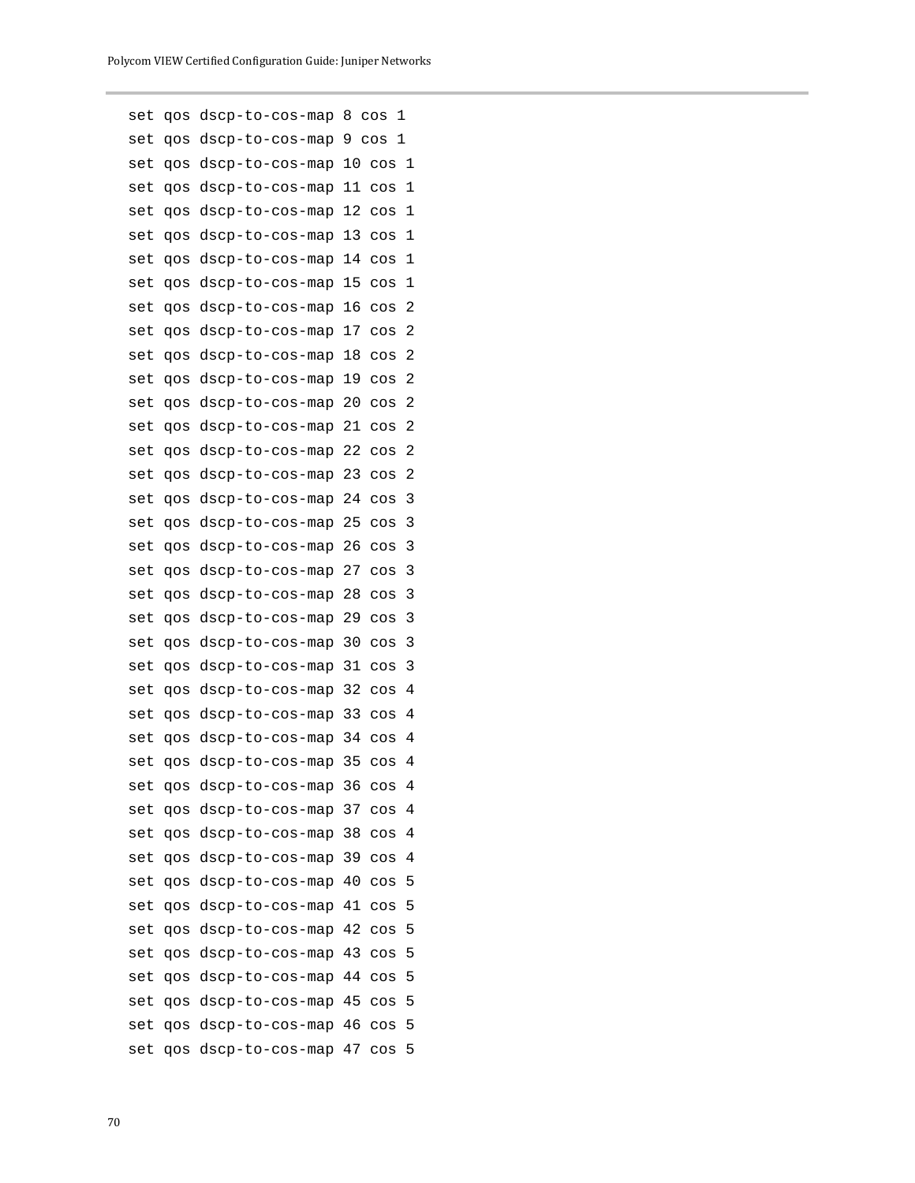```
set qos dscp-to-cos-map 8 cos 1
set qos dscp-to-cos-map 9 cos 1
set qos dscp-to-cos-map 10 cos 1
set qos dscp-to-cos-map 11 cos 1
set qos dscp-to-cos-map 12 cos 1
set qos dscp-to-cos-map 13 cos 1
set qos dscp-to-cos-map 14 cos 1
set qos dscp-to-cos-map 15 cos 1
set qos dscp-to-cos-map 16 cos 2
set qos dscp-to-cos-map 17 cos 2
set qos dscp-to-cos-map 18 cos 2
set qos dscp-to-cos-map 19 cos 2
set qos dscp-to-cos-map 20 cos 2
set qos dscp-to-cos-map 21 cos 2
set qos dscp-to-cos-map 22 cos 2
set qos dscp-to-cos-map 23 cos 2
set qos dscp-to-cos-map 24 cos 3
set qos dscp-to-cos-map 25 cos 3
set qos dscp-to-cos-map 26 cos 3
set qos dscp-to-cos-map 27 cos 3
set qos dscp-to-cos-map 28 cos 3
set qos dscp-to-cos-map 29 cos 3
set qos dscp-to-cos-map 30 cos 3
set qos dscp-to-cos-map 31 cos 3
set qos dscp-to-cos-map 32 cos 4
set qos dscp-to-cos-map 33 cos 4
set qos dscp-to-cos-map 34 cos 4
set qos dscp-to-cos-map 35 cos 4
set qos dscp-to-cos-map 36 cos 4
set qos dscp-to-cos-map 37 cos 4
set qos dscp-to-cos-map 38 cos 4
set qos dscp-to-cos-map 39 cos 4
set qos dscp-to-cos-map 40 cos 5
set qos dscp-to-cos-map 41 cos 5
set qos dscp-to-cos-map 42 cos 5
set qos dscp-to-cos-map 43 cos 5
set qos dscp-to-cos-map 44 cos 5
set qos dscp-to-cos-map 45 cos 5
set qos dscp-to-cos-map 46 cos 5
set qos dscp-to-cos-map 47 cos 5
```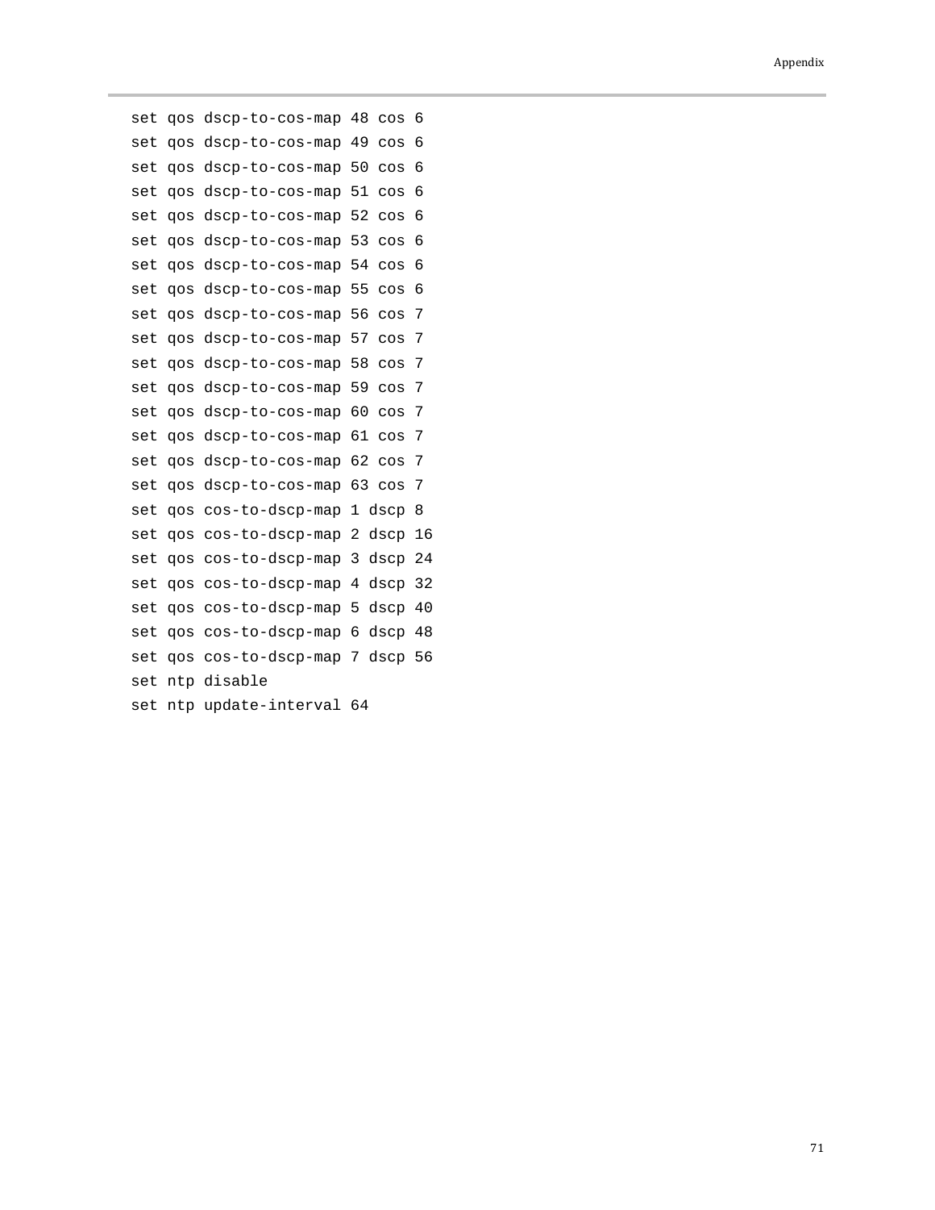```
set qos dscp-to-cos-map 48 cos 6
set qos dscp-to-cos-map 49 cos 6
set qos dscp-to-cos-map 50 cos 6
set qos dscp-to-cos-map 51 cos 6
set qos dscp-to-cos-map 52 cos 6
set qos dscp-to-cos-map 53 cos 6
set qos dscp-to-cos-map 54 cos 6
set qos dscp-to-cos-map 55 cos 6
set qos dscp-to-cos-map 56 cos 7
set qos dscp-to-cos-map 57 cos 7
set qos dscp-to-cos-map 58 cos 7
set qos dscp-to-cos-map 59 cos 7
set qos dscp-to-cos-map 60 cos 7
set qos dscp-to-cos-map 61 cos 7
set qos dscp-to-cos-map 62 cos 7
set qos dscp-to-cos-map 63 cos 7
set qos cos-to-dscp-map 1 dscp 8
set qos cos-to-dscp-map 2 dscp 16
set qos cos-to-dscp-map 3 dscp 24
set qos cos-to-dscp-map 4 dscp 32
set qos cos-to-dscp-map 5 dscp 40
set qos cos-to-dscp-map 6 dscp 48
set qos cos-to-dscp-map 7 dscp 56
set ntp disable
set ntp update-interval 64
```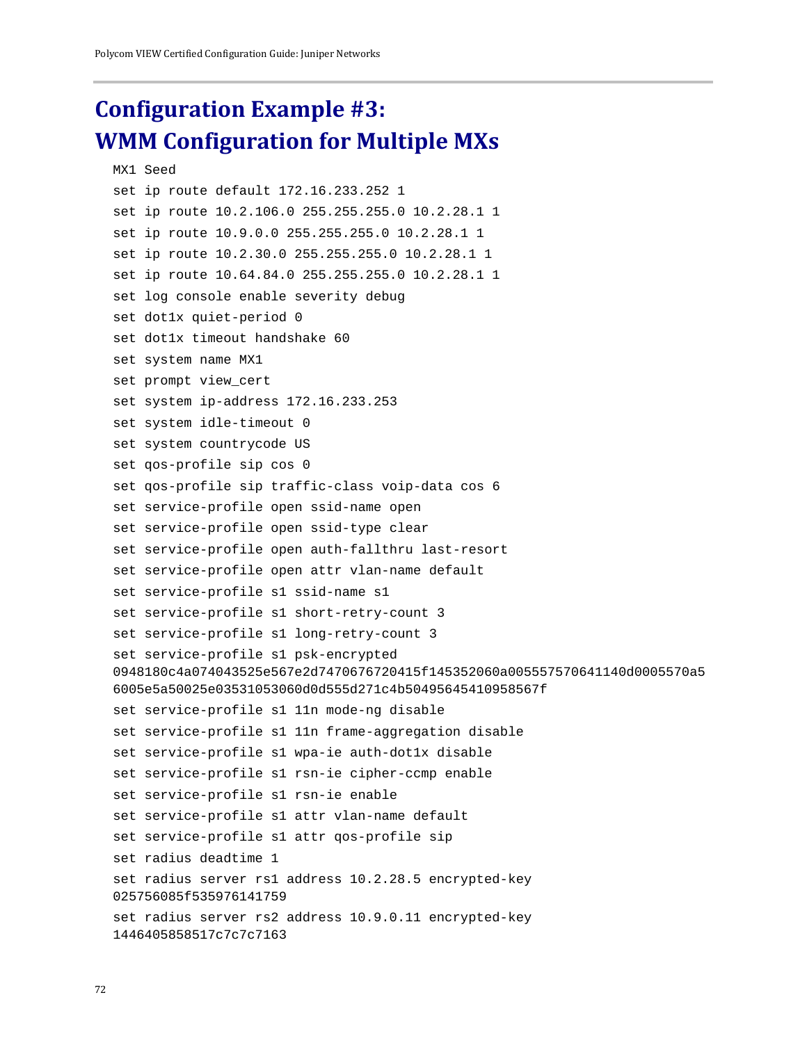# Configuration Example #3:
# WMM Configuration for Multiple MXs

```
MX1 Seed
set ip route default 172.16.233.252 1
set ip route 10.2.106.0 255.255.255.0 10.2.28.1 1
set ip route 10.9.0.0 255.255.255.0 10.2.28.1 1
set ip route 10.2.30.0 255.255.255.0 10.2.28.1 1
set ip route 10.64.84.0 255.255.255.0 10.2.28.1 1
set log console enable severity debug
set dot1x quiet-period 0
set dot1x timeout handshake 60
set system name MX1
set prompt view_cert
set system ip-address 172.16.233.253
set system idle-timeout 0
set system countrycode US
set qos-profile sip cos 0
set qos-profile sip traffic-class voip-data cos 6
set service-profile open ssid-name open
set service-profile open ssid-type clear
set service-profile open auth-fallthru last-resort
set service-profile open attr vlan-name default
set service-profile s1 ssid-name s1
set service-profile s1 short-retry-count 3
set service-profile s1 long-retry-count 3
set service-profile s1 psk-encrypted
0948180c4a074043525e567e2d7470676720415f145352060a005557570641140d0005570a5
6005e5a50025e03531053060d0d555d271c4b50495645410958567f
set service-profile s1 11n mode-ng disable
set service-profile s1 11n frame-aggregation disable
set service-profile s1 wpa-ie auth-dot1x disable
set service-profile s1 rsn-ie cipher-ccmp enable
set service-profile s1 rsn-ie enable
set service-profile s1 attr vlan-name default
set service-profile s1 attr qos-profile sip
set radius deadtime 1
set radius server rs1 address 10.2.28.5 encrypted-key
025756085f535976141759
set radius server rs2 address 10.9.0.11 encrypted-key
1446405858517c7c7c7163
```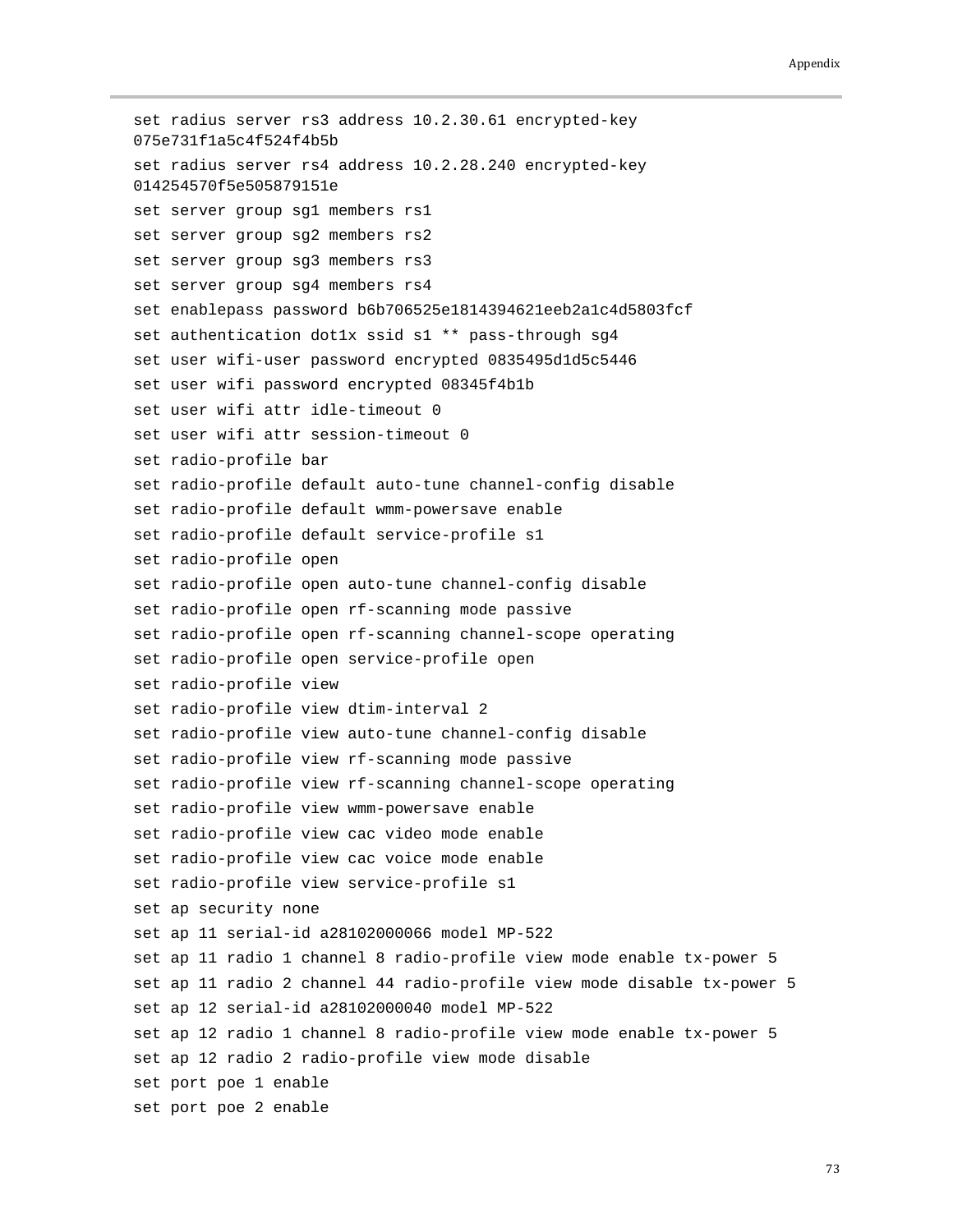```
set radius server rs3 address 10.2.30.61 encrypted-key
075e731f1a5c4f524f4b5b
set radius server rs4 address 10.2.28.240 encrypted-key
014254570f5e505879151e
set server group sg1 members rs1
set server group sg2 members rs2
set server group sg3 members rs3
set server group sg4 members rs4
set enablepass password b6b706525e1814394621eeb2a1c4d5803fcf
set authentication dot1x ssid s1 ** pass-through sg4
set user wifi-user password encrypted 0835495d1d5c5446
set user wifi password encrypted 08345f4b1b
set user wifi attr idle-timeout 0
set user wifi attr session-timeout 0
set radio-profile bar
set radio-profile default auto-tune channel-config disable
set radio-profile default wmm-powersave enable
set radio-profile default service-profile s1
set radio-profile open
set radio-profile open auto-tune channel-config disable
set radio-profile open rf-scanning mode passive
set radio-profile open rf-scanning channel-scope operating
set radio-profile open service-profile open
set radio-profile view
set radio-profile view dtim-interval 2
set radio-profile view auto-tune channel-config disable
set radio-profile view rf-scanning mode passive
set radio-profile view rf-scanning channel-scope operating
set radio-profile view wmm-powersave enable
set radio-profile view cac video mode enable
set radio-profile view cac voice mode enable
set radio-profile view service-profile s1
set ap security none
set ap 11 serial-id a28102000066 model MP-522
set ap 11 radio 1 channel 8 radio-profile view mode enable tx-power 5
set ap 11 radio 2 channel 44 radio-profile view mode disable tx-power 5
set ap 12 serial-id a28102000040 model MP-522
set ap 12 radio 1 channel 8 radio-profile view mode enable tx-power 5
set ap 12 radio 2 radio-profile view mode disable
set port poe 1 enable
set port poe 2 enable
```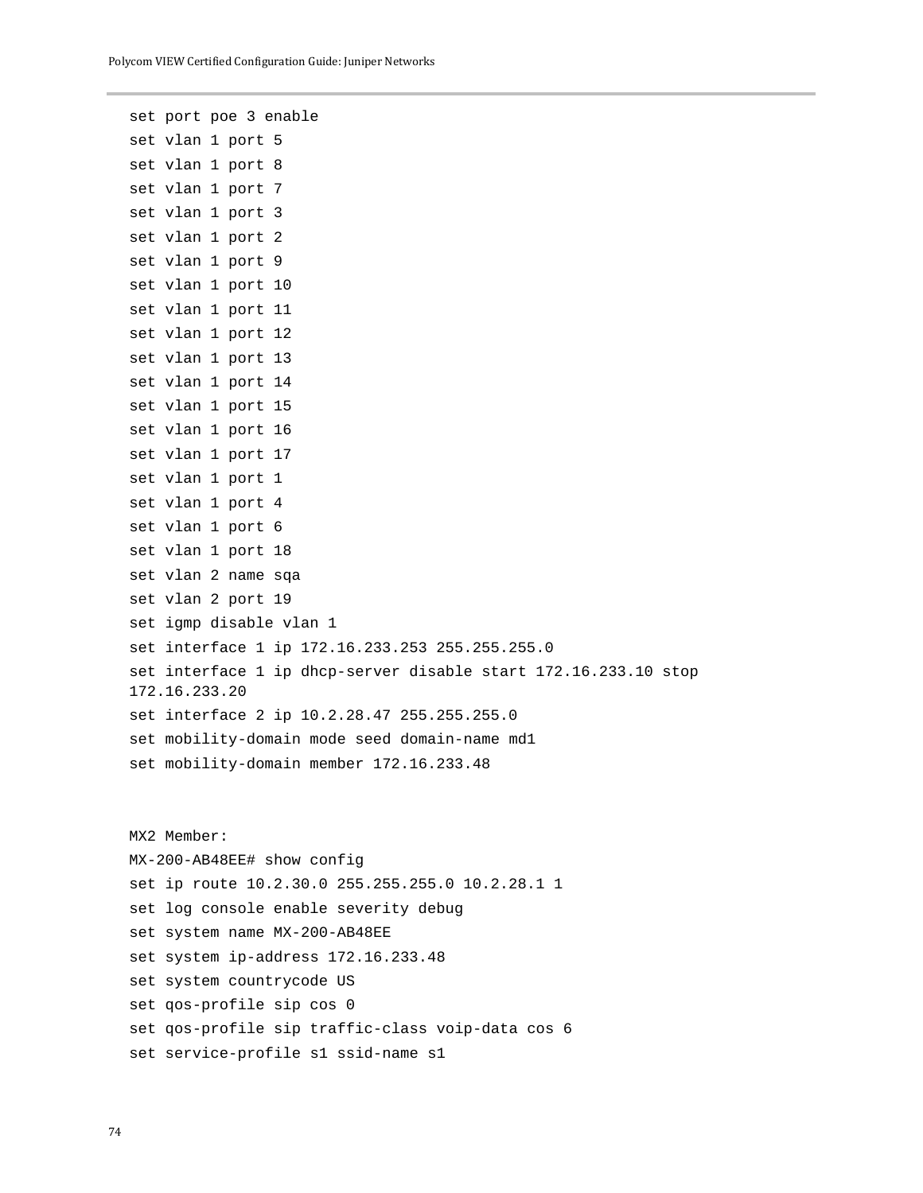```
set port poe 3 enable
set vlan 1 port 5
set vlan 1 port 8
set vlan 1 port 7
set vlan 1 port 3
set vlan 1 port 2
set vlan 1 port 9
set vlan 1 port 10
set vlan 1 port 11
set vlan 1 port 12
set vlan 1 port 13
set vlan 1 port 14
set vlan 1 port 15
set vlan 1 port 16
set vlan 1 port 17
set vlan 1 port 1
set vlan 1 port 4
set vlan 1 port 6
set vlan 1 port 18
set vlan 2 name sqa
set vlan 2 port 19
set igmp disable vlan 1
set interface 1 ip 172.16.233.253 255.255.255.0
set interface 1 ip dhcp-server disable start 172.16.233.10 stop
172.16.233.20
set interface 2 ip 10.2.28.47 255.255.255.0
set mobility-domain mode seed domain-name md1
set mobility-domain member 172.16.233.48


MX2 Member:
MX-200-AB48EE# show config
set ip route 10.2.30.0 255.255.255.0 10.2.28.1 1
set log console enable severity debug
set system name MX-200-AB48EE
set system ip-address 172.16.233.48
set system countrycode US
set qos-profile sip cos 0
set qos-profile sip traffic-class voip-data cos 6
set service-profile s1 ssid-name s1
```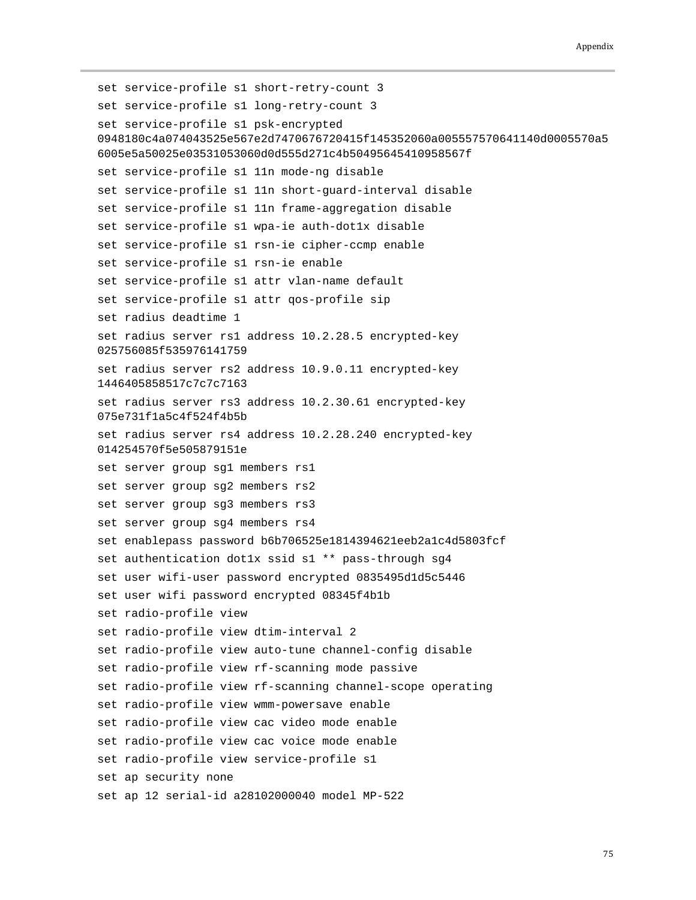```
set service-profile s1 short-retry-count 3
set service-profile s1 long-retry-count 3
set service-profile s1 psk-encrypted
0948180c4a074043525e567e2d7470676720415f145352060a005557570641140d0005570a5
6005e5a50025e03531053060d0d555d271c4b50495645410958567f
set service-profile s1 11n mode-ng disable
set service-profile s1 11n short-guard-interval disable
set service-profile s1 11n frame-aggregation disable
set service-profile s1 wpa-ie auth-dot1x disable
set service-profile s1 rsn-ie cipher-ccmp enable
set service-profile s1 rsn-ie enable
set service-profile s1 attr vlan-name default
set service-profile s1 attr qos-profile sip
set radius deadtime 1
set radius server rs1 address 10.2.28.5 encrypted-key
025756085f535976141759
set radius server rs2 address 10.9.0.11 encrypted-key
1446405858517c7c7c7163
set radius server rs3 address 10.2.30.61 encrypted-key
075e731f1a5c4f524f4b5b
set radius server rs4 address 10.2.28.240 encrypted-key
014254570f5e505879151e
set server group sg1 members rs1
set server group sg2 members rs2
set server group sg3 members rs3
set server group sg4 members rs4
set enablepass password b6b706525e1814394621eeb2a1c4d5803fcf
set authentication dot1x ssid s1 ** pass-through sg4
set user wifi-user password encrypted 0835495d1d5c5446
set user wifi password encrypted 08345f4b1b
set radio-profile view
set radio-profile view dtim-interval 2
set radio-profile view auto-tune channel-config disable
set radio-profile view rf-scanning mode passive
set radio-profile view rf-scanning channel-scope operating
set radio-profile view wmm-powersave enable
set radio-profile view cac video mode enable
set radio-profile view cac voice mode enable
set radio-profile view service-profile s1
set ap security none
set ap 12 serial-id a28102000040 model MP-522
```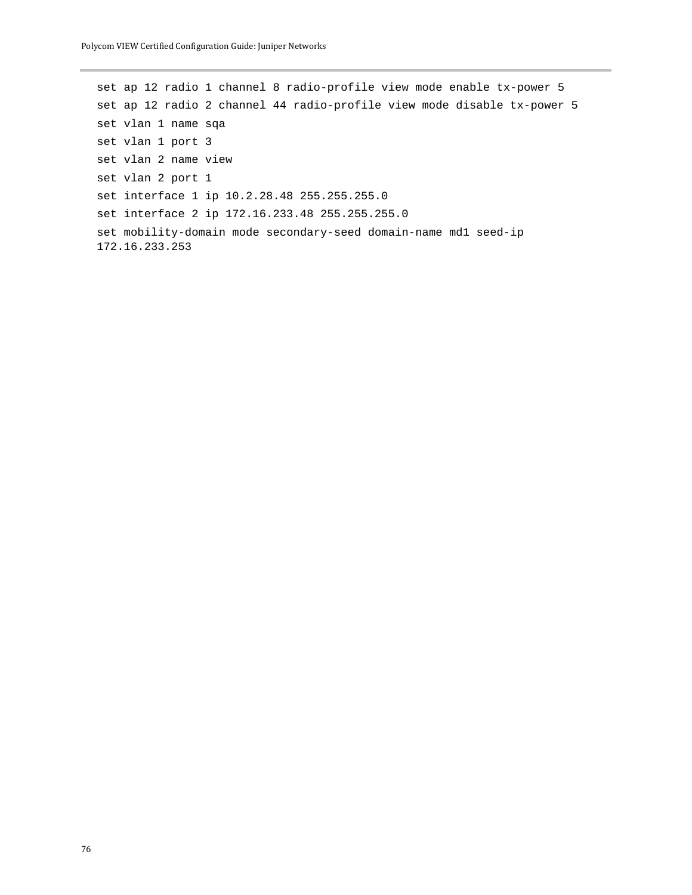```
set ap 12 radio 1 channel 8 radio-profile view mode enable tx-power 5
set ap 12 radio 2 channel 44 radio-profile view mode disable tx-power 5
set vlan 1 name sqa
set vlan 1 port 3
set vlan 2 name view
set vlan 2 port 1
set interface 1 ip 10.2.28.48 255.255.255.0
set interface 2 ip 172.16.233.48 255.255.255.0
set mobility-domain mode secondary-seed domain-name md1 seed-ip
172.16.233.253
```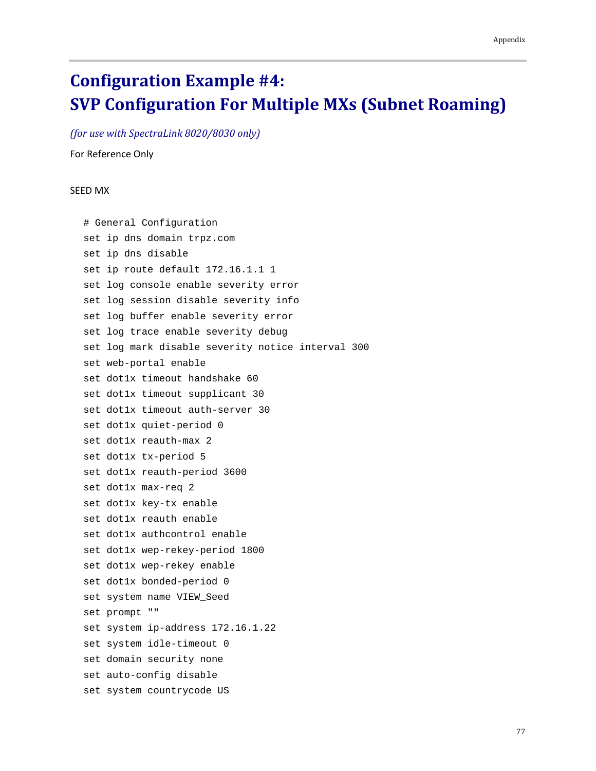# Configuration Example #4: SVP Configuration For Multiple MXs (Subnet Roaming)

*(for use with SpectraLink 8020/8030 only)*

For Reference Only

SEED MX

```
# General Configuration
set ip dns domain trpz.com
set ip dns disable
set ip route default 172.16.1.1 1
set log console enable severity error
set log session disable severity info
set log buffer enable severity error
set log trace enable severity debug
set log mark disable severity notice interval 300
set web-portal enable
set dot1x timeout handshake 60
set dot1x timeout supplicant 30
set dot1x timeout auth-server 30
set dot1x quiet-period 0
set dot1x reauth-max 2
set dot1x tx-period 5
set dot1x reauth-period 3600
set dot1x max-req 2
set dot1x key-tx enable
set dot1x reauth enable
set dot1x authcontrol enable
set dot1x wep-rekey-period 1800
set dot1x wep-rekey enable
set dot1x bonded-period 0
set system name VIEW_Seed
set prompt ""
set system ip-address 172.16.1.22
set system idle-timeout 0
set domain security none
set auto-config disable
set system countrycode US
```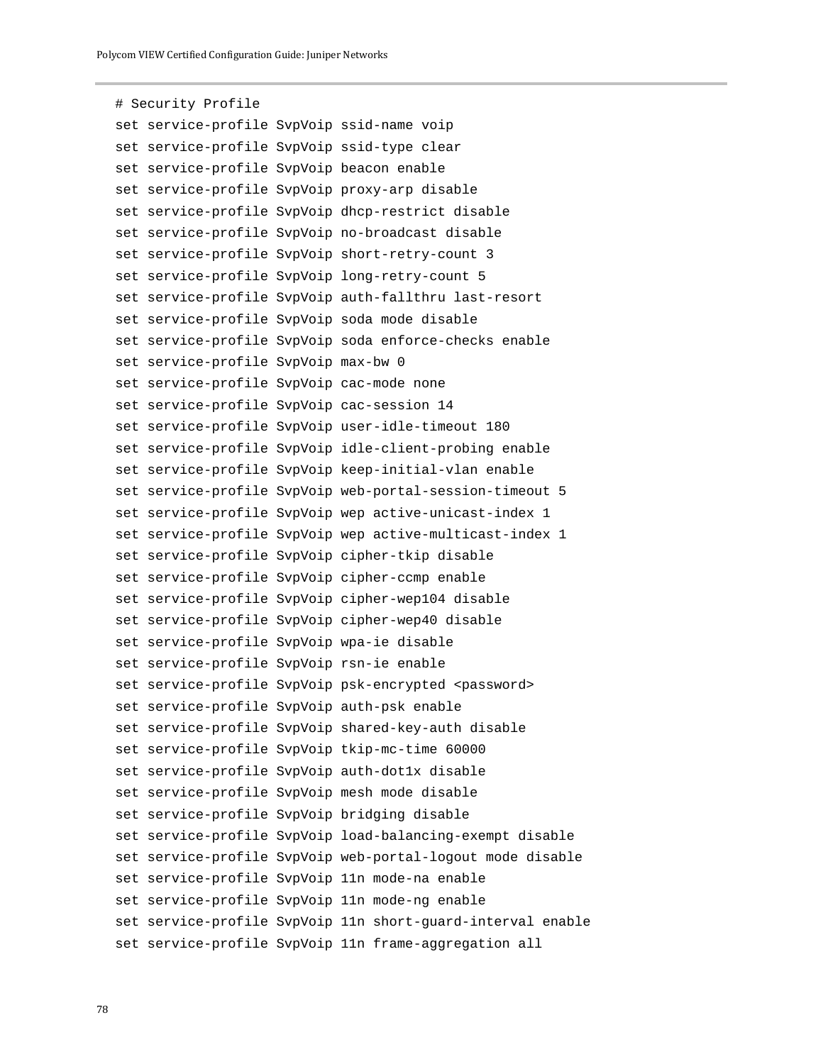```
# Security Profile
set service-profile SvpVoip ssid-name voip
set service-profile SvpVoip ssid-type clear
set service-profile SvpVoip beacon enable
set service-profile SvpVoip proxy-arp disable
set service-profile SvpVoip dhcp-restrict disable
set service-profile SvpVoip no-broadcast disable
set service-profile SvpVoip short-retry-count 3
set service-profile SvpVoip long-retry-count 5
set service-profile SvpVoip auth-fallthru last-resort
set service-profile SvpVoip soda mode disable
set service-profile SvpVoip soda enforce-checks enable
set service-profile SvpVoip max-bw 0
set service-profile SvpVoip cac-mode none
set service-profile SvpVoip cac-session 14
set service-profile SvpVoip user-idle-timeout 180
set service-profile SvpVoip idle-client-probing enable
set service-profile SvpVoip keep-initial-vlan enable
set service-profile SvpVoip web-portal-session-timeout 5
set service-profile SvpVoip wep active-unicast-index 1
set service-profile SvpVoip wep active-multicast-index 1
set service-profile SvpVoip cipher-tkip disable
set service-profile SvpVoip cipher-ccmp enable
set service-profile SvpVoip cipher-wep104 disable
set service-profile SvpVoip cipher-wep40 disable
set service-profile SvpVoip wpa-ie disable
set service-profile SvpVoip rsn-ie enable
set service-profile SvpVoip psk-encrypted <password>
set service-profile SvpVoip auth-psk enable
set service-profile SvpVoip shared-key-auth disable
set service-profile SvpVoip tkip-mc-time 60000
set service-profile SvpVoip auth-dot1x disable
set service-profile SvpVoip mesh mode disable
set service-profile SvpVoip bridging disable
set service-profile SvpVoip load-balancing-exempt disable
set service-profile SvpVoip web-portal-logout mode disable
set service-profile SvpVoip 11n mode-na enable
set service-profile SvpVoip 11n mode-ng enable
set service-profile SvpVoip 11n short-guard-interval enable
set service-profile SvpVoip 11n frame-aggregation all
```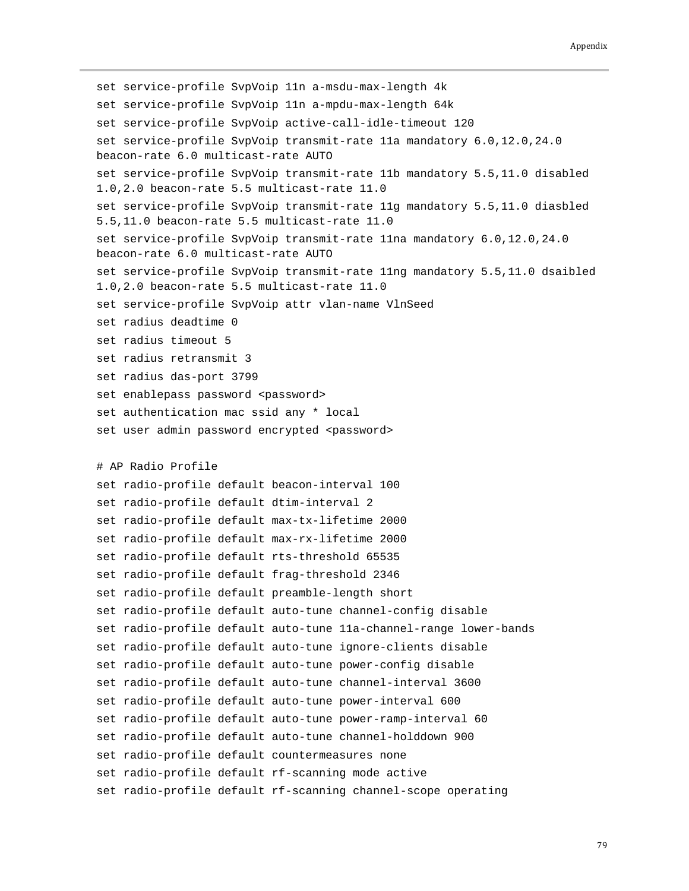```
set service-profile SvpVoip 11n a-msdu-max-length 4k
set service-profile SvpVoip 11n a-mpdu-max-length 64k
set service-profile SvpVoip active-call-idle-timeout 120
set service-profile SvpVoip transmit-rate 11a mandatory 6.0,12.0,24.0
beacon-rate 6.0 multicast-rate AUTO
set service-profile SvpVoip transmit-rate 11b mandatory 5.5,11.0 disabled
1.0,2.0 beacon-rate 5.5 multicast-rate 11.0
set service-profile SvpVoip transmit-rate 11g mandatory 5.5,11.0 diasbled
5.5,11.0 beacon-rate 5.5 multicast-rate 11.0
set service-profile SvpVoip transmit-rate 11na mandatory 6.0,12.0,24.0
beacon-rate 6.0 multicast-rate AUTO
set service-profile SvpVoip transmit-rate 11ng mandatory 5.5,11.0 dsaibled
1.0,2.0 beacon-rate 5.5 multicast-rate 11.0
set service-profile SvpVoip attr vlan-name VlnSeed
set radius deadtime 0
set radius timeout 5
set radius retransmit 3
set radius das-port 3799
set enablepass password <password>
set authentication mac ssid any * local
set user admin password encrypted <password>

# AP Radio Profile
set radio-profile default beacon-interval 100
set radio-profile default dtim-interval 2
set radio-profile default max-tx-lifetime 2000
set radio-profile default max-rx-lifetime 2000
set radio-profile default rts-threshold 65535
set radio-profile default frag-threshold 2346
set radio-profile default preamble-length short
set radio-profile default auto-tune channel-config disable
set radio-profile default auto-tune 11a-channel-range lower-bands
set radio-profile default auto-tune ignore-clients disable
set radio-profile default auto-tune power-config disable
set radio-profile default auto-tune channel-interval 3600
set radio-profile default auto-tune power-interval 600
set radio-profile default auto-tune power-ramp-interval 60
set radio-profile default auto-tune channel-holddown 900
set radio-profile default countermeasures none
set radio-profile default rf-scanning mode active
set radio-profile default rf-scanning channel-scope operating
```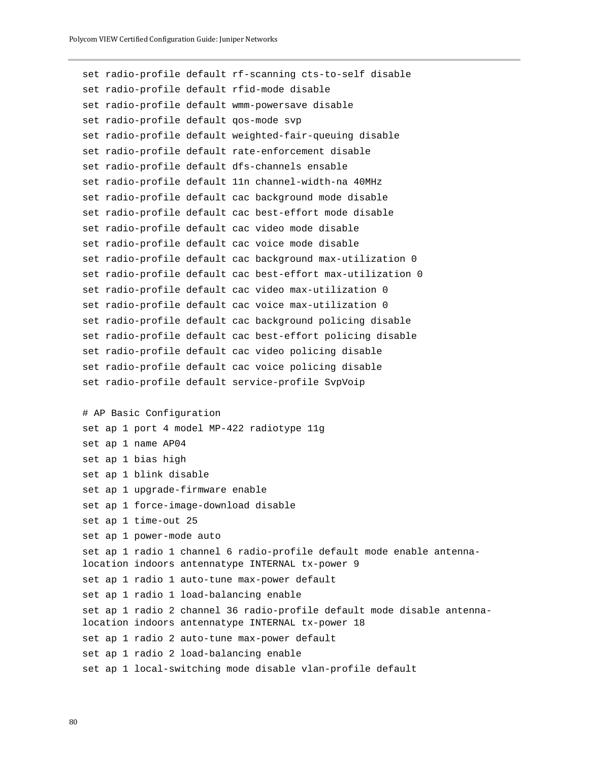```
set radio-profile default rf-scanning cts-to-self disable
set radio-profile default rfid-mode disable
set radio-profile default wmm-powersave disable
set radio-profile default qos-mode svp
set radio-profile default weighted-fair-queuing disable
set radio-profile default rate-enforcement disable
set radio-profile default dfs-channels ensable
set radio-profile default 11n channel-width-na 40MHz
set radio-profile default cac background mode disable
set radio-profile default cac best-effort mode disable
set radio-profile default cac video mode disable
set radio-profile default cac voice mode disable
set radio-profile default cac background max-utilization 0
set radio-profile default cac best-effort max-utilization 0
set radio-profile default cac video max-utilization 0
set radio-profile default cac voice max-utilization 0
set radio-profile default cac background policing disable
set radio-profile default cac best-effort policing disable
set radio-profile default cac video policing disable
set radio-profile default cac voice policing disable
set radio-profile default service-profile SvpVoip

# AP Basic Configuration
set ap 1 port 4 model MP-422 radiotype 11g
set ap 1 name AP04
set ap 1 bias high
set ap 1 blink disable
set ap 1 upgrade-firmware enable
set ap 1 force-image-download disable
set ap 1 time-out 25
set ap 1 power-mode auto
set ap 1 radio 1 channel 6 radio-profile default mode enable antenna-
location indoors antennatype INTERNAL tx-power 9
set ap 1 radio 1 auto-tune max-power default
set ap 1 radio 1 load-balancing enable
set ap 1 radio 2 channel 36 radio-profile default mode disable antenna-
location indoors antennatype INTERNAL tx-power 18
set ap 1 radio 2 auto-tune max-power default
set ap 1 radio 2 load-balancing enable
set ap 1 local-switching mode disable vlan-profile default
```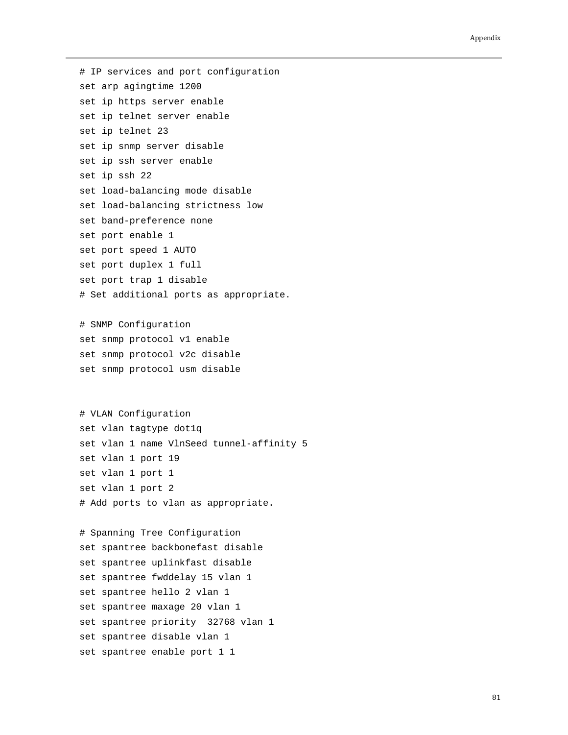```
# IP services and port configuration
set arp agingtime 1200
set ip https server enable
set ip telnet server enable
set ip telnet 23
set ip snmp server disable
set ip ssh server enable
set ip ssh 22
set load-balancing mode disable
set load-balancing strictness low
set band-preference none
set port enable 1
set port speed 1 AUTO
set port duplex 1 full
set port trap 1 disable
# Set additional ports as appropriate.

# SNMP Configuration
set snmp protocol v1 enable
set snmp protocol v2c disable
set snmp protocol usm disable


# VLAN Configuration
set vlan tagtype dot1q
set vlan 1 name VlnSeed tunnel-affinity 5
set vlan 1 port 19
set vlan 1 port 1
set vlan 1 port 2
# Add ports to vlan as appropriate.

# Spanning Tree Configuration
set spantree backbonefast disable
set spantree uplinkfast disable
set spantree fwddelay 15 vlan 1
set spantree hello 2 vlan 1
set spantree maxage 20 vlan 1
set spantree priority  32768 vlan 1
set spantree disable vlan 1
set spantree enable port 1 1
```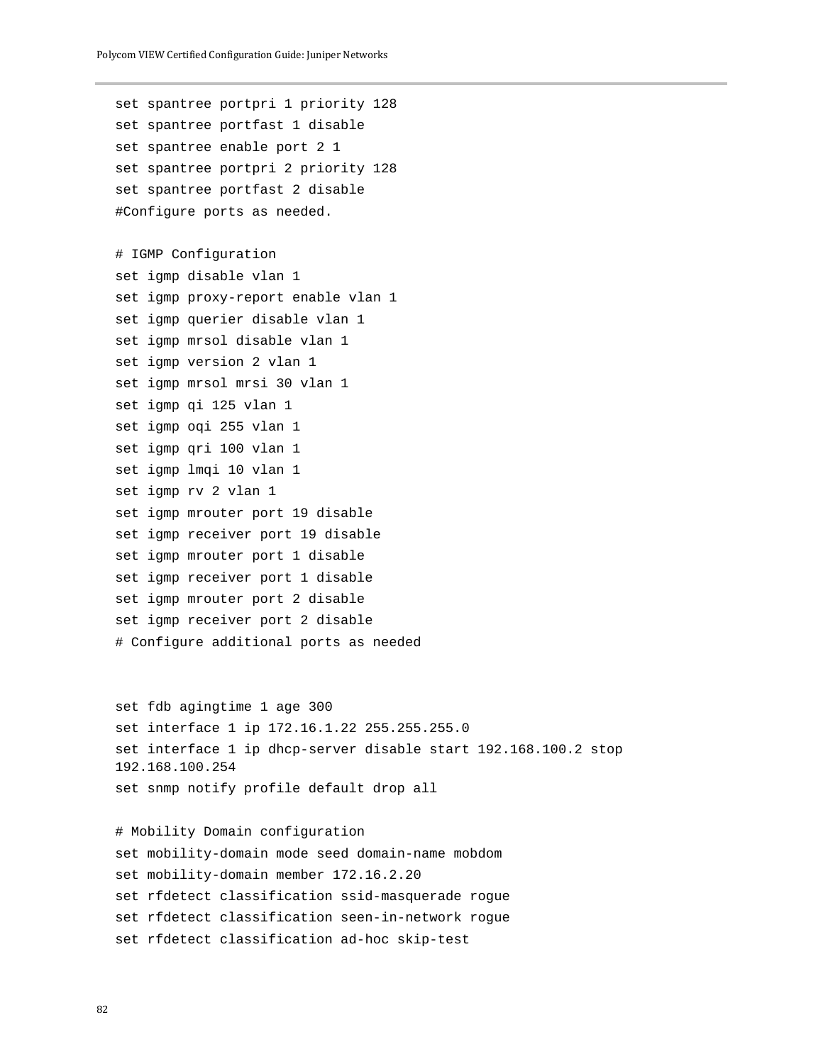```
set spantree portpri 1 priority 128
set spantree portfast 1 disable
set spantree enable port 2 1
set spantree portpri 2 priority 128
set spantree portfast 2 disable
#Configure ports as needed.

# IGMP Configuration
set igmp disable vlan 1
set igmp proxy-report enable vlan 1
set igmp querier disable vlan 1
set igmp mrsol disable vlan 1
set igmp version 2 vlan 1
set igmp mrsol mrsi 30 vlan 1
set igmp qi 125 vlan 1
set igmp oqi 255 vlan 1
set igmp qri 100 vlan 1
set igmp lmqi 10 vlan 1
set igmp rv 2 vlan 1
set igmp mrouter port 19 disable
set igmp receiver port 19 disable
set igmp mrouter port 1 disable
set igmp receiver port 1 disable
set igmp mrouter port 2 disable
set igmp receiver port 2 disable
# Configure additional ports as needed


set fdb agingtime 1 age 300
set interface 1 ip 172.16.1.22 255.255.255.0
set interface 1 ip dhcp-server disable start 192.168.100.2 stop
192.168.100.254
set snmp notify profile default drop all

# Mobility Domain configuration
set mobility-domain mode seed domain-name mobdom
set mobility-domain member 172.16.2.20
set rfdetect classification ssid-masquerade rogue
set rfdetect classification seen-in-network rogue
set rfdetect classification ad-hoc skip-test
```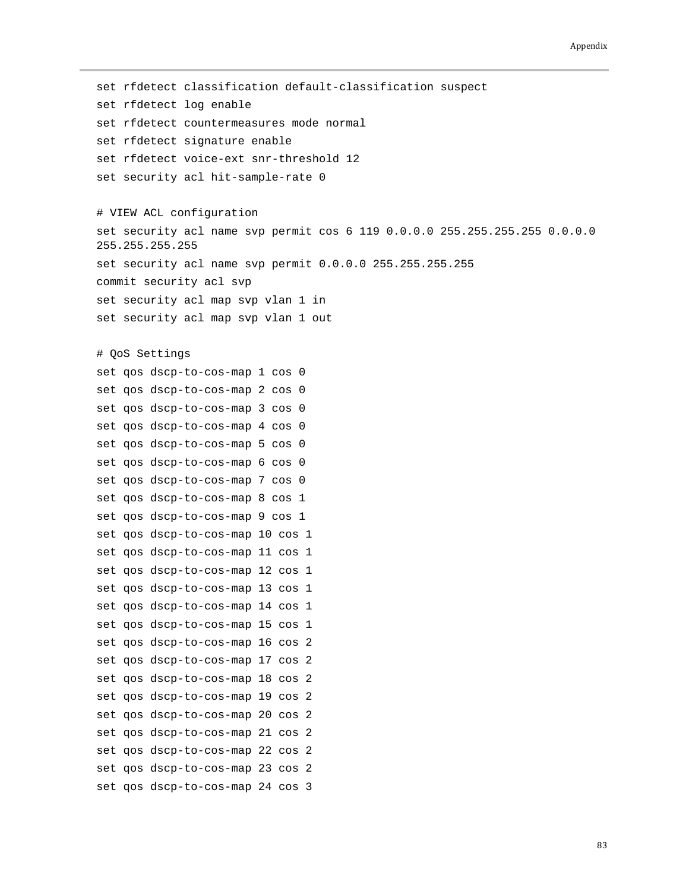```
set rfdetect classification default-classification suspect
set rfdetect log enable
set rfdetect countermeasures mode normal
set rfdetect signature enable
set rfdetect voice-ext snr-threshold 12
set security acl hit-sample-rate 0

# VIEW ACL configuration
set security acl name svp permit cos 6 119 0.0.0.0 255.255.255.255 0.0.0.0
255.255.255.255
set security acl name svp permit 0.0.0.0 255.255.255.255
commit security acl svp
set security acl map svp vlan 1 in
set security acl map svp vlan 1 out

# QoS Settings
set qos dscp-to-cos-map 1 cos 0
set qos dscp-to-cos-map 2 cos 0
set qos dscp-to-cos-map 3 cos 0
set qos dscp-to-cos-map 4 cos 0
set qos dscp-to-cos-map 5 cos 0
set qos dscp-to-cos-map 6 cos 0
set qos dscp-to-cos-map 7 cos 0
set qos dscp-to-cos-map 8 cos 1
set qos dscp-to-cos-map 9 cos 1
set qos dscp-to-cos-map 10 cos 1
set qos dscp-to-cos-map 11 cos 1
set qos dscp-to-cos-map 12 cos 1
set qos dscp-to-cos-map 13 cos 1
set qos dscp-to-cos-map 14 cos 1
set qos dscp-to-cos-map 15 cos 1
set qos dscp-to-cos-map 16 cos 2
set qos dscp-to-cos-map 17 cos 2
set qos dscp-to-cos-map 18 cos 2
set qos dscp-to-cos-map 19 cos 2
set qos dscp-to-cos-map 20 cos 2
set qos dscp-to-cos-map 21 cos 2
set qos dscp-to-cos-map 22 cos 2
set qos dscp-to-cos-map 23 cos 2
set qos dscp-to-cos-map 24 cos 3
```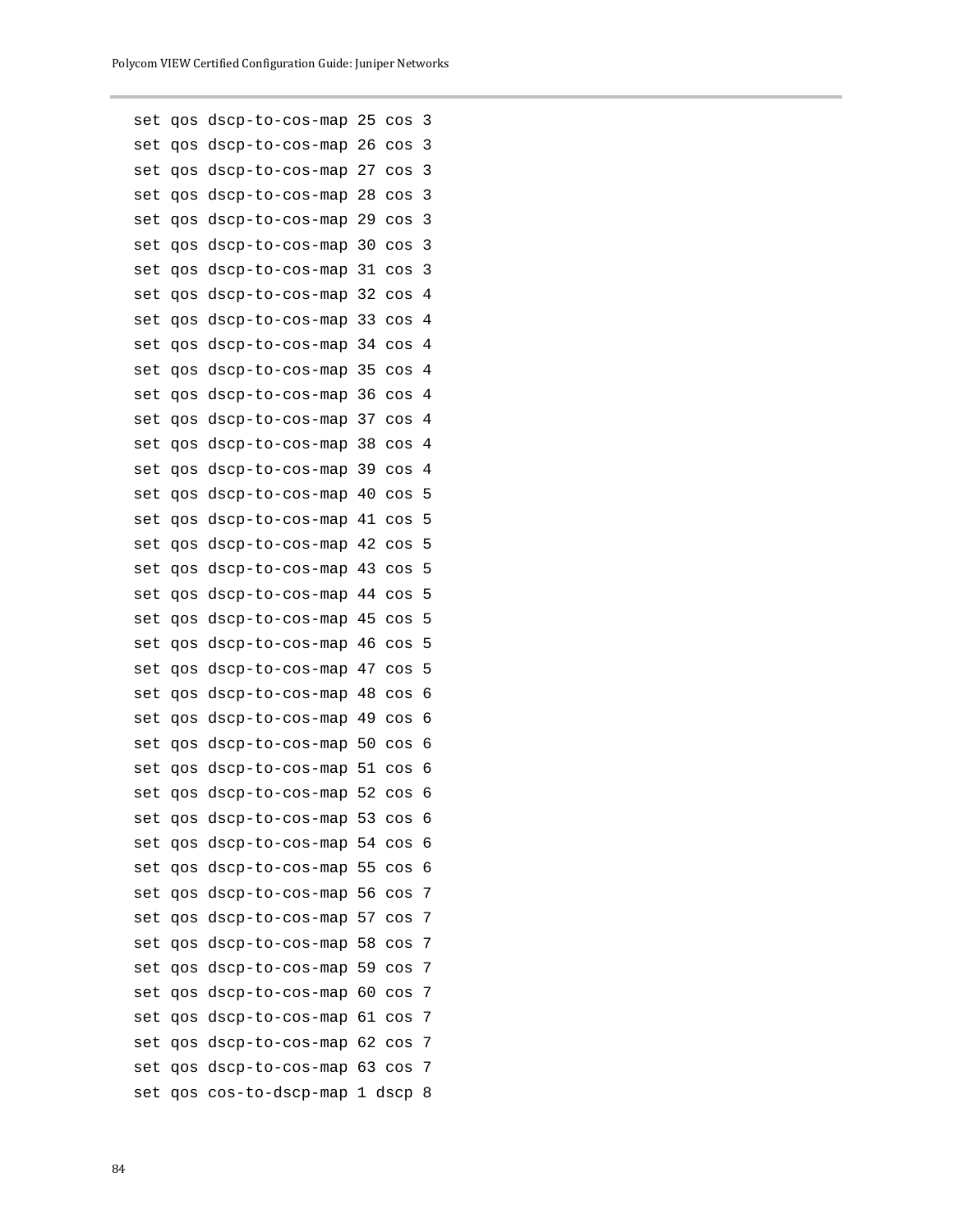```
set qos dscp-to-cos-map 25 cos 3
set qos dscp-to-cos-map 26 cos 3
set qos dscp-to-cos-map 27 cos 3
set qos dscp-to-cos-map 28 cos 3
set qos dscp-to-cos-map 29 cos 3
set qos dscp-to-cos-map 30 cos 3
set qos dscp-to-cos-map 31 cos 3
set qos dscp-to-cos-map 32 cos 4
set qos dscp-to-cos-map 33 cos 4
set qos dscp-to-cos-map 34 cos 4
set qos dscp-to-cos-map 35 cos 4
set qos dscp-to-cos-map 36 cos 4
set qos dscp-to-cos-map 37 cos 4
set qos dscp-to-cos-map 38 cos 4
set qos dscp-to-cos-map 39 cos 4
set qos dscp-to-cos-map 40 cos 5
set qos dscp-to-cos-map 41 cos 5
set qos dscp-to-cos-map 42 cos 5
set qos dscp-to-cos-map 43 cos 5
set qos dscp-to-cos-map 44 cos 5
set qos dscp-to-cos-map 45 cos 5
set qos dscp-to-cos-map 46 cos 5
set qos dscp-to-cos-map 47 cos 5
set qos dscp-to-cos-map 48 cos 6
set qos dscp-to-cos-map 49 cos 6
set qos dscp-to-cos-map 50 cos 6
set qos dscp-to-cos-map 51 cos 6
set qos dscp-to-cos-map 52 cos 6
set qos dscp-to-cos-map 53 cos 6
set qos dscp-to-cos-map 54 cos 6
set qos dscp-to-cos-map 55 cos 6
set qos dscp-to-cos-map 56 cos 7
set qos dscp-to-cos-map 57 cos 7
set qos dscp-to-cos-map 58 cos 7
set qos dscp-to-cos-map 59 cos 7
set qos dscp-to-cos-map 60 cos 7
set qos dscp-to-cos-map 61 cos 7
set qos dscp-to-cos-map 62 cos 7
set qos dscp-to-cos-map 63 cos 7
set qos cos-to-dscp-map 1 dscp 8
```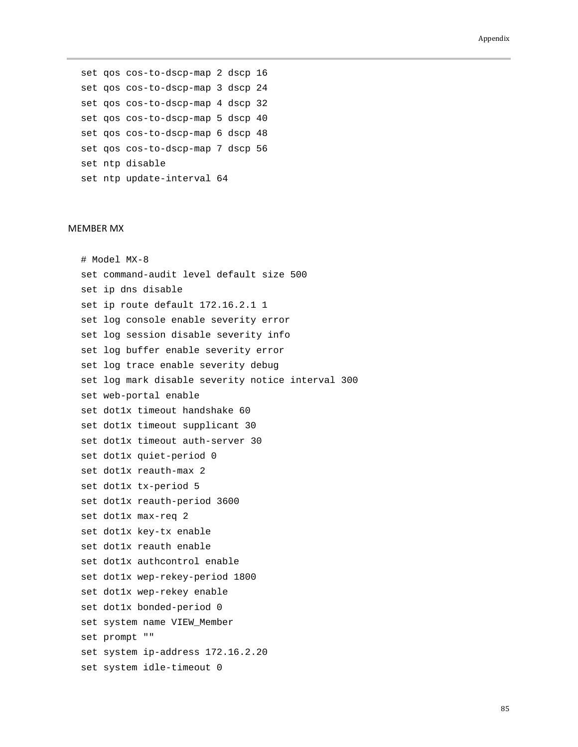```
set qos cos-to-dscp-map 2 dscp 16
set qos cos-to-dscp-map 3 dscp 24
set qos cos-to-dscp-map 4 dscp 32
set qos cos-to-dscp-map 5 dscp 40
set qos cos-to-dscp-map 6 dscp 48
set qos cos-to-dscp-map 7 dscp 56
set ntp disable
set ntp update-interval 64
```

MEMBER MX

```
# Model MX-8
set command-audit level default size 500
set ip dns disable
set ip route default 172.16.2.1 1
set log console enable severity error
set log session disable severity info
set log buffer enable severity error
set log trace enable severity debug
set log mark disable severity notice interval 300
set web-portal enable
set dot1x timeout handshake 60
set dot1x timeout supplicant 30
set dot1x timeout auth-server 30
set dot1x quiet-period 0
set dot1x reauth-max 2
set dot1x tx-period 5
set dot1x reauth-period 3600
set dot1x max-req 2
set dot1x key-tx enable
set dot1x reauth enable
set dot1x authcontrol enable
set dot1x wep-rekey-period 1800
set dot1x wep-rekey enable
set dot1x bonded-period 0
set system name VIEW_Member
set prompt ""
set system ip-address 172.16.2.20
set system idle-timeout 0
```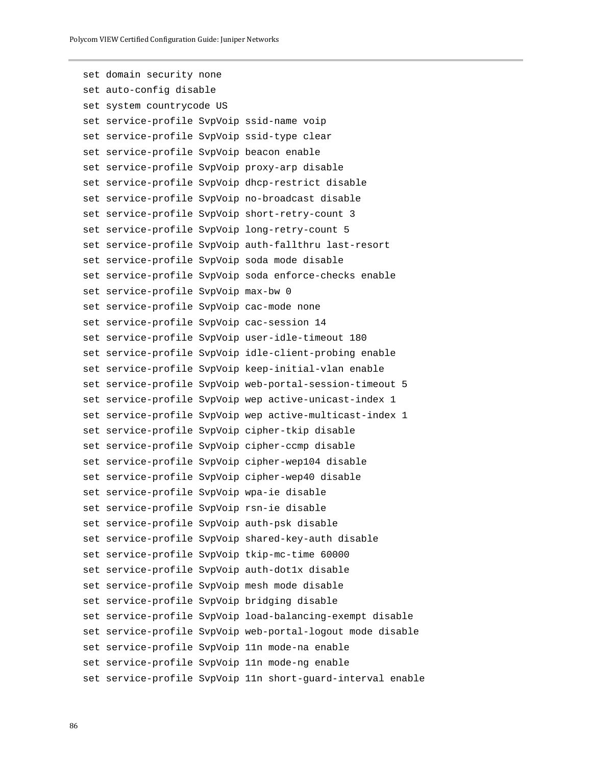```
set domain security none
set auto-config disable
set system countrycode US
set service-profile SvpVoip ssid-name voip
set service-profile SvpVoip ssid-type clear
set service-profile SvpVoip beacon enable
set service-profile SvpVoip proxy-arp disable
set service-profile SvpVoip dhcp-restrict disable
set service-profile SvpVoip no-broadcast disable
set service-profile SvpVoip short-retry-count 3
set service-profile SvpVoip long-retry-count 5
set service-profile SvpVoip auth-fallthru last-resort
set service-profile SvpVoip soda mode disable
set service-profile SvpVoip soda enforce-checks enable
set service-profile SvpVoip max-bw 0
set service-profile SvpVoip cac-mode none
set service-profile SvpVoip cac-session 14
set service-profile SvpVoip user-idle-timeout 180
set service-profile SvpVoip idle-client-probing enable
set service-profile SvpVoip keep-initial-vlan enable
set service-profile SvpVoip web-portal-session-timeout 5
set service-profile SvpVoip wep active-unicast-index 1
set service-profile SvpVoip wep active-multicast-index 1
set service-profile SvpVoip cipher-tkip disable
set service-profile SvpVoip cipher-ccmp disable
set service-profile SvpVoip cipher-wep104 disable
set service-profile SvpVoip cipher-wep40 disable
set service-profile SvpVoip wpa-ie disable
set service-profile SvpVoip rsn-ie disable
set service-profile SvpVoip auth-psk disable
set service-profile SvpVoip shared-key-auth disable
set service-profile SvpVoip tkip-mc-time 60000
set service-profile SvpVoip auth-dot1x disable
set service-profile SvpVoip mesh mode disable
set service-profile SvpVoip bridging disable
set service-profile SvpVoip load-balancing-exempt disable
set service-profile SvpVoip web-portal-logout mode disable
set service-profile SvpVoip 11n mode-na enable
set service-profile SvpVoip 11n mode-ng enable
set service-profile SvpVoip 11n short-guard-interval enable
```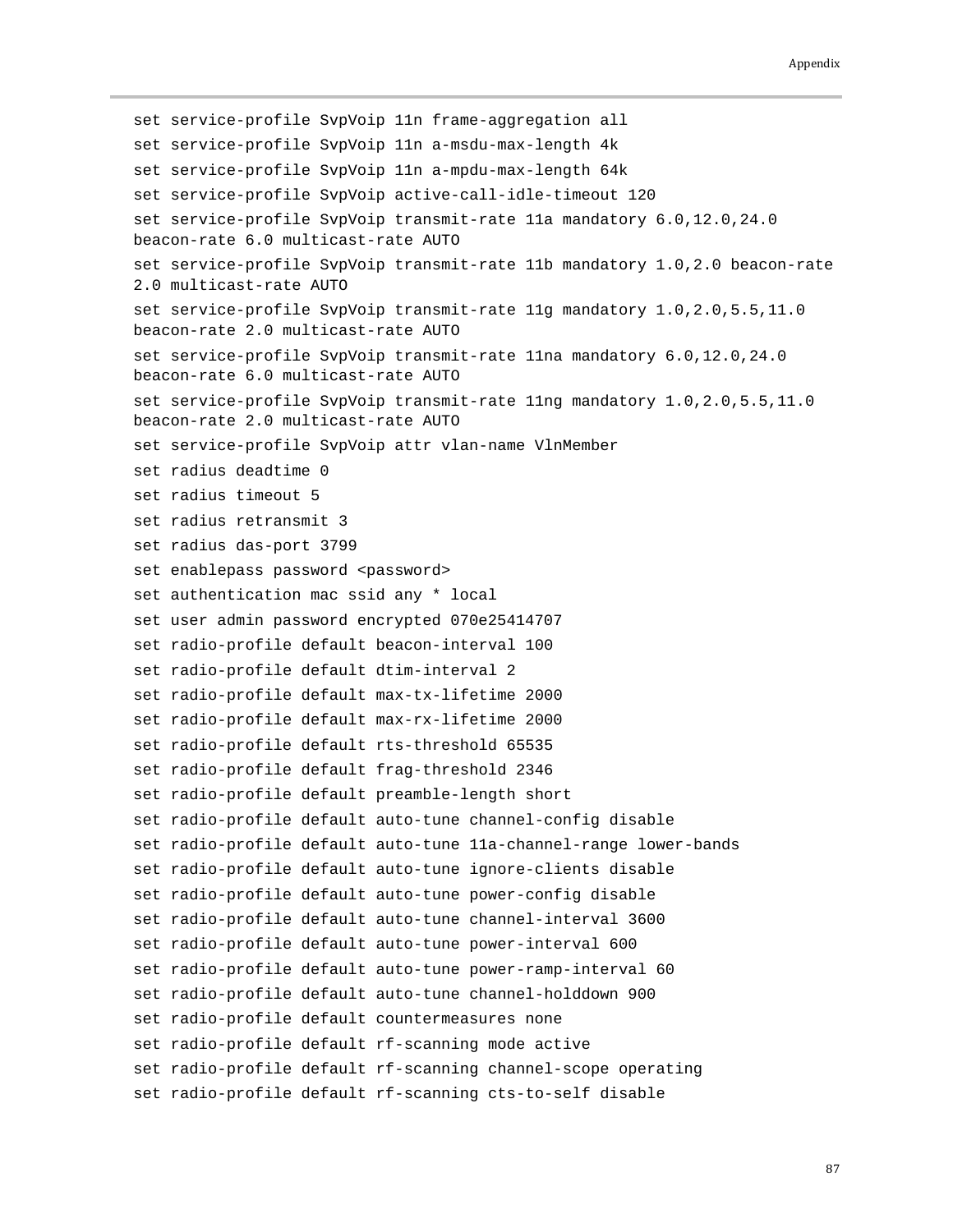```
set service-profile SvpVoip 11n frame-aggregation all
set service-profile SvpVoip 11n a-msdu-max-length 4k
set service-profile SvpVoip 11n a-mpdu-max-length 64k
set service-profile SvpVoip active-call-idle-timeout 120
set service-profile SvpVoip transmit-rate 11a mandatory 6.0,12.0,24.0
beacon-rate 6.0 multicast-rate AUTO
set service-profile SvpVoip transmit-rate 11b mandatory 1.0,2.0 beacon-rate
2.0 multicast-rate AUTO
set service-profile SvpVoip transmit-rate 11g mandatory 1.0,2.0,5.5,11.0
beacon-rate 2.0 multicast-rate AUTO
set service-profile SvpVoip transmit-rate 11na mandatory 6.0,12.0,24.0
beacon-rate 6.0 multicast-rate AUTO
set service-profile SvpVoip transmit-rate 11ng mandatory 1.0,2.0,5.5,11.0
beacon-rate 2.0 multicast-rate AUTO
set service-profile SvpVoip attr vlan-name VlnMember
set radius deadtime 0
set radius timeout 5
set radius retransmit 3
set radius das-port 3799
set enablepass password <password>
set authentication mac ssid any * local
set user admin password encrypted 070e25414707
set radio-profile default beacon-interval 100
set radio-profile default dtim-interval 2
set radio-profile default max-tx-lifetime 2000
set radio-profile default max-rx-lifetime 2000
set radio-profile default rts-threshold 65535
set radio-profile default frag-threshold 2346
set radio-profile default preamble-length short
set radio-profile default auto-tune channel-config disable
set radio-profile default auto-tune 11a-channel-range lower-bands
set radio-profile default auto-tune ignore-clients disable
set radio-profile default auto-tune power-config disable
set radio-profile default auto-tune channel-interval 3600
set radio-profile default auto-tune power-interval 600
set radio-profile default auto-tune power-ramp-interval 60
set radio-profile default auto-tune channel-holddown 900
set radio-profile default countermeasures none
set radio-profile default rf-scanning mode active
set radio-profile default rf-scanning channel-scope operating
set radio-profile default rf-scanning cts-to-self disable
```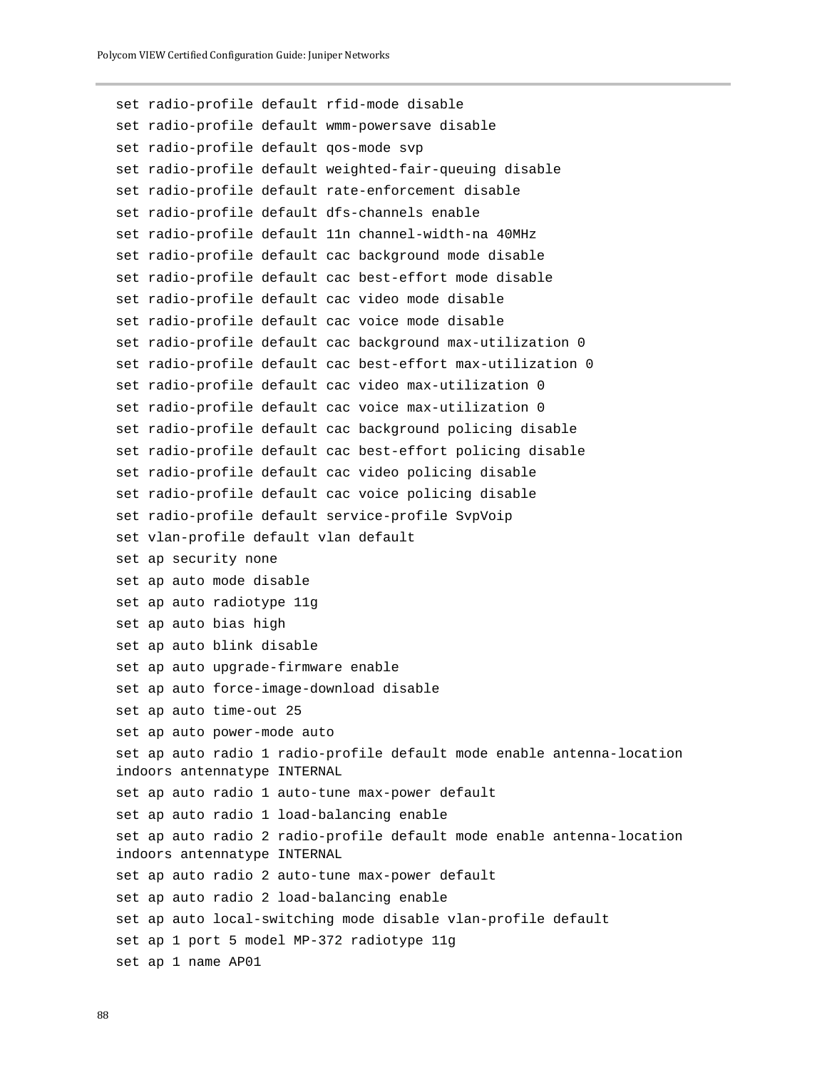```
set radio-profile default rfid-mode disable
set radio-profile default wmm-powersave disable
set radio-profile default qos-mode svp
set radio-profile default weighted-fair-queuing disable
set radio-profile default rate-enforcement disable
set radio-profile default dfs-channels enable
set radio-profile default 11n channel-width-na 40MHz
set radio-profile default cac background mode disable
set radio-profile default cac best-effort mode disable
set radio-profile default cac video mode disable
set radio-profile default cac voice mode disable
set radio-profile default cac background max-utilization 0
set radio-profile default cac best-effort max-utilization 0
set radio-profile default cac video max-utilization 0
set radio-profile default cac voice max-utilization 0
set radio-profile default cac background policing disable
set radio-profile default cac best-effort policing disable
set radio-profile default cac video policing disable
set radio-profile default cac voice policing disable
set radio-profile default service-profile SvpVoip
set vlan-profile default vlan default
set ap security none
set ap auto mode disable
set ap auto radiotype 11g
set ap auto bias high
set ap auto blink disable
set ap auto upgrade-firmware enable
set ap auto force-image-download disable
set ap auto time-out 25
set ap auto power-mode auto
set ap auto radio 1 radio-profile default mode enable antenna-location
indoors antennatype INTERNAL
set ap auto radio 1 auto-tune max-power default
set ap auto radio 1 load-balancing enable
set ap auto radio 2 radio-profile default mode enable antenna-location
indoors antennatype INTERNAL
set ap auto radio 2 auto-tune max-power default
set ap auto radio 2 load-balancing enable
set ap auto local-switching mode disable vlan-profile default
set ap 1 port 5 model MP-372 radiotype 11g
set ap 1 name AP01
```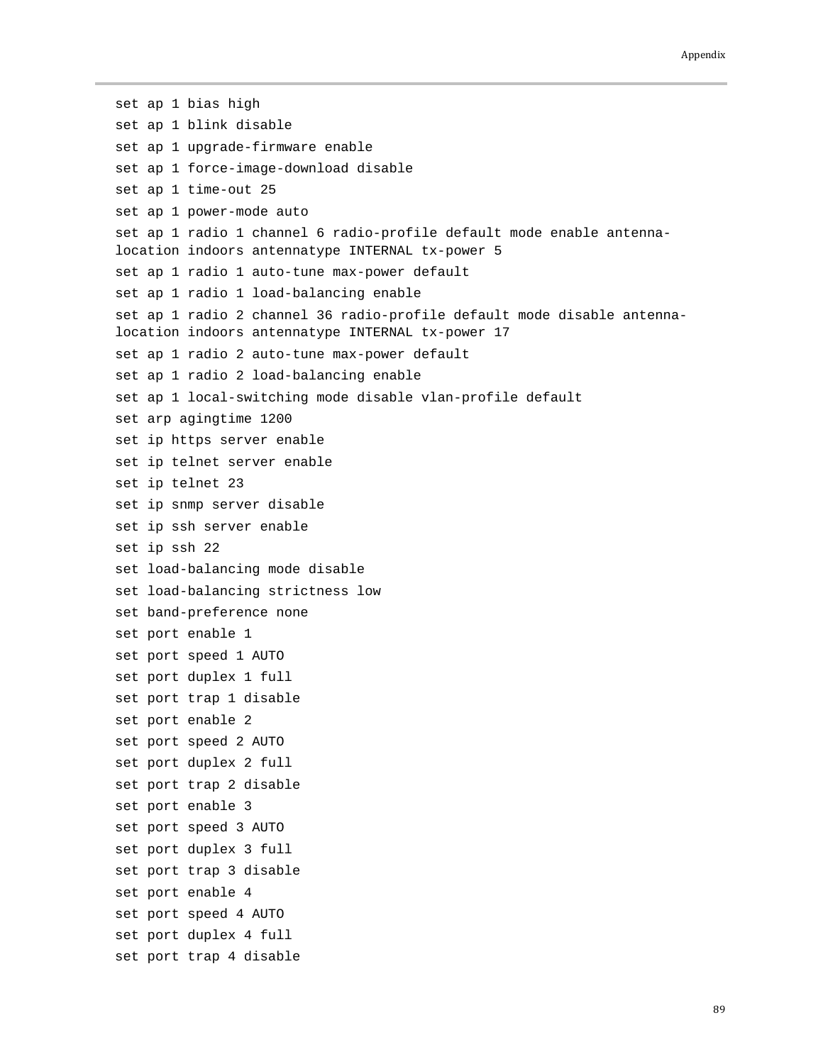```
set ap 1 bias high
set ap 1 blink disable
set ap 1 upgrade-firmware enable
set ap 1 force-image-download disable
set ap 1 time-out 25
set ap 1 power-mode auto
set ap 1 radio 1 channel 6 radio-profile default mode enable antenna-
location indoors antennatype INTERNAL tx-power 5
set ap 1 radio 1 auto-tune max-power default
set ap 1 radio 1 load-balancing enable
set ap 1 radio 2 channel 36 radio-profile default mode disable antenna-
location indoors antennatype INTERNAL tx-power 17
set ap 1 radio 2 auto-tune max-power default
set ap 1 radio 2 load-balancing enable
set ap 1 local-switching mode disable vlan-profile default
set arp agingtime 1200
set ip https server enable
set ip telnet server enable
set ip telnet 23
set ip snmp server disable
set ip ssh server enable
set ip ssh 22
set load-balancing mode disable
set load-balancing strictness low
set band-preference none
set port enable 1
set port speed 1 AUTO
set port duplex 1 full
set port trap 1 disable
set port enable 2
set port speed 2 AUTO
set port duplex 2 full
set port trap 2 disable
set port enable 3
set port speed 3 AUTO
set port duplex 3 full
set port trap 3 disable
set port enable 4
set port speed 4 AUTO
set port duplex 4 full
set port trap 4 disable
```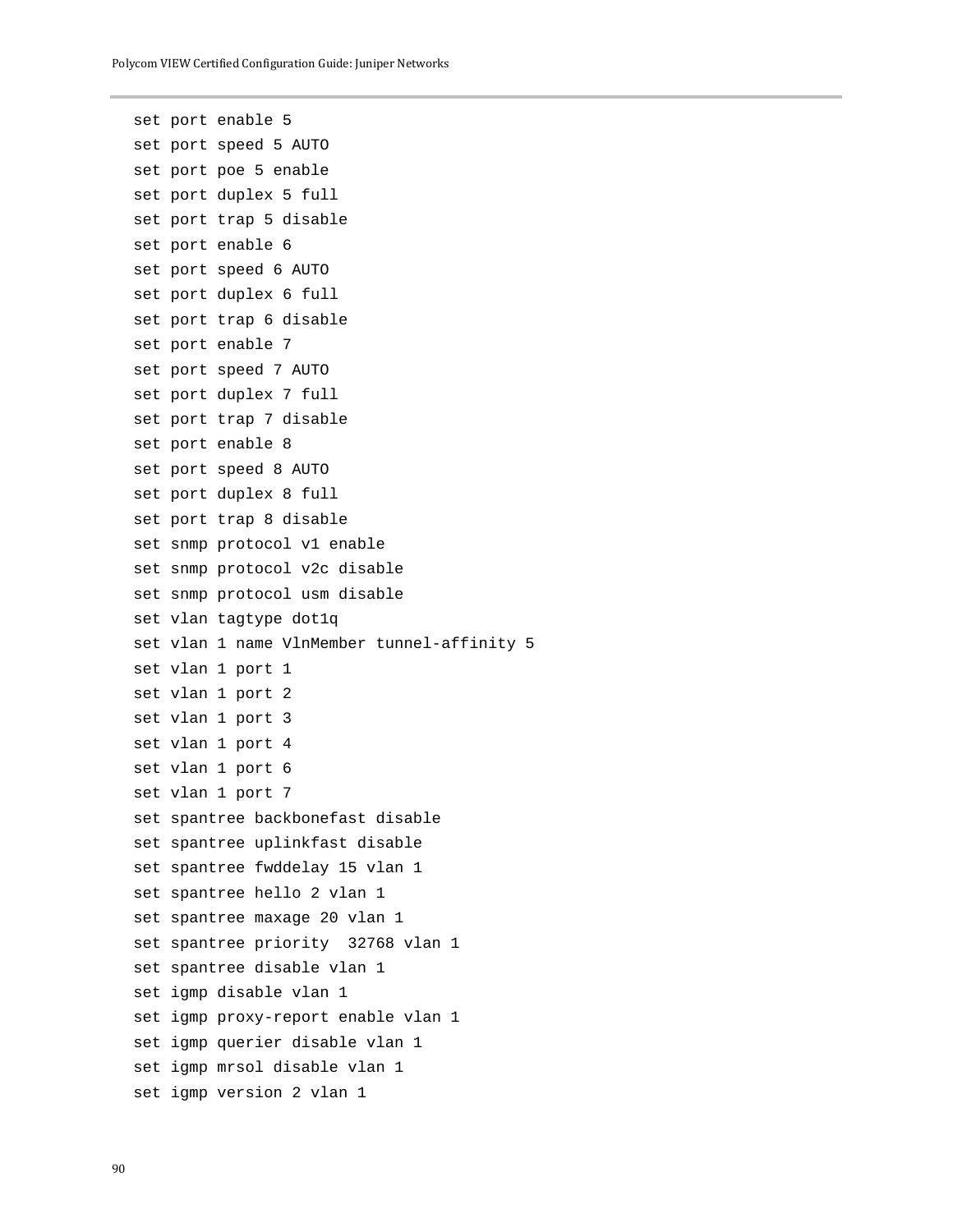```
set port enable 5
set port speed 5 AUTO
set port poe 5 enable
set port duplex 5 full
set port trap 5 disable
set port enable 6
set port speed 6 AUTO
set port duplex 6 full
set port trap 6 disable
set port enable 7
set port speed 7 AUTO
set port duplex 7 full
set port trap 7 disable
set port enable 8
set port speed 8 AUTO
set port duplex 8 full
set port trap 8 disable
set snmp protocol v1 enable
set snmp protocol v2c disable
set snmp protocol usm disable
set vlan tagtype dot1q
set vlan 1 name VlnMember tunnel-affinity 5
set vlan 1 port 1
set vlan 1 port 2
set vlan 1 port 3
set vlan 1 port 4
set vlan 1 port 6
set vlan 1 port 7
set spantree backbonefast disable
set spantree uplinkfast disable
set spantree fwddelay 15 vlan 1
set spantree hello 2 vlan 1
set spantree maxage 20 vlan 1
set spantree priority  32768 vlan 1
set spantree disable vlan 1
set igmp disable vlan 1
set igmp proxy-report enable vlan 1
set igmp querier disable vlan 1
set igmp mrsol disable vlan 1
set igmp version 2 vlan 1
```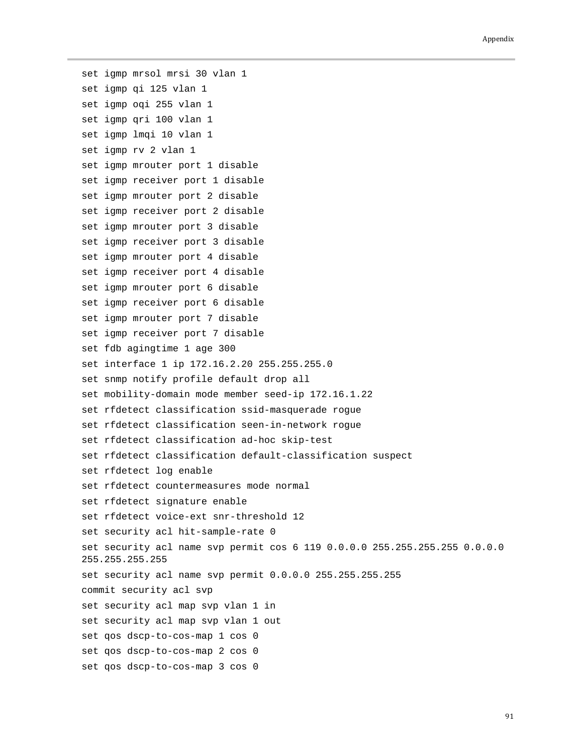```
set igmp mrsol mrsi 30 vlan 1
set igmp qi 125 vlan 1
set igmp oqi 255 vlan 1
set igmp qri 100 vlan 1
set igmp lmqi 10 vlan 1
set igmp rv 2 vlan 1
set igmp mrouter port 1 disable
set igmp receiver port 1 disable
set igmp mrouter port 2 disable
set igmp receiver port 2 disable
set igmp mrouter port 3 disable
set igmp receiver port 3 disable
set igmp mrouter port 4 disable
set igmp receiver port 4 disable
set igmp mrouter port 6 disable
set igmp receiver port 6 disable
set igmp mrouter port 7 disable
set igmp receiver port 7 disable
set fdb agingtime 1 age 300
set interface 1 ip 172.16.2.20 255.255.255.0
set snmp notify profile default drop all
set mobility-domain mode member seed-ip 172.16.1.22
set rfdetect classification ssid-masquerade rogue
set rfdetect classification seen-in-network rogue
set rfdetect classification ad-hoc skip-test
set rfdetect classification default-classification suspect
set rfdetect log enable
set rfdetect countermeasures mode normal
set rfdetect signature enable
set rfdetect voice-ext snr-threshold 12
set security acl hit-sample-rate 0
set security acl name svp permit cos 6 119 0.0.0.0 255.255.255.255 0.0.0.0
255.255.255.255
set security acl name svp permit 0.0.0.0 255.255.255.255
commit security acl svp
set security acl map svp vlan 1 in
set security acl map svp vlan 1 out
set qos dscp-to-cos-map 1 cos 0
set qos dscp-to-cos-map 2 cos 0
set qos dscp-to-cos-map 3 cos 0
```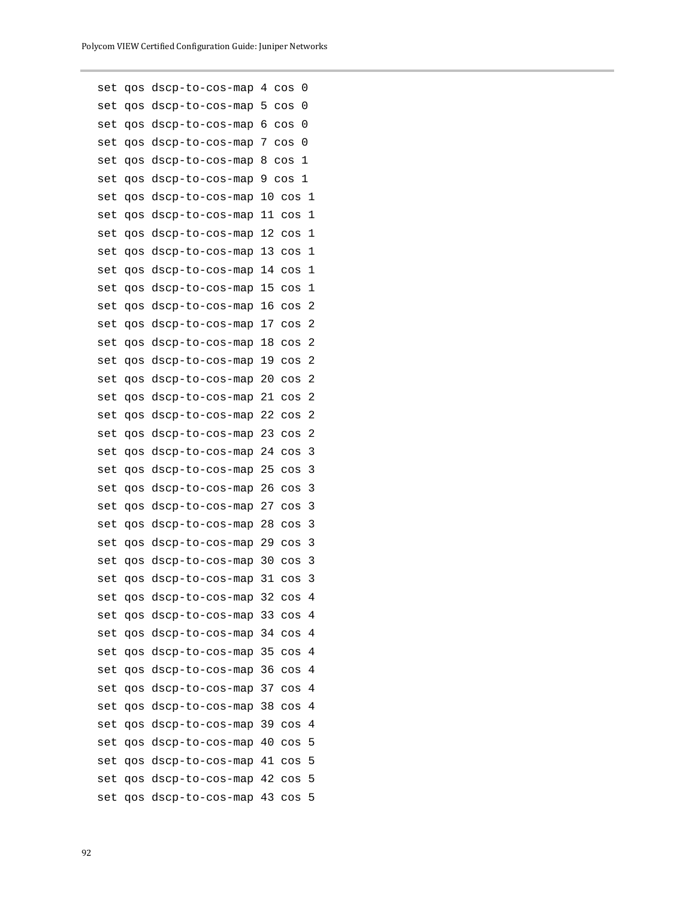```
set qos dscp-to-cos-map 4 cos 0
set qos dscp-to-cos-map 5 cos 0
set qos dscp-to-cos-map 6 cos 0
set qos dscp-to-cos-map 7 cos 0
set qos dscp-to-cos-map 8 cos 1
set qos dscp-to-cos-map 9 cos 1
set qos dscp-to-cos-map 10 cos 1
set qos dscp-to-cos-map 11 cos 1
set qos dscp-to-cos-map 12 cos 1
set qos dscp-to-cos-map 13 cos 1
set qos dscp-to-cos-map 14 cos 1
set qos dscp-to-cos-map 15 cos 1
set qos dscp-to-cos-map 16 cos 2
set qos dscp-to-cos-map 17 cos 2
set qos dscp-to-cos-map 18 cos 2
set qos dscp-to-cos-map 19 cos 2
set qos dscp-to-cos-map 20 cos 2
set qos dscp-to-cos-map 21 cos 2
set qos dscp-to-cos-map 22 cos 2
set qos dscp-to-cos-map 23 cos 2
set qos dscp-to-cos-map 24 cos 3
set qos dscp-to-cos-map 25 cos 3
set qos dscp-to-cos-map 26 cos 3
set qos dscp-to-cos-map 27 cos 3
set qos dscp-to-cos-map 28 cos 3
set qos dscp-to-cos-map 29 cos 3
set qos dscp-to-cos-map 30 cos 3
set qos dscp-to-cos-map 31 cos 3
set qos dscp-to-cos-map 32 cos 4
set qos dscp-to-cos-map 33 cos 4
set qos dscp-to-cos-map 34 cos 4
set qos dscp-to-cos-map 35 cos 4
set qos dscp-to-cos-map 36 cos 4
set qos dscp-to-cos-map 37 cos 4
set qos dscp-to-cos-map 38 cos 4
set qos dscp-to-cos-map 39 cos 4
set qos dscp-to-cos-map 40 cos 5
set qos dscp-to-cos-map 41 cos 5
set qos dscp-to-cos-map 42 cos 5
set qos dscp-to-cos-map 43 cos 5
```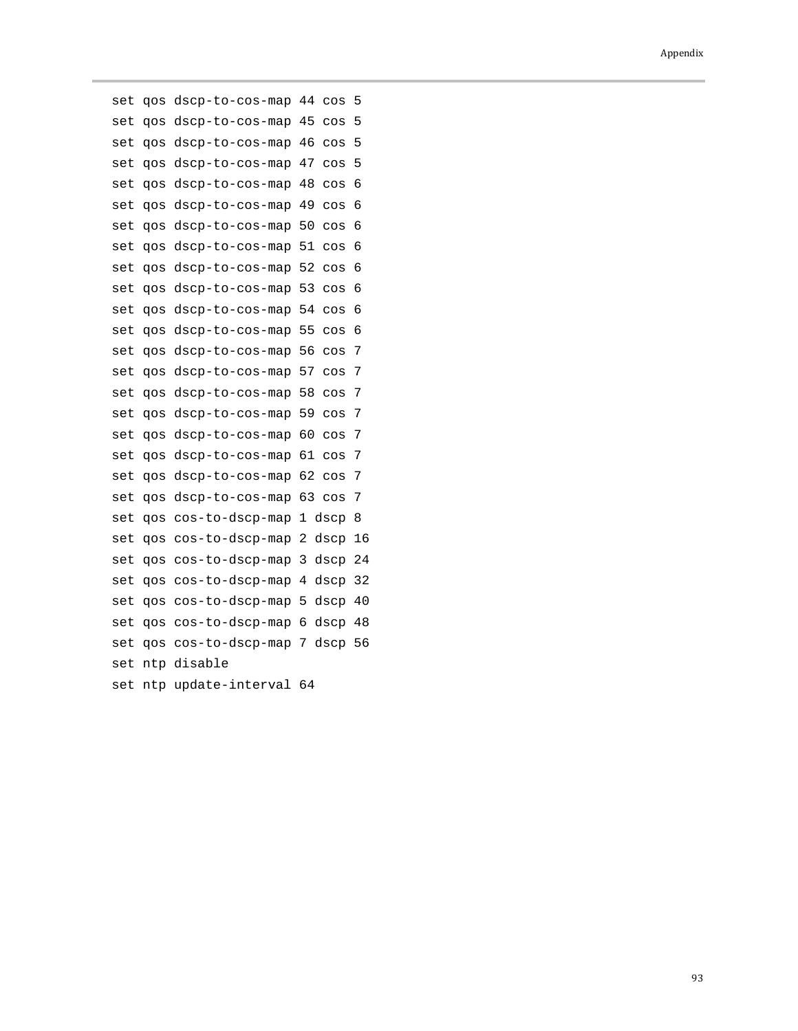```
set qos dscp-to-cos-map 44 cos 5
set qos dscp-to-cos-map 45 cos 5
set qos dscp-to-cos-map 46 cos 5
set qos dscp-to-cos-map 47 cos 5
set qos dscp-to-cos-map 48 cos 6
set qos dscp-to-cos-map 49 cos 6
set qos dscp-to-cos-map 50 cos 6
set qos dscp-to-cos-map 51 cos 6
set qos dscp-to-cos-map 52 cos 6
set qos dscp-to-cos-map 53 cos 6
set qos dscp-to-cos-map 54 cos 6
set qos dscp-to-cos-map 55 cos 6
set qos dscp-to-cos-map 56 cos 7
set qos dscp-to-cos-map 57 cos 7
set qos dscp-to-cos-map 58 cos 7
set qos dscp-to-cos-map 59 cos 7
set qos dscp-to-cos-map 60 cos 7
set qos dscp-to-cos-map 61 cos 7
set qos dscp-to-cos-map 62 cos 7
set qos dscp-to-cos-map 63 cos 7
set qos cos-to-dscp-map 1 dscp 8
set qos cos-to-dscp-map 2 dscp 16
set qos cos-to-dscp-map 3 dscp 24
set qos cos-to-dscp-map 4 dscp 32
set qos cos-to-dscp-map 5 dscp 40
set qos cos-to-dscp-map 6 dscp 48
set qos cos-to-dscp-map 7 dscp 56
set ntp disable
set ntp update-interval 64
```